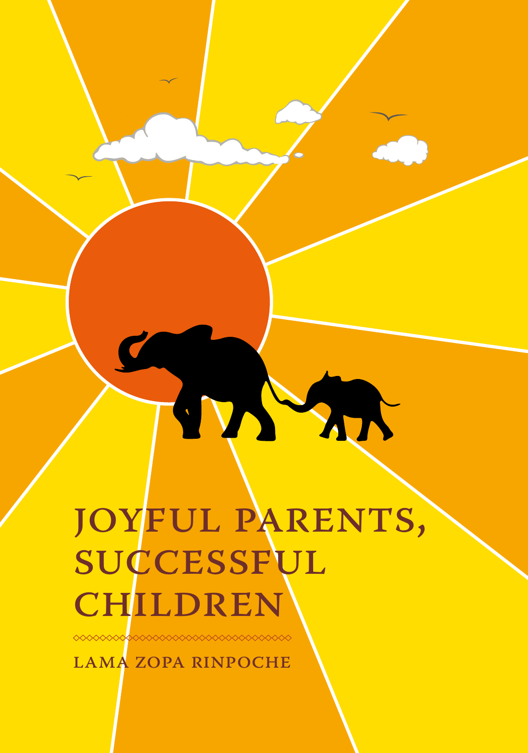# JOYFUL PARENTS, SUCCESSFUL CHILDREN

LAMA ZOPA RINPOCHE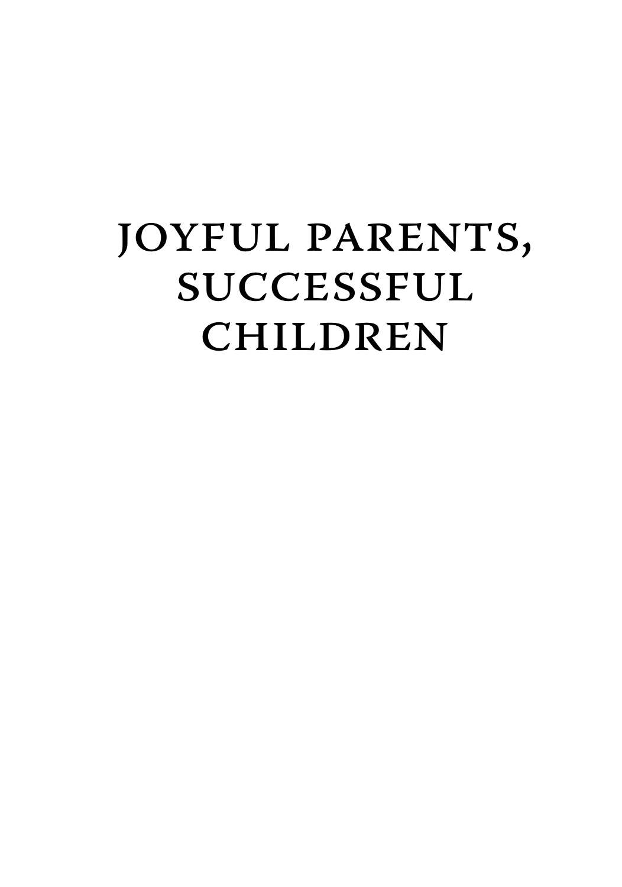# JOYFUL PARENTS, SUCCESSFUL CHILDREN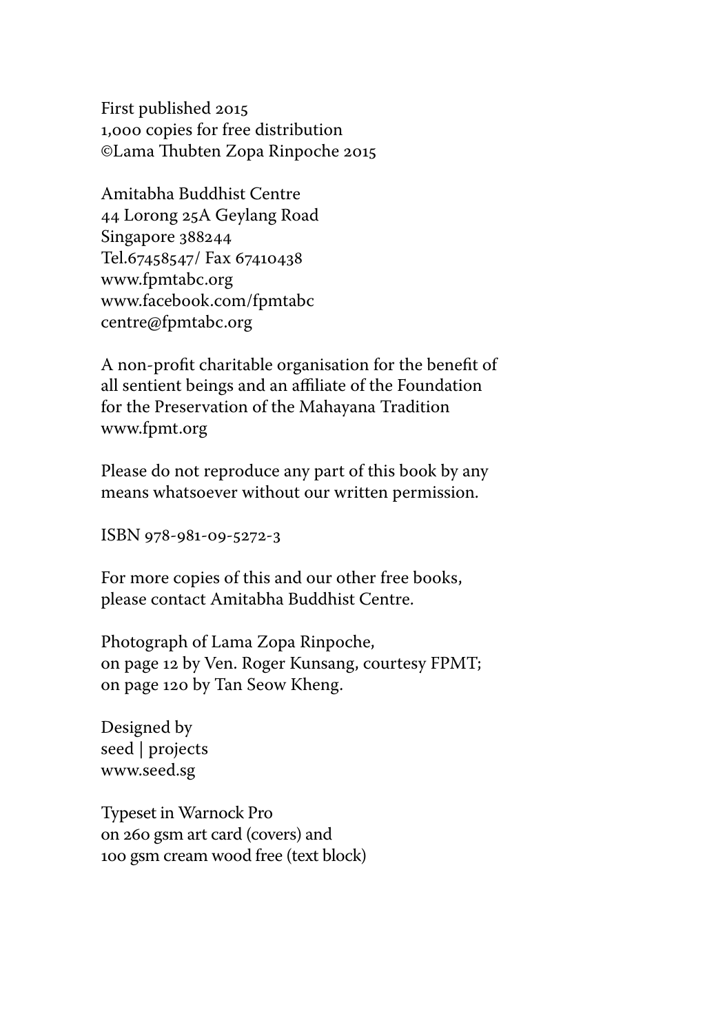First published 2015
1,000 copies for free distribution
©Lama Thubten Zopa Rinpoche 2015

Amitabha Buddhist Centre
44 Lorong 25A Geylang Road
Singapore 388244
Tel.67458547/ Fax 67410438
www.fpmtabc.org
www.facebook.com/fpmtabc
centre@fpmtabc.org

A non-profit charitable organisation for the benefit of all sentient beings and an affiliate of the Foundation for the Preservation of the Mahayana Tradition
www.fpmt.org

Please do not reproduce any part of this book by any means whatsoever without our written permission.

ISBN 978-981-09-5272-3

For more copies of this and our other free books, please contact Amitabha Buddhist Centre.

Photograph of Lama Zopa Rinpoche,
on page 12 by Ven. Roger Kunsang, courtesy FPMT;
on page 120 by Tan Seow Kheng.

Designed by
seed | projects
www.seed.sg

Typeset in Warnock Pro
on 260 gsm art card (covers) and
100 gsm cream wood free (text block)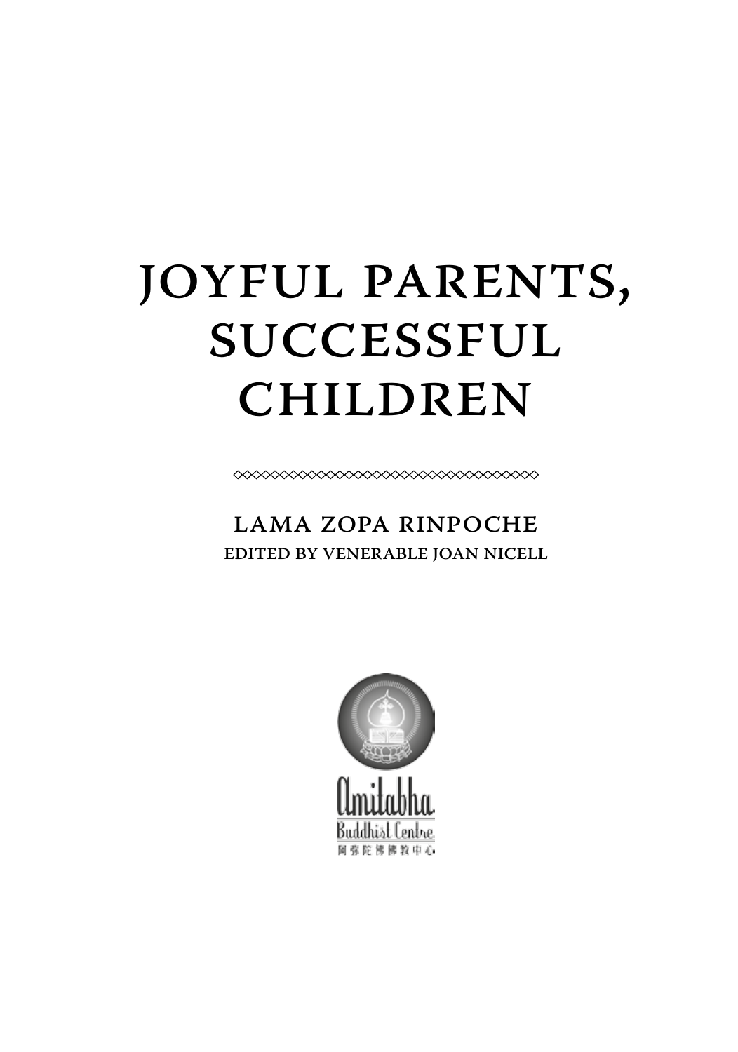# JOYFUL PARENTS, SUCCESSFUL CHILDREN

LAMA ZOPA RINPOCHE

EDITED BY VENERABLE JOAN NICELL

Amitabha Buddhist Centre

阿弥陀佛佛教中心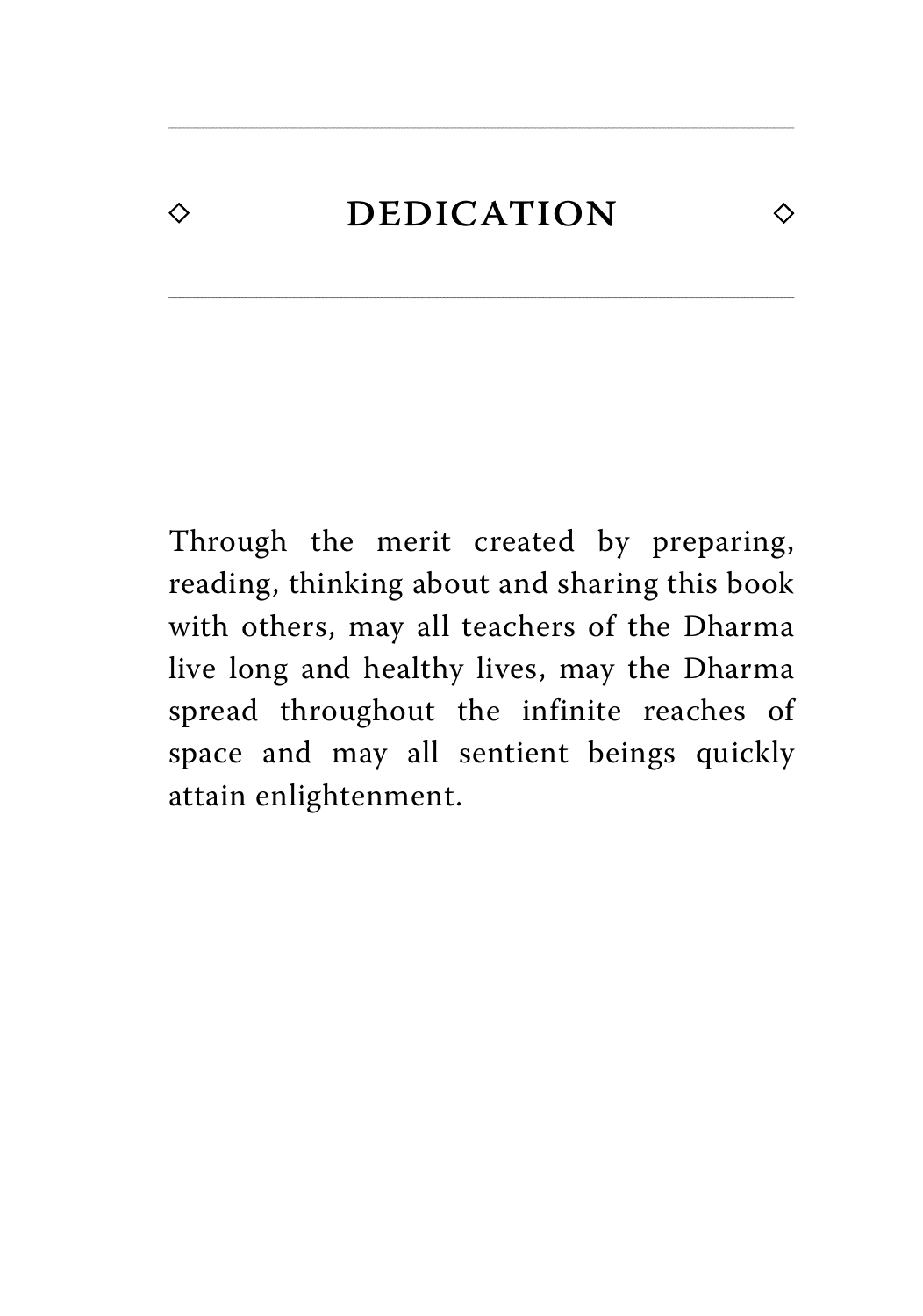# DEDICATION

Through the merit created by preparing, reading, thinking about and sharing this book with others, may all teachers of the Dharma live long and healthy lives, may the Dharma spread throughout the infinite reaches of space and may all sentient beings quickly attain enlightenment.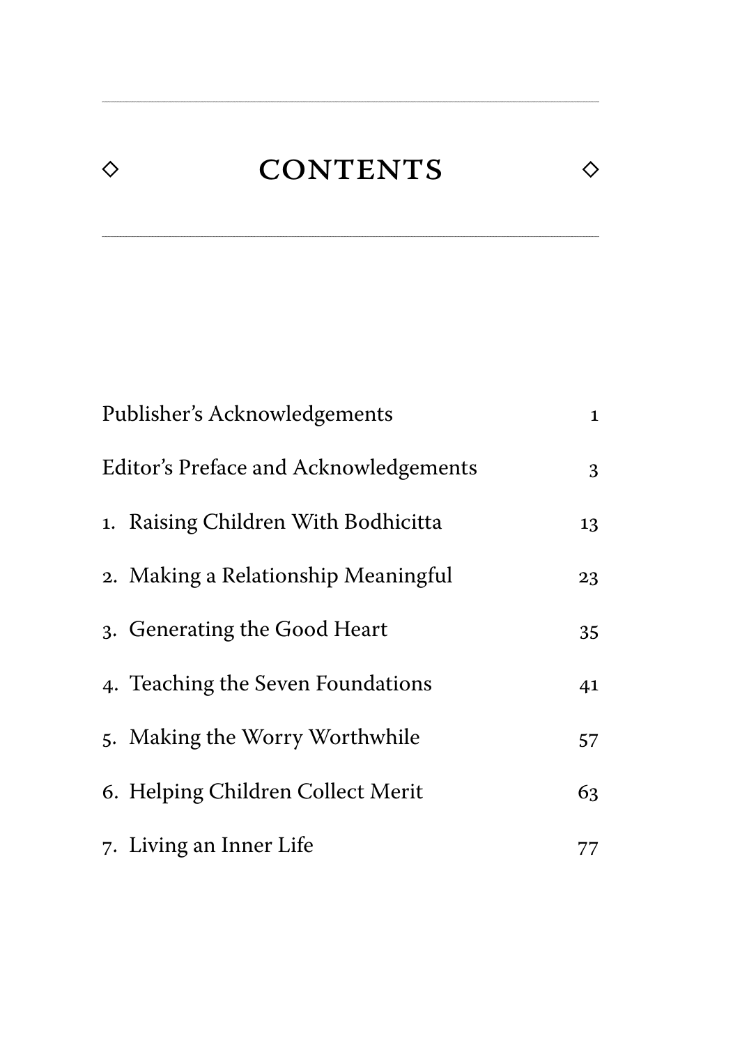# ◇ CONTENTS ◇

| | |
|---|---|
| Publisher's Acknowledgements | 1 |
| Editor's Preface and Acknowledgements | 3 |
| 1. Raising Children With Bodhicitta | 13 |
| 2. Making a Relationship Meaningful | 23 |
| 3. Generating the Good Heart | 35 |
| 4. Teaching the Seven Foundations | 41 |
| 5. Making the Worry Worthwhile | 57 |
| 6. Helping Children Collect Merit | 63 |
| 7. Living an Inner Life | 77 |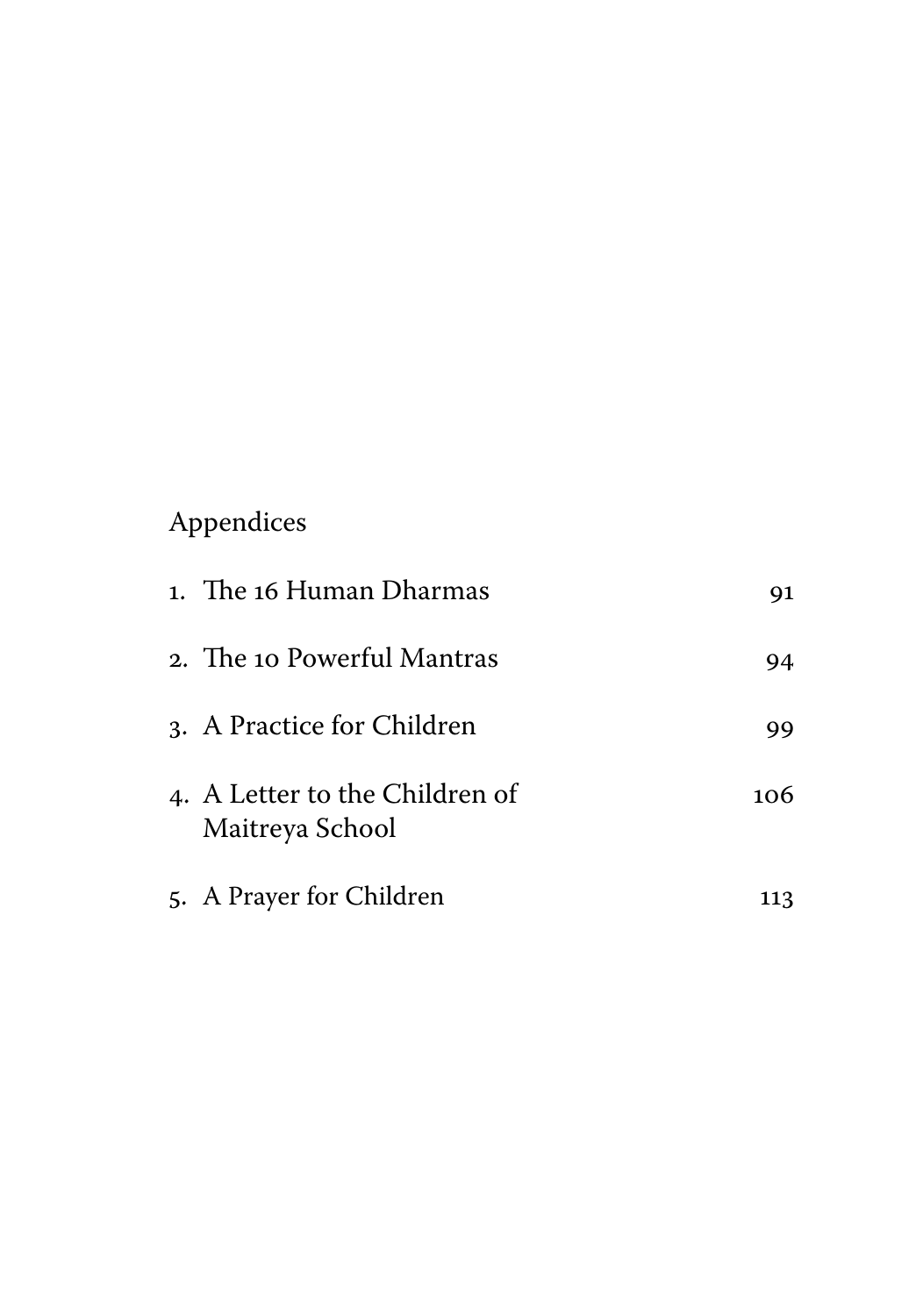## Appendices

1. The 16 Human Dharmas 91
2. The 10 Powerful Mantras 94
3. A Practice for Children 99
4. A Letter to the Children of Maitreya School 106
5. A Prayer for Children 113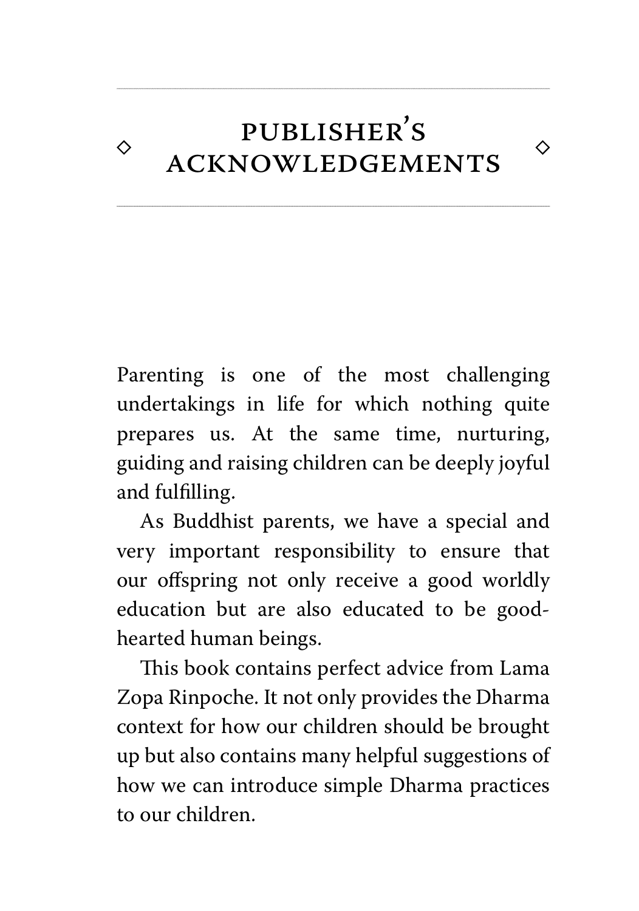# Publisher's Acknowledgements

Parenting is one of the most challenging undertakings in life for which nothing quite prepares us. At the same time, nurturing, guiding and raising children can be deeply joyful and fulfilling.

As Buddhist parents, we have a special and very important responsibility to ensure that our offspring not only receive a good worldly education but are also educated to be good-hearted human beings.

This book contains perfect advice from Lama Zopa Rinpoche. It not only provides the Dharma context for how our children should be brought up but also contains many helpful suggestions of how we can introduce simple Dharma practices to our children.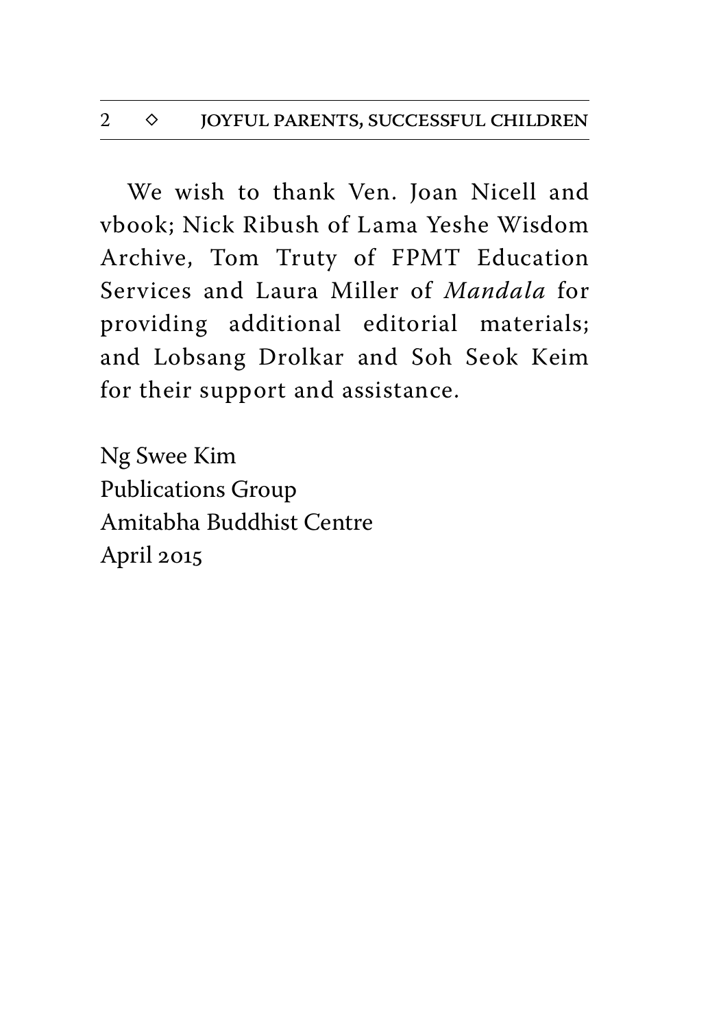We wish to thank Ven. Joan Nicell and vbook; Nick Ribush of Lama Yeshe Wisdom Archive, Tom Truty of FPMT Education Services and Laura Miller of *Mandala* for providing additional editorial materials; and Lobsang Drolkar and Soh Seok Keim for their support and assistance.

Ng Swee Kim
Publications Group
Amitabha Buddhist Centre
April 2015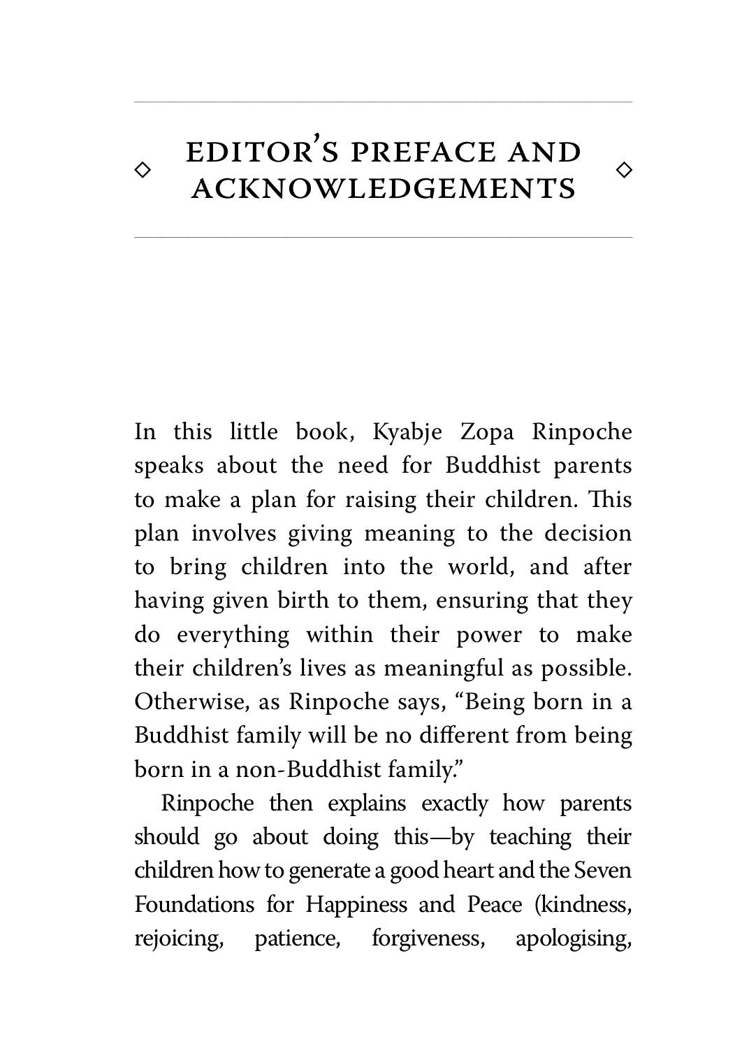# Editor's Preface and Acknowledgements

In this little book, Kyabje Zopa Rinpoche speaks about the need for Buddhist parents to make a plan for raising their children. This plan involves giving meaning to the decision to bring children into the world, and after having given birth to them, ensuring that they do everything within their power to make their children's lives as meaningful as possible. Otherwise, as Rinpoche says, "Being born in a Buddhist family will be no different from being born in a non-Buddhist family."

Rinpoche then explains exactly how parents should go about doing this—by teaching their children how to generate a good heart and the Seven Foundations for Happiness and Peace (kindness, rejoicing, patience, forgiveness, apologising,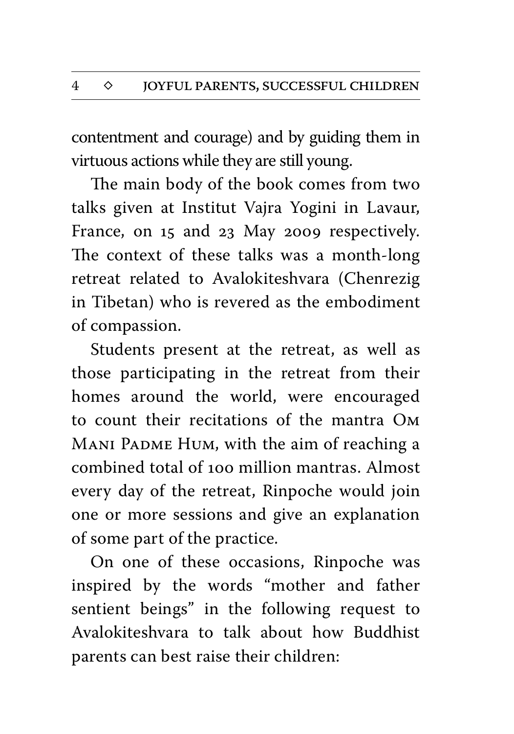contentment and courage) and by guiding them in virtuous actions while they are still young.

The main body of the book comes from two talks given at Institut Vajra Yogini in Lavaur, France, on 15 and 23 May 2009 respectively. The context of these talks was a month-long retreat related to Avalokiteshvara (Chenrezig in Tibetan) who is revered as the embodiment of compassion.

Students present at the retreat, as well as those participating in the retreat from their homes around the world, were encouraged to count their recitations of the mantra OM MANI PADME HUM, with the aim of reaching a combined total of 100 million mantras. Almost every day of the retreat, Rinpoche would join one or more sessions and give an explanation of some part of the practice.

On one of these occasions, Rinpoche was inspired by the words "mother and father sentient beings" in the following request to Avalokiteshvara to talk about how Buddhist parents can best raise their children: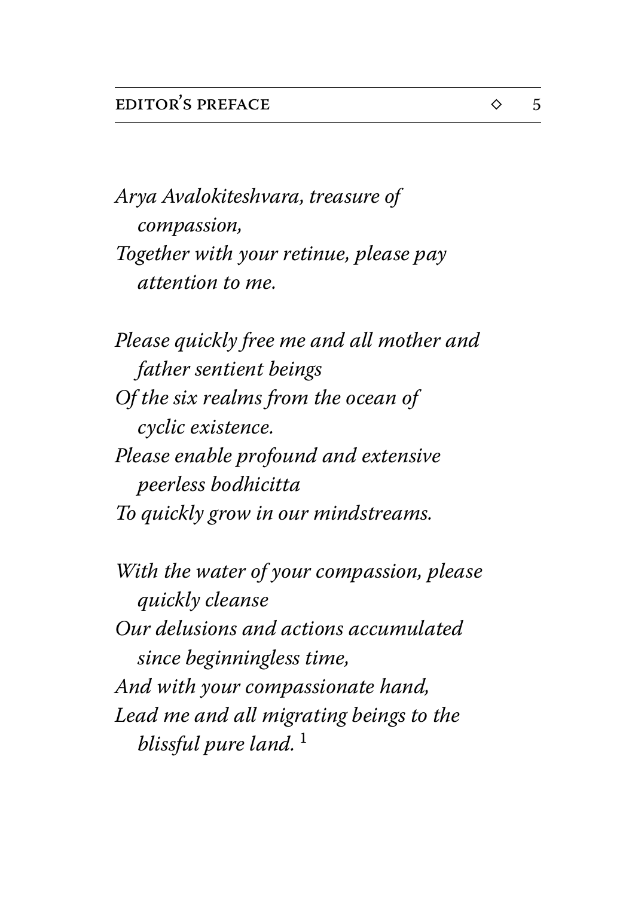*Arya Avalokiteshvara, treasure of compassion,*
*Together with your retinue, please pay attention to me.*

*Please quickly free me and all mother and father sentient beings*
*Of the six realms from the ocean of cyclic existence.*
*Please enable profound and extensive peerless bodhicitta*
*To quickly grow in our mindstreams.*

*With the water of your compassion, please quickly cleanse*
*Our delusions and actions accumulated since beginningless time,*
*And with your compassionate hand,*
*Lead me and all migrating beings to the blissful pure land.*[1]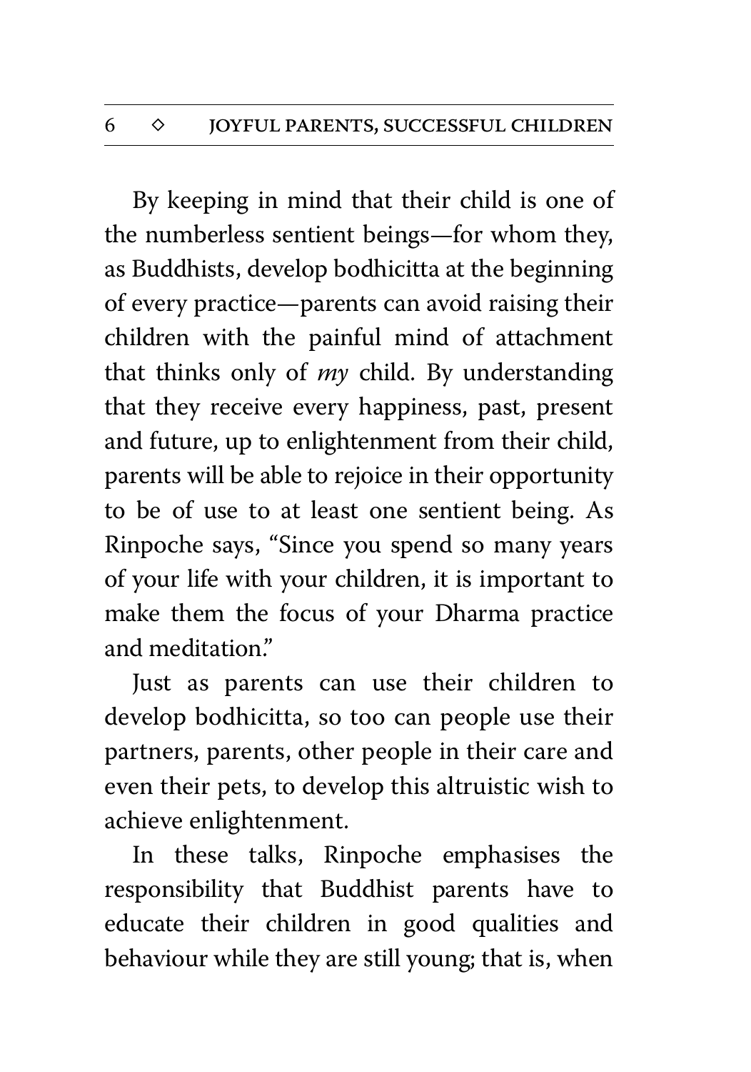By keeping in mind that their child is one of the numberless sentient beings—for whom they, as Buddhists, develop bodhicitta at the beginning of every practice—parents can avoid raising their children with the painful mind of attachment that thinks only of *my* child. By understanding that they receive every happiness, past, present and future, up to enlightenment from their child, parents will be able to rejoice in their opportunity to be of use to at least one sentient being. As Rinpoche says, "Since you spend so many years of your life with your children, it is important to make them the focus of your Dharma practice and meditation."

Just as parents can use their children to develop bodhicitta, so too can people use their partners, parents, other people in their care and even their pets, to develop this altruistic wish to achieve enlightenment.

In these talks, Rinpoche emphasises the responsibility that Buddhist parents have to educate their children in good qualities and behaviour while they are still young; that is, when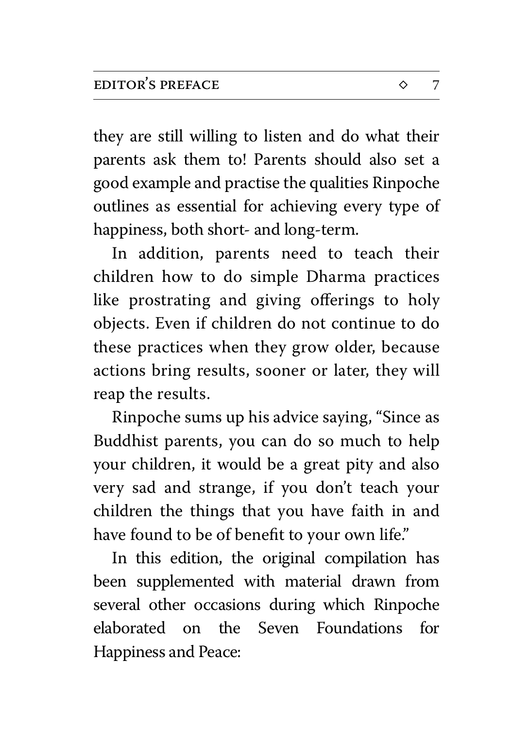they are still willing to listen and do what their parents ask them to! Parents should also set a good example and practise the qualities Rinpoche outlines as essential for achieving every type of happiness, both short- and long-term.

In addition, parents need to teach their children how to do simple Dharma practices like prostrating and giving offerings to holy objects. Even if children do not continue to do these practices when they grow older, because actions bring results, sooner or later, they will reap the results.

Rinpoche sums up his advice saying, "Since as Buddhist parents, you can do so much to help your children, it would be a great pity and also very sad and strange, if you don't teach your children the things that you have faith in and have found to be of benefit to your own life."

In this edition, the original compilation has been supplemented with material drawn from several other occasions during which Rinpoche elaborated on the Seven Foundations for Happiness and Peace: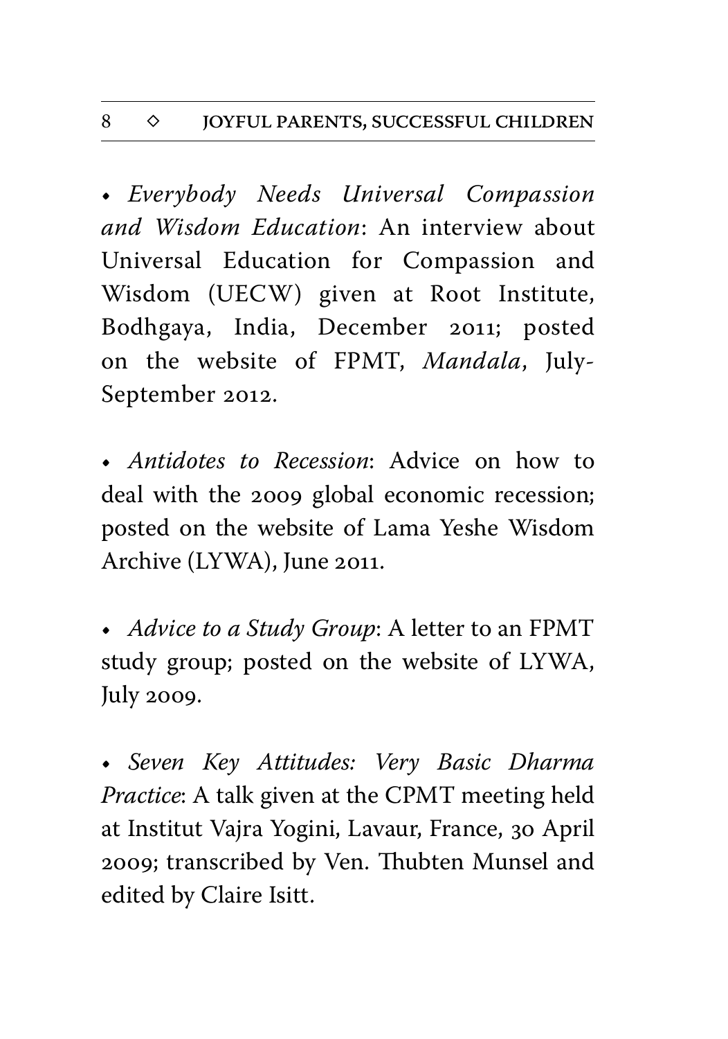- *Everybody Needs Universal Compassion and Wisdom Education*: An interview about Universal Education for Compassion and Wisdom (UECW) given at Root Institute, Bodhgaya, India, December 2011; posted on the website of FPMT, *Mandala*, July-September 2012.

- *Antidotes to Recession*: Advice on how to deal with the 2009 global economic recession; posted on the website of Lama Yeshe Wisdom Archive (LYWA), June 2011.

- *Advice to a Study Group*: A letter to an FPMT study group; posted on the website of LYWA, July 2009.

- *Seven Key Attitudes: Very Basic Dharma Practice*: A talk given at the CPMT meeting held at Institut Vajra Yogini, Lavaur, France, 30 April 2009; transcribed by Ven. Thubten Munsel and edited by Claire Isitt.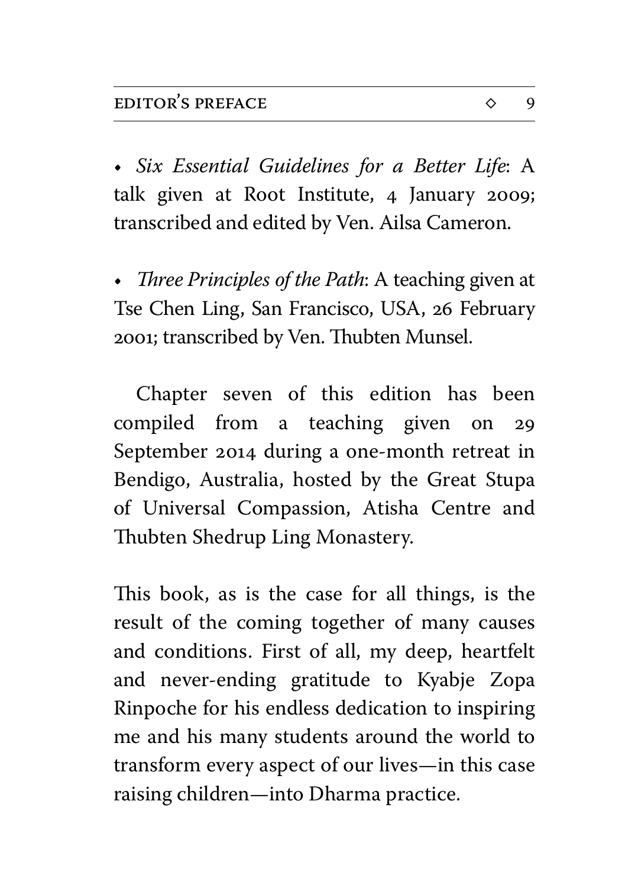- *Six Essential Guidelines for a Better Life*: A talk given at Root Institute, 4 January 2009; transcribed and edited by Ven. Ailsa Cameron.

- *Three Principles of the Path*: A teaching given at Tse Chen Ling, San Francisco, USA, 26 February 2001; transcribed by Ven. Thubten Munsel.

Chapter seven of this edition has been compiled from a teaching given on 29 September 2014 during a one-month retreat in Bendigo, Australia, hosted by the Great Stupa of Universal Compassion, Atisha Centre and Thubten Shedrup Ling Monastery.

This book, as is the case for all things, is the result of the coming together of many causes and conditions. First of all, my deep, heartfelt and never-ending gratitude to Kyabje Zopa Rinpoche for his endless dedication to inspiring me and his many students around the world to transform every aspect of our lives—in this case raising children—into Dharma practice.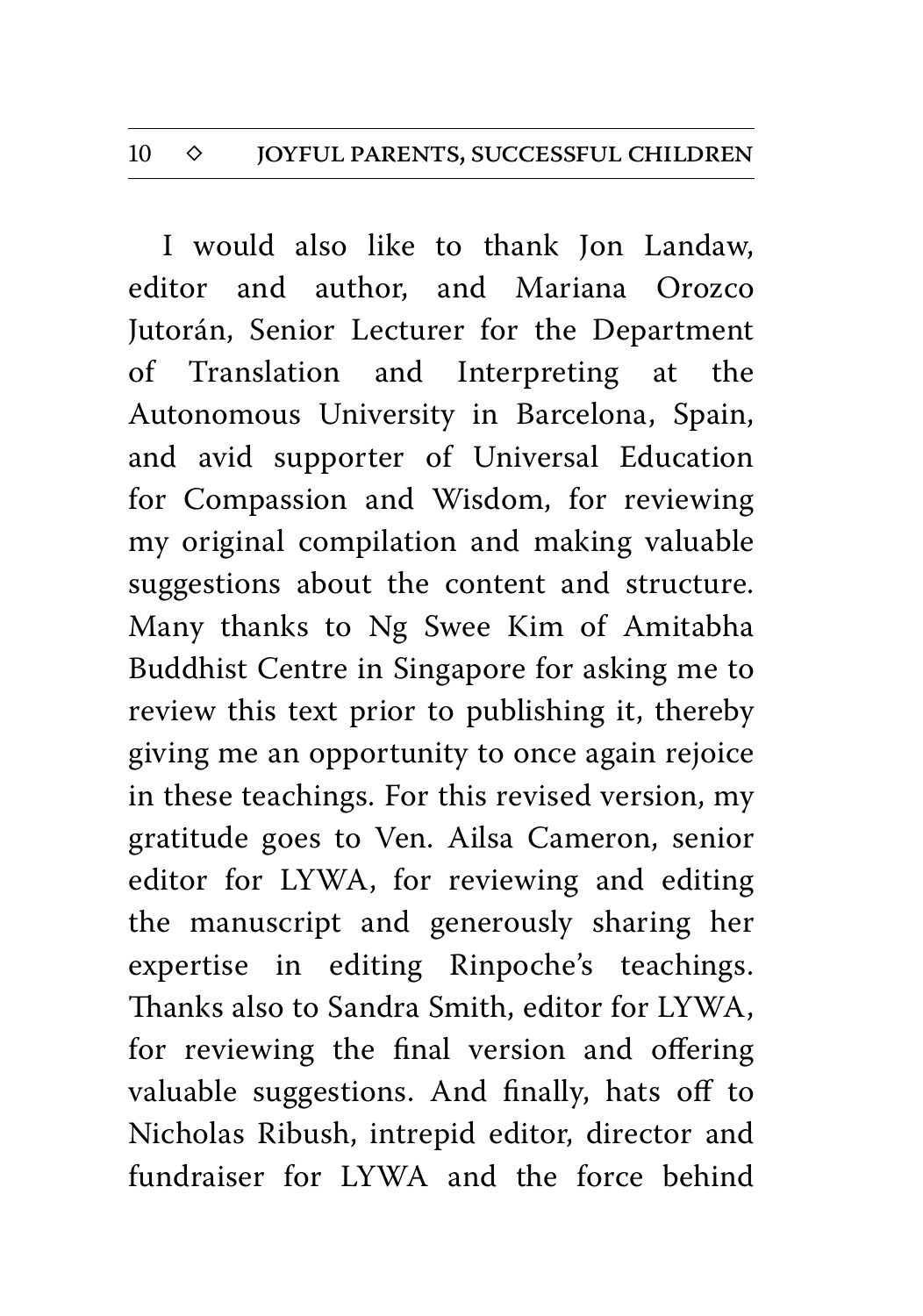I would also like to thank Jon Landaw, editor and author, and Mariana Orozco Jutorán, Senior Lecturer for the Department of Translation and Interpreting at the Autonomous University in Barcelona, Spain, and avid supporter of Universal Education for Compassion and Wisdom, for reviewing my original compilation and making valuable suggestions about the content and structure. Many thanks to Ng Swee Kim of Amitabha Buddhist Centre in Singapore for asking me to review this text prior to publishing it, thereby giving me an opportunity to once again rejoice in these teachings. For this revised version, my gratitude goes to Ven. Ailsa Cameron, senior editor for LYWA, for reviewing and editing the manuscript and generously sharing her expertise in editing Rinpoche's teachings. Thanks also to Sandra Smith, editor for LYWA, for reviewing the final version and offering valuable suggestions. And finally, hats off to Nicholas Ribush, intrepid editor, director and fundraiser for LYWA and the force behind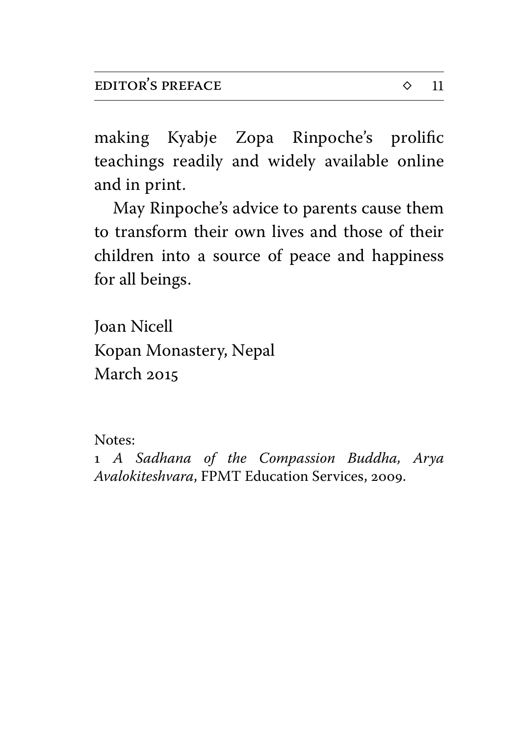making Kyabje Zopa Rinpoche's prolific teachings readily and widely available online and in print.

May Rinpoche's advice to parents cause them to transform their own lives and those of their children into a source of peace and happiness for all beings.

Joan Nicell
Kopan Monastery, Nepal
March 2015

Notes:

1 *A Sadhana of the Compassion Buddha, Arya Avalokiteshvara*, FPMT Education Services, 2009.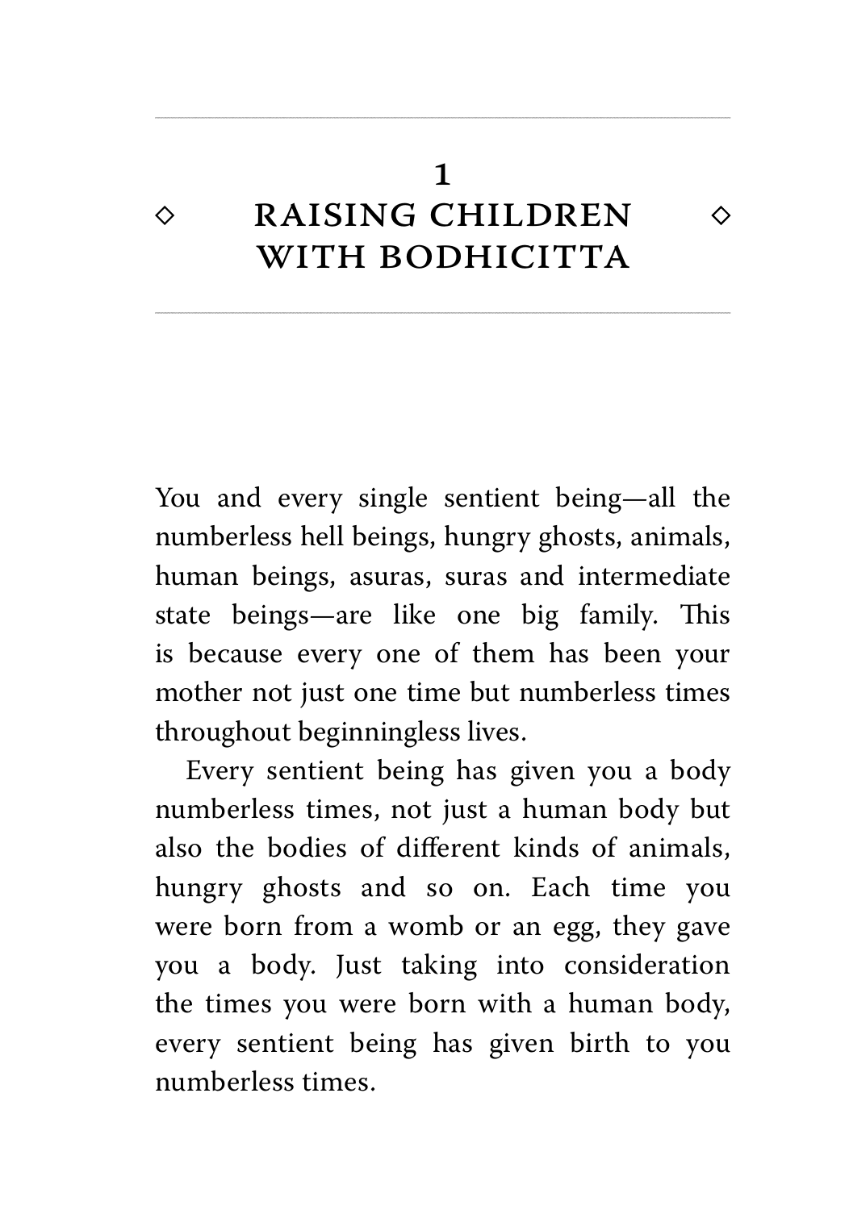# 1 RAISING CHILDREN WITH BODHICITTA

You and every single sentient being—all the numberless hell beings, hungry ghosts, animals, human beings, asuras, suras and intermediate state beings—are like one big family. This is because every one of them has been your mother not just one time but numberless times throughout beginningless lives.

Every sentient being has given you a body numberless times, not just a human body but also the bodies of different kinds of animals, hungry ghosts and so on. Each time you were born from a womb or an egg, they gave you a body. Just taking into consideration the times you were born with a human body, every sentient being has given birth to you numberless times.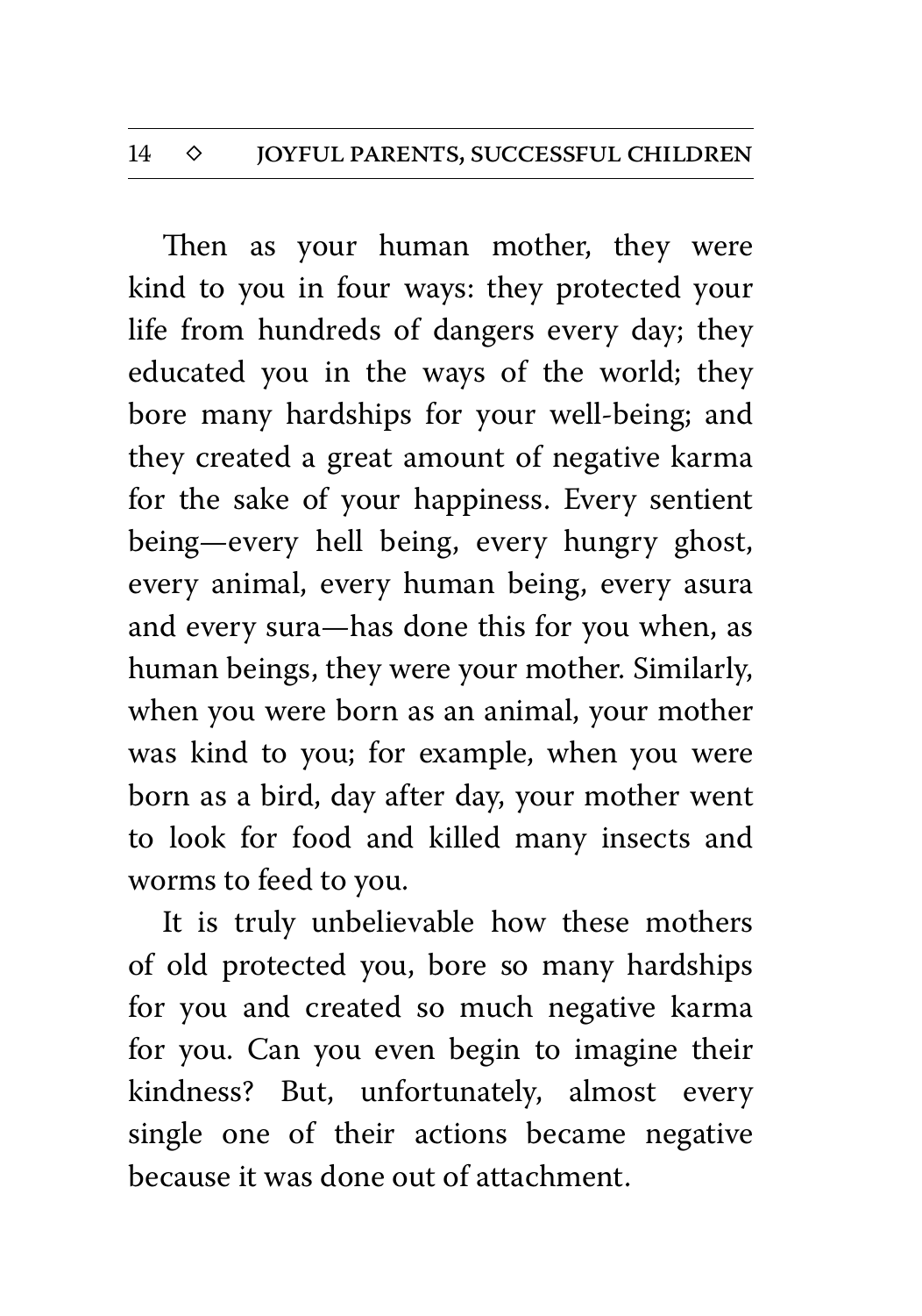Then as your human mother, they were kind to you in four ways: they protected your life from hundreds of dangers every day; they educated you in the ways of the world; they bore many hardships for your well-being; and they created a great amount of negative karma for the sake of your happiness. Every sentient being—every hell being, every hungry ghost, every animal, every human being, every asura and every sura—has done this for you when, as human beings, they were your mother. Similarly, when you were born as an animal, your mother was kind to you; for example, when you were born as a bird, day after day, your mother went to look for food and killed many insects and worms to feed to you.

It is truly unbelievable how these mothers of old protected you, bore so many hardships for you and created so much negative karma for you. Can you even begin to imagine their kindness? But, unfortunately, almost every single one of their actions became negative because it was done out of attachment.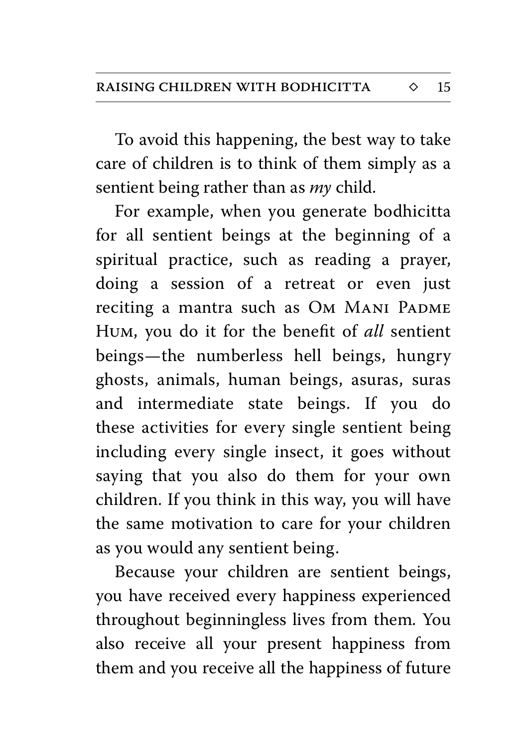To avoid this happening, the best way to take care of children is to think of them simply as a sentient being rather than as *my* child.

For example, when you generate bodhicitta for all sentient beings at the beginning of a spiritual practice, such as reading a prayer, doing a session of a retreat or even just reciting a mantra such as Om Mani Padme Hum, you do it for the benefit of *all* sentient beings—the numberless hell beings, hungry ghosts, animals, human beings, asuras, suras and intermediate state beings. If you do these activities for every single sentient being including every single insect, it goes without saying that you also do them for your own children. If you think in this way, you will have the same motivation to care for your children as you would any sentient being.

Because your children are sentient beings, you have received every happiness experienced throughout beginningless lives from them. You also receive all your present happiness from them and you receive all the happiness of future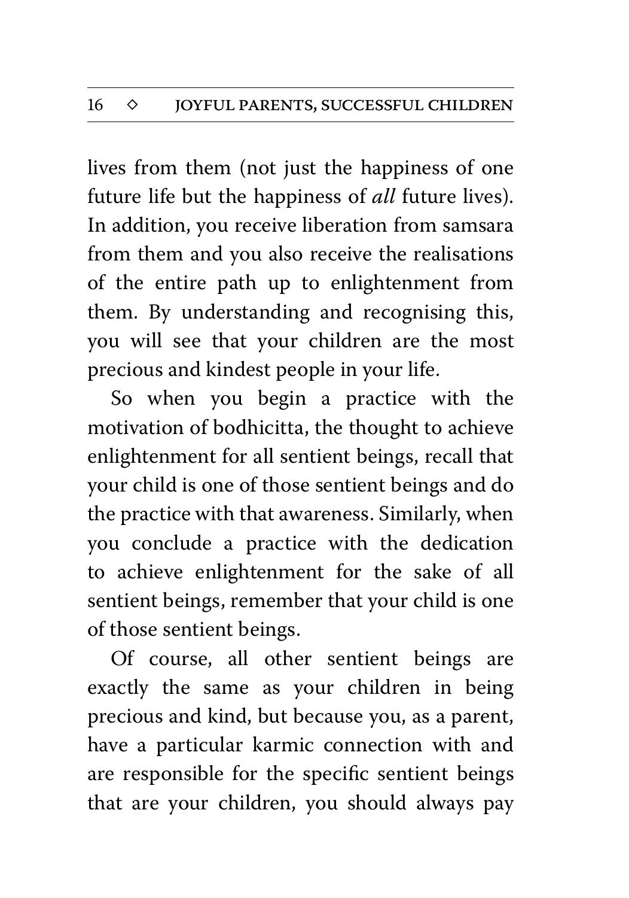lives from them (not just the happiness of one future life but the happiness of *all* future lives). In addition, you receive liberation from samsara from them and you also receive the realisations of the entire path up to enlightenment from them. By understanding and recognising this, you will see that your children are the most precious and kindest people in your life.

So when you begin a practice with the motivation of bodhicitta, the thought to achieve enlightenment for all sentient beings, recall that your child is one of those sentient beings and do the practice with that awareness. Similarly, when you conclude a practice with the dedication to achieve enlightenment for the sake of all sentient beings, remember that your child is one of those sentient beings.

Of course, all other sentient beings are exactly the same as your children in being precious and kind, but because you, as a parent, have a particular karmic connection with and are responsible for the specific sentient beings that are your children, you should always pay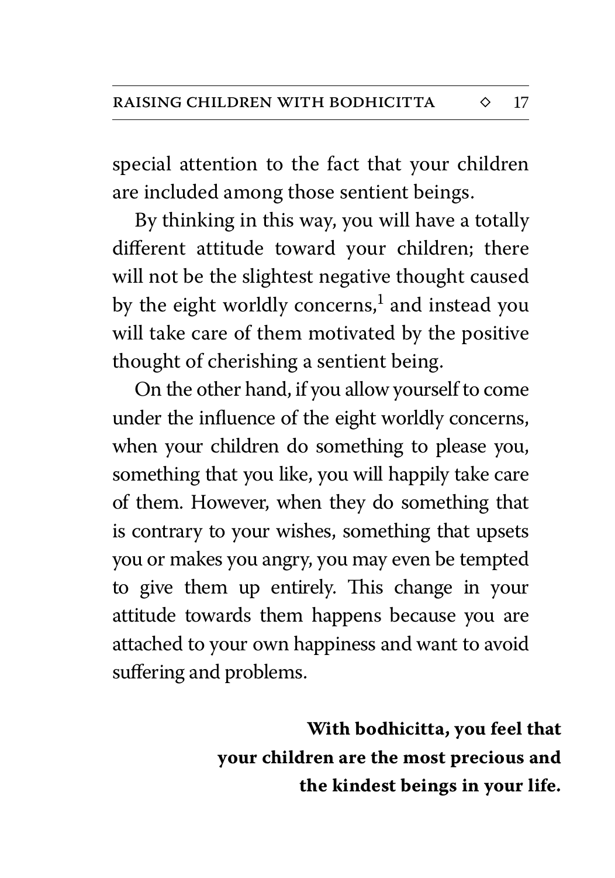special attention to the fact that your children are included among those sentient beings.

By thinking in this way, you will have a totally different attitude toward your children; there will not be the slightest negative thought caused by the eight worldly concerns,[1] and instead you will take care of them motivated by the positive thought of cherishing a sentient being.

On the other hand, if you allow yourself to come under the influence of the eight worldly concerns, when your children do something to please you, something that you like, you will happily take care of them. However, when they do something that is contrary to your wishes, something that upsets you or makes you angry, you may even be tempted to give them up entirely. This change in your attitude towards them happens because you are attached to your own happiness and want to avoid suffering and problems.

**With bodhicitta, you feel that your children are the most precious and the kindest beings in your life.**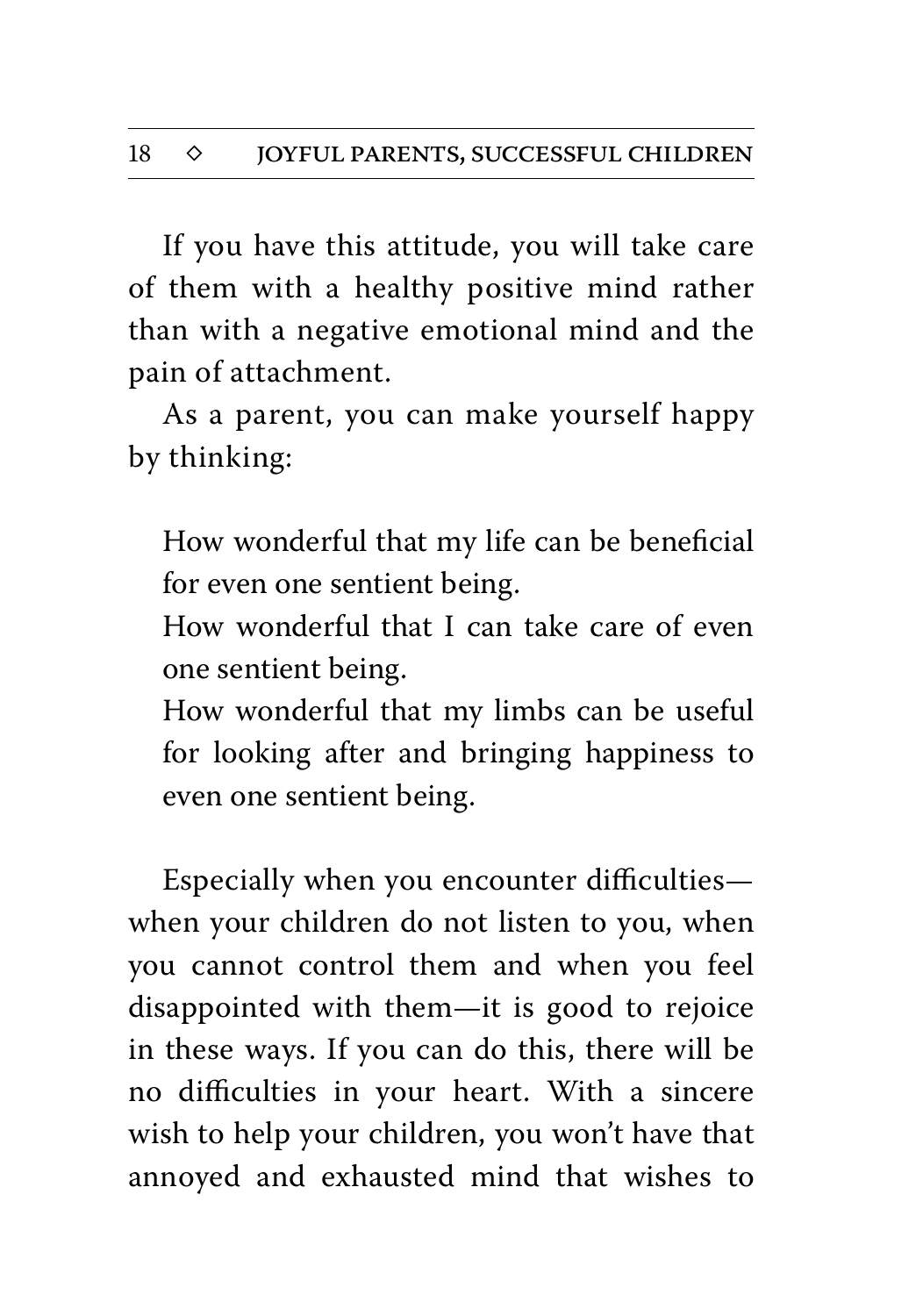If you have this attitude, you will take care of them with a healthy positive mind rather than with a negative emotional mind and the pain of attachment.

As a parent, you can make yourself happy by thinking:

> How wonderful that my life can be beneficial for even one sentient being.
> How wonderful that I can take care of even one sentient being.
> How wonderful that my limbs can be useful for looking after and bringing happiness to even one sentient being.

Especially when you encounter difficulties—when your children do not listen to you, when you cannot control them and when you feel disappointed with them—it is good to rejoice in these ways. If you can do this, there will be no difficulties in your heart. With a sincere wish to help your children, you won't have that annoyed and exhausted mind that wishes to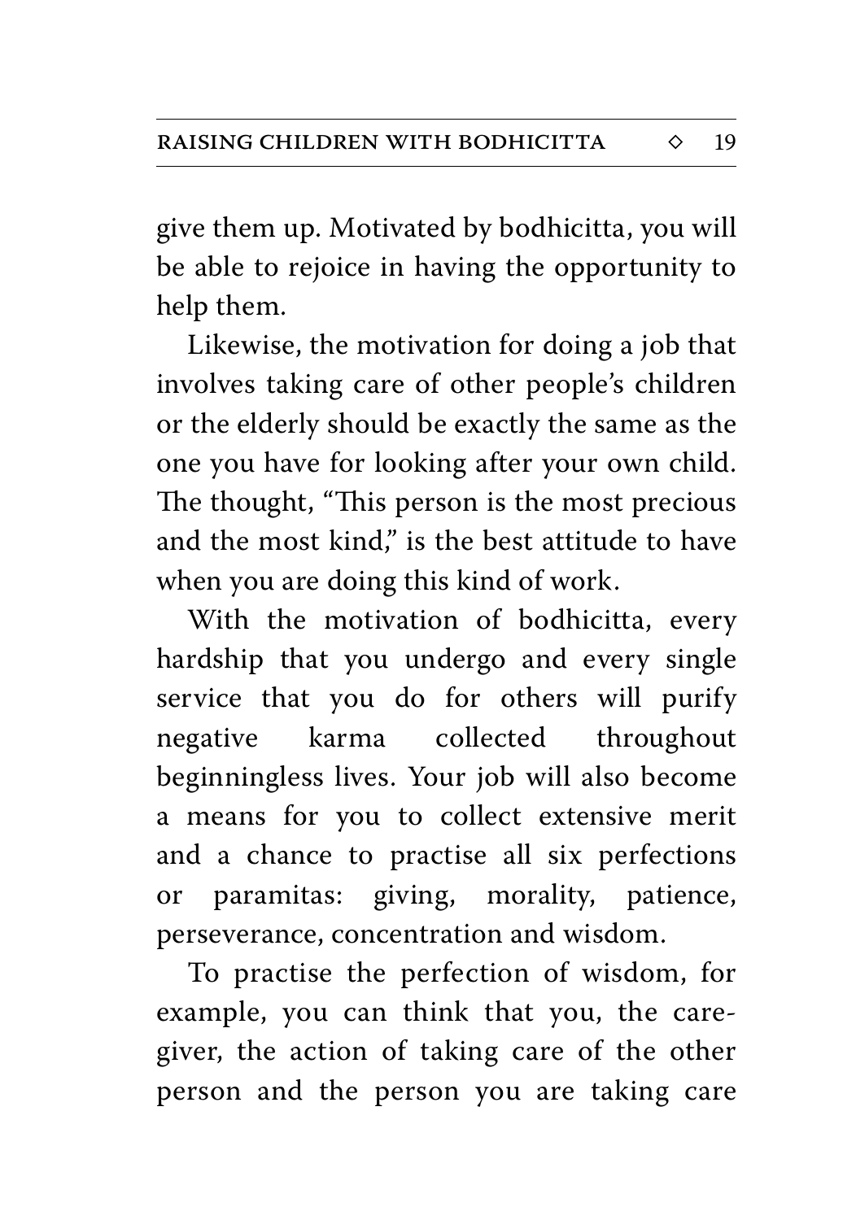give them up. Motivated by bodhicitta, you will be able to rejoice in having the opportunity to help them.

Likewise, the motivation for doing a job that involves taking care of other people's children or the elderly should be exactly the same as the one you have for looking after your own child. The thought, "This person is the most precious and the most kind," is the best attitude to have when you are doing this kind of work.

With the motivation of bodhicitta, every hardship that you undergo and every single service that you do for others will purify negative karma collected throughout beginningless lives. Your job will also become a means for you to collect extensive merit and a chance to practise all six perfections or paramitas: giving, morality, patience, perseverance, concentration and wisdom.

To practise the perfection of wisdom, for example, you can think that you, the care-giver, the action of taking care of the other person and the person you are taking care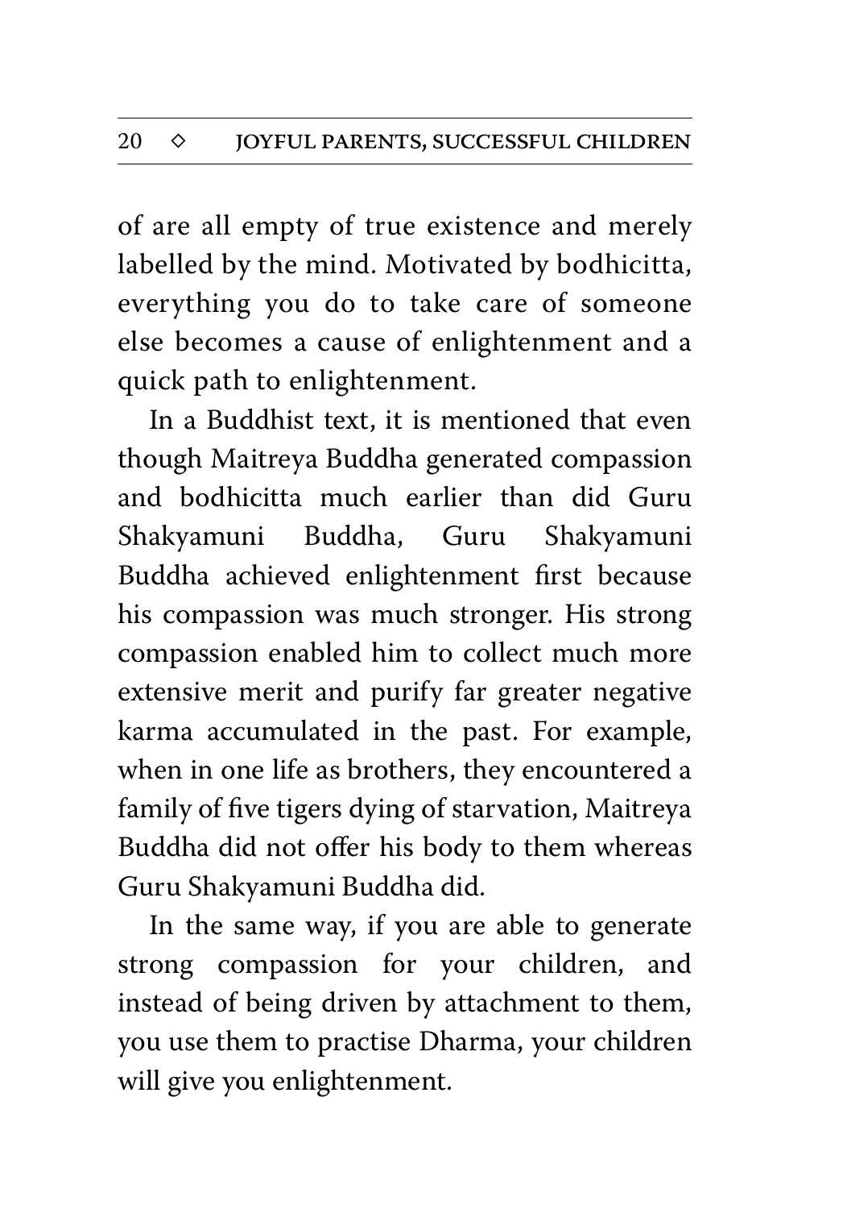of are all empty of true existence and merely labelled by the mind. Motivated by bodhicitta, everything you do to take care of someone else becomes a cause of enlightenment and a quick path to enlightenment.

In a Buddhist text, it is mentioned that even though Maitreya Buddha generated compassion and bodhicitta much earlier than did Guru Shakyamuni Buddha, Guru Shakyamuni Buddha achieved enlightenment first because his compassion was much stronger. His strong compassion enabled him to collect much more extensive merit and purify far greater negative karma accumulated in the past. For example, when in one life as brothers, they encountered a family of five tigers dying of starvation, Maitreya Buddha did not offer his body to them whereas Guru Shakyamuni Buddha did.

In the same way, if you are able to generate strong compassion for your children, and instead of being driven by attachment to them, you use them to practise Dharma, your children will give you enlightenment.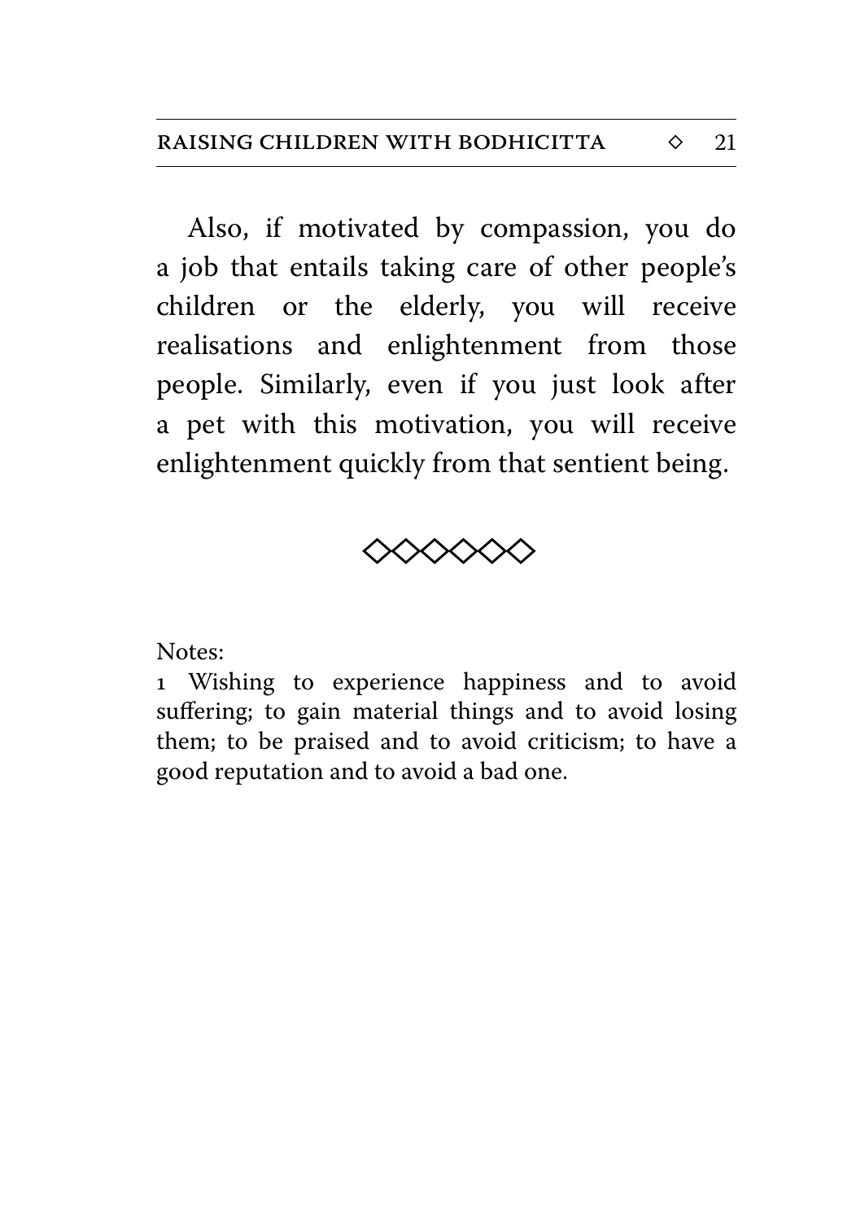Also, if motivated by compassion, you do a job that entails taking care of other people's children or the elderly, you will receive realisations and enlightenment from those people. Similarly, even if you just look after a pet with this motivation, you will receive enlightenment quickly from that sentient being.

◇◇◇◇◇◇

Notes:

1 Wishing to experience happiness and to avoid suffering; to gain material things and to avoid losing them; to be praised and to avoid criticism; to have a good reputation and to avoid a bad one.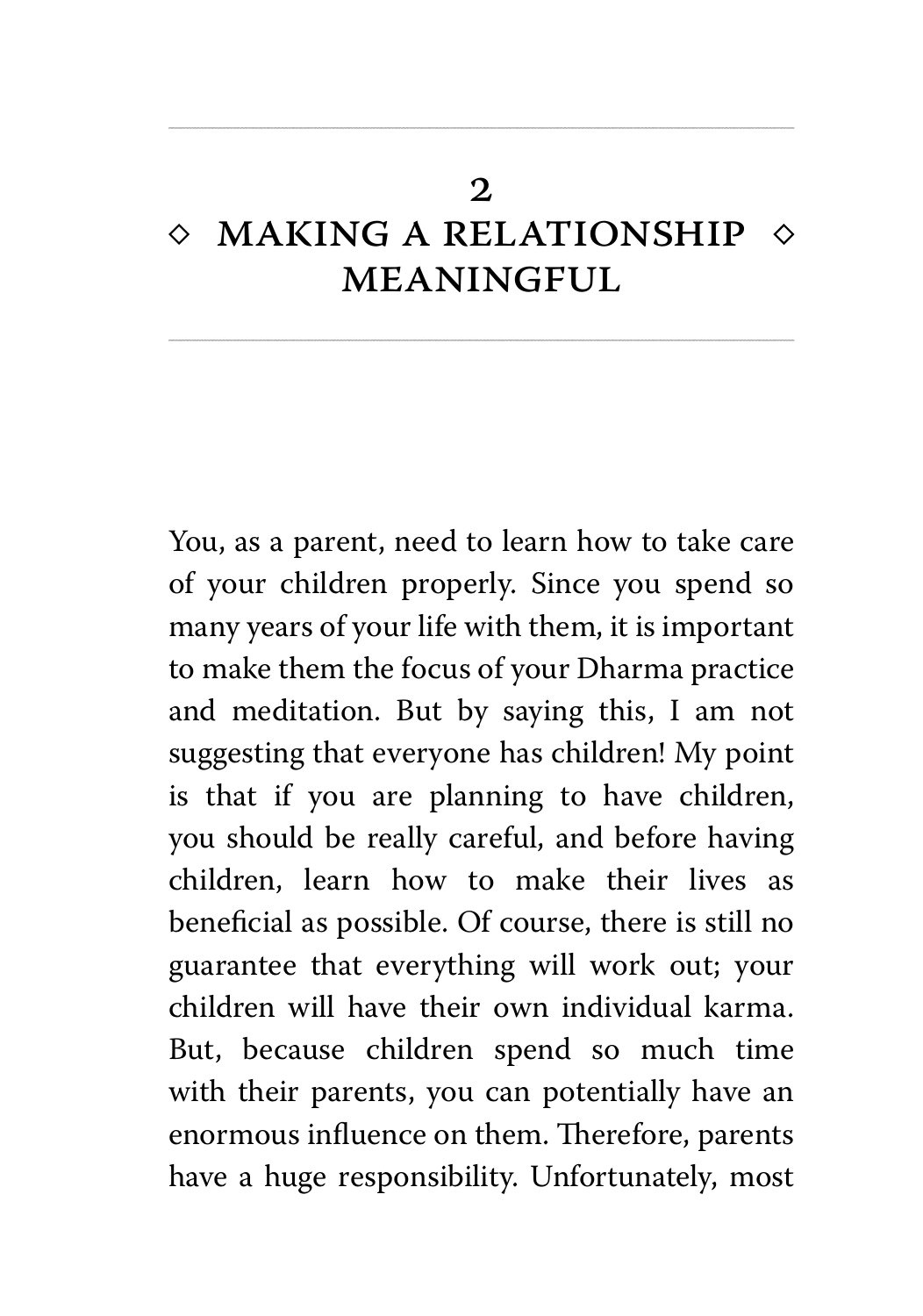# 2 ◇ MAKING A RELATIONSHIP MEANINGFUL ◇

You, as a parent, need to learn how to take care of your children properly. Since you spend so many years of your life with them, it is important to make them the focus of your Dharma practice and meditation. But by saying this, I am not suggesting that everyone has children! My point is that if you are planning to have children, you should be really careful, and before having children, learn how to make their lives as beneficial as possible. Of course, there is still no guarantee that everything will work out; your children will have their own individual karma. But, because children spend so much time with their parents, you can potentially have an enormous influence on them. Therefore, parents have a huge responsibility. Unfortunately, most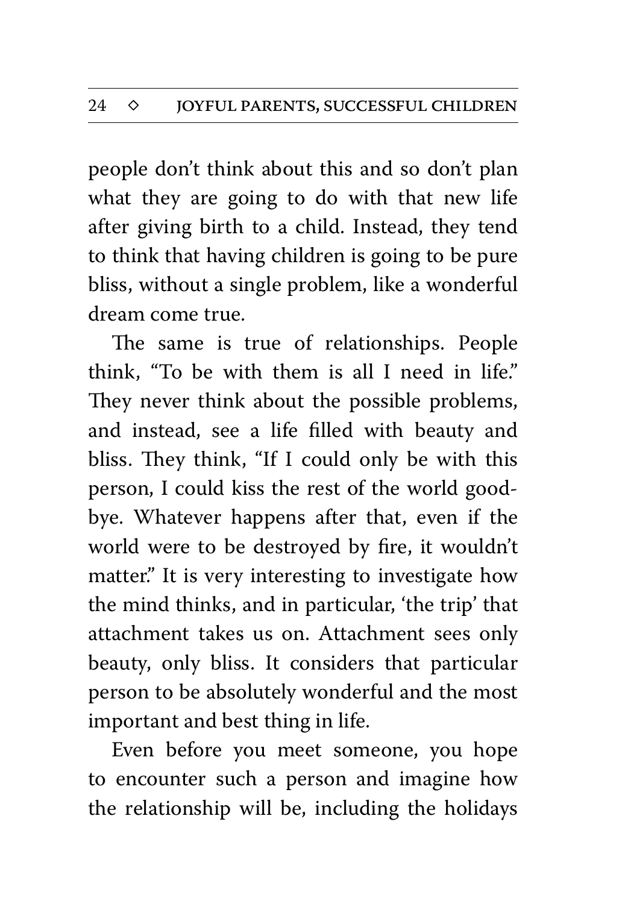people don't think about this and so don't plan what they are going to do with that new life after giving birth to a child. Instead, they tend to think that having children is going to be pure bliss, without a single problem, like a wonderful dream come true.

The same is true of relationships. People think, "To be with them is all I need in life." They never think about the possible problems, and instead, see a life filled with beauty and bliss. They think, "If I could only be with this person, I could kiss the rest of the world goodbye. Whatever happens after that, even if the world were to be destroyed by fire, it wouldn't matter." It is very interesting to investigate how the mind thinks, and in particular, 'the trip' that attachment takes us on. Attachment sees only beauty, only bliss. It considers that particular person to be absolutely wonderful and the most important and best thing in life.

Even before you meet someone, you hope to encounter such a person and imagine how the relationship will be, including the holidays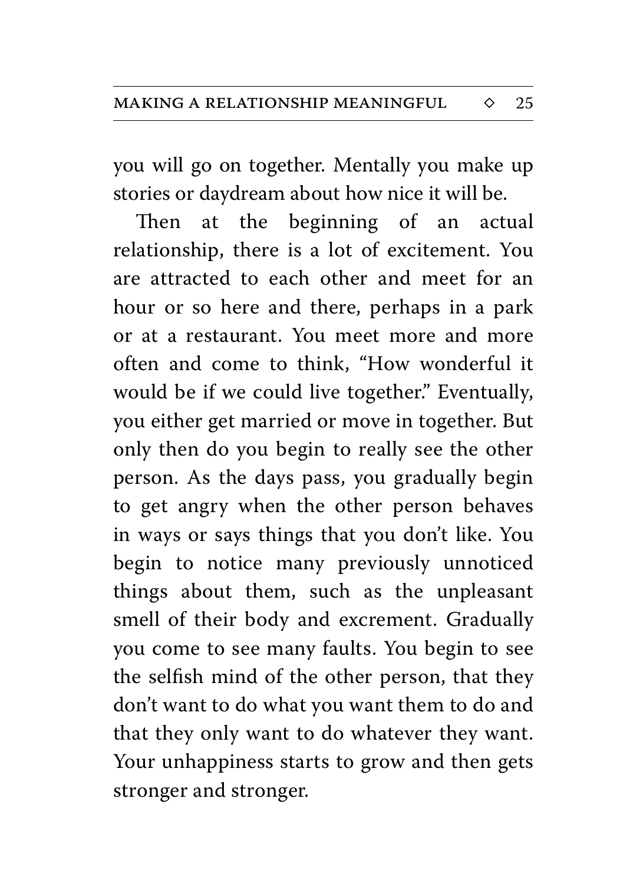you will go on together. Mentally you make up stories or daydream about how nice it will be.

Then at the beginning of an actual relationship, there is a lot of excitement. You are attracted to each other and meet for an hour or so here and there, perhaps in a park or at a restaurant. You meet more and more often and come to think, "How wonderful it would be if we could live together." Eventually, you either get married or move in together. But only then do you begin to really see the other person. As the days pass, you gradually begin to get angry when the other person behaves in ways or says things that you don't like. You begin to notice many previously unnoticed things about them, such as the unpleasant smell of their body and excrement. Gradually you come to see many faults. You begin to see the selfish mind of the other person, that they don't want to do what you want them to do and that they only want to do whatever they want. Your unhappiness starts to grow and then gets stronger and stronger.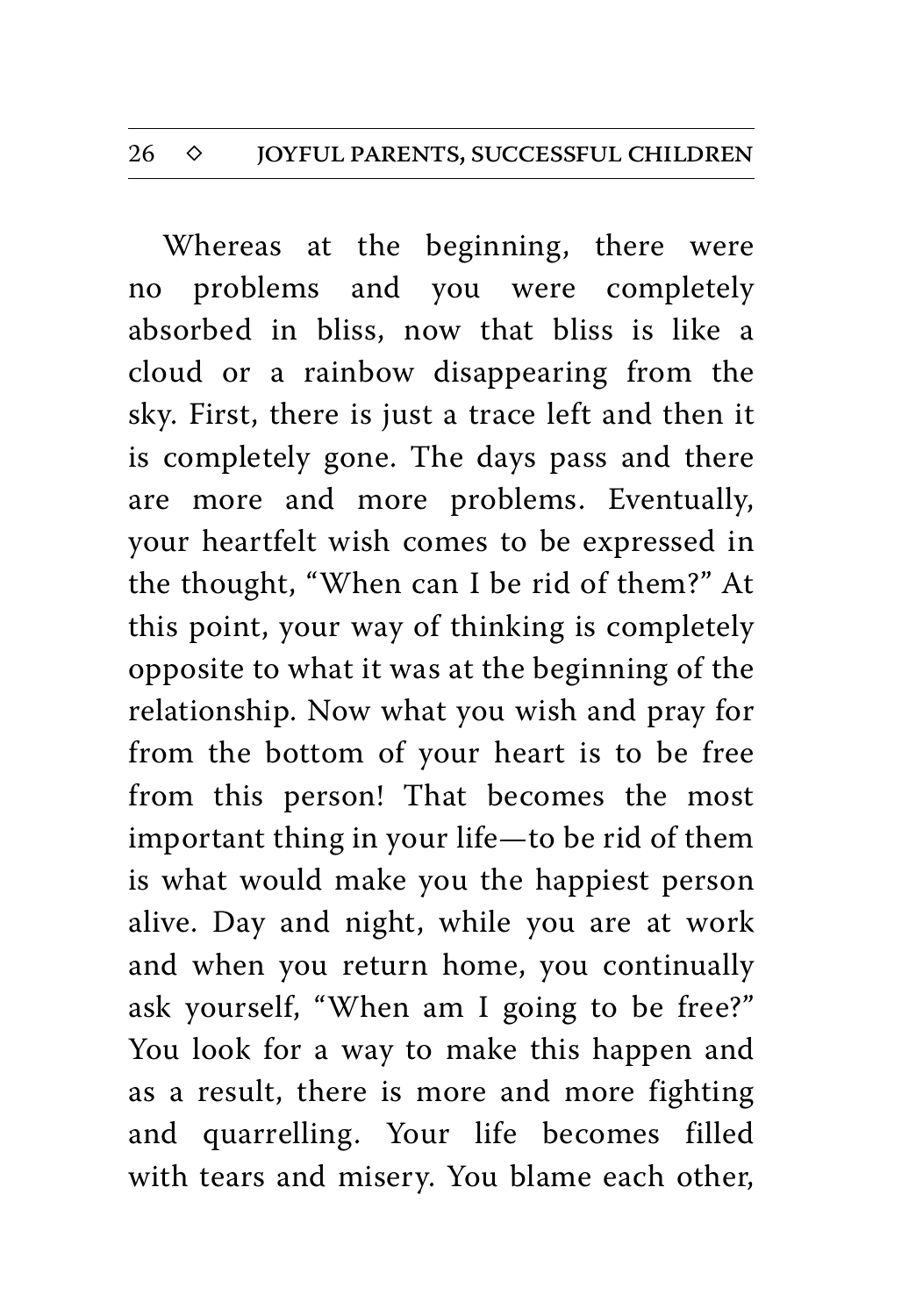Whereas at the beginning, there were no problems and you were completely absorbed in bliss, now that bliss is like a cloud or a rainbow disappearing from the sky. First, there is just a trace left and then it is completely gone. The days pass and there are more and more problems. Eventually, your heartfelt wish comes to be expressed in the thought, "When can I be rid of them?" At this point, your way of thinking is completely opposite to what it was at the beginning of the relationship. Now what you wish and pray for from the bottom of your heart is to be free from this person! That becomes the most important thing in your life—to be rid of them is what would make you the happiest person alive. Day and night, while you are at work and when you return home, you continually ask yourself, "When am I going to be free?" You look for a way to make this happen and as a result, there is more and more fighting and quarrelling. Your life becomes filled with tears and misery. You blame each other,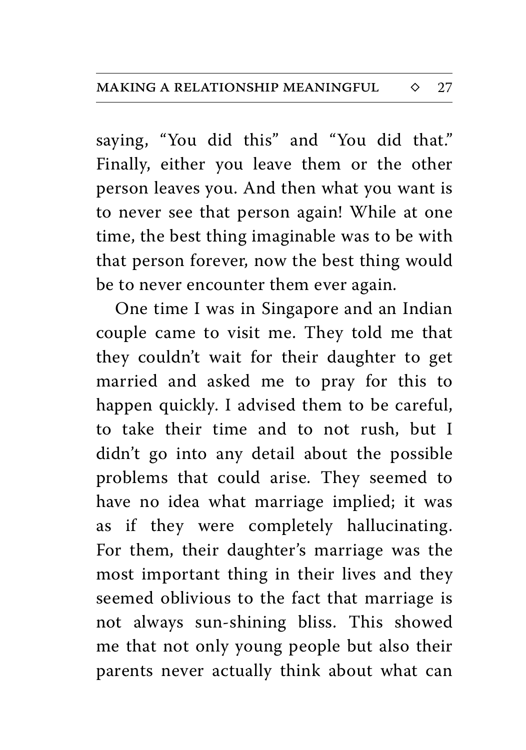saying, “You did this” and “You did that.” Finally, either you leave them or the other person leaves you. And then what you want is to never see that person again! While at one time, the best thing imaginable was to be with that person forever, now the best thing would be to never encounter them ever again.

One time I was in Singapore and an Indian couple came to visit me. They told me that they couldn’t wait for their daughter to get married and asked me to pray for this to happen quickly. I advised them to be careful, to take their time and to not rush, but I didn’t go into any detail about the possible problems that could arise. They seemed to have no idea what marriage implied; it was as if they were completely hallucinating. For them, their daughter’s marriage was the most important thing in their lives and they seemed oblivious to the fact that marriage is not always sun-shining bliss. This showed me that not only young people but also their parents never actually think about what can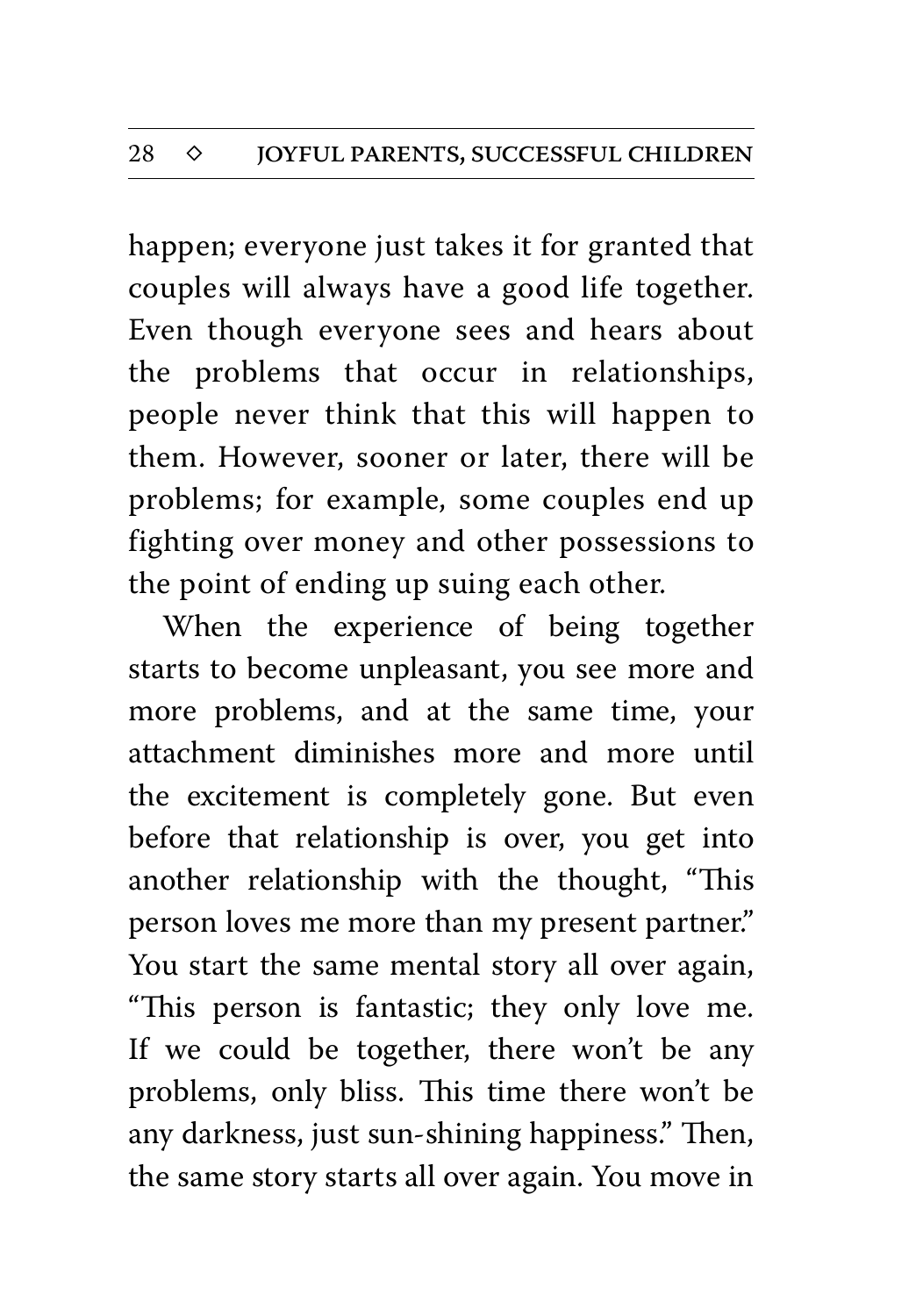happen; everyone just takes it for granted that couples will always have a good life together. Even though everyone sees and hears about the problems that occur in relationships, people never think that this will happen to them. However, sooner or later, there will be problems; for example, some couples end up fighting over money and other possessions to the point of ending up suing each other.

When the experience of being together starts to become unpleasant, you see more and more problems, and at the same time, your attachment diminishes more and more until the excitement is completely gone. But even before that relationship is over, you get into another relationship with the thought, "This person loves me more than my present partner." You start the same mental story all over again, "This person is fantastic; they only love me. If we could be together, there won't be any problems, only bliss. This time there won't be any darkness, just sun-shining happiness." Then, the same story starts all over again. You move in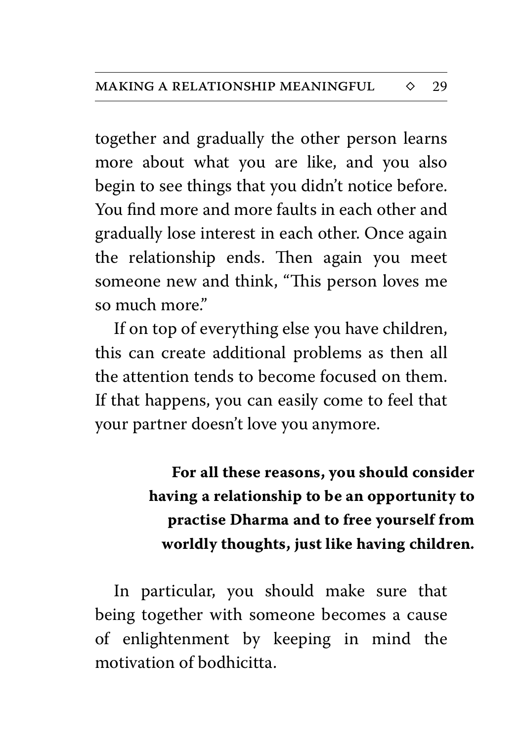together and gradually the other person learns more about what you are like, and you also begin to see things that you didn't notice before. You find more and more faults in each other and gradually lose interest in each other. Once again the relationship ends. Then again you meet someone new and think, "This person loves me so much more."

If on top of everything else you have children, this can create additional problems as then all the attention tends to become focused on them. If that happens, you can easily come to feel that your partner doesn't love you anymore.

**For all these reasons, you should consider having a relationship to be an opportunity to practise Dharma and to free yourself from worldly thoughts, just like having children.**

In particular, you should make sure that being together with someone becomes a cause of enlightenment by keeping in mind the motivation of bodhicitta.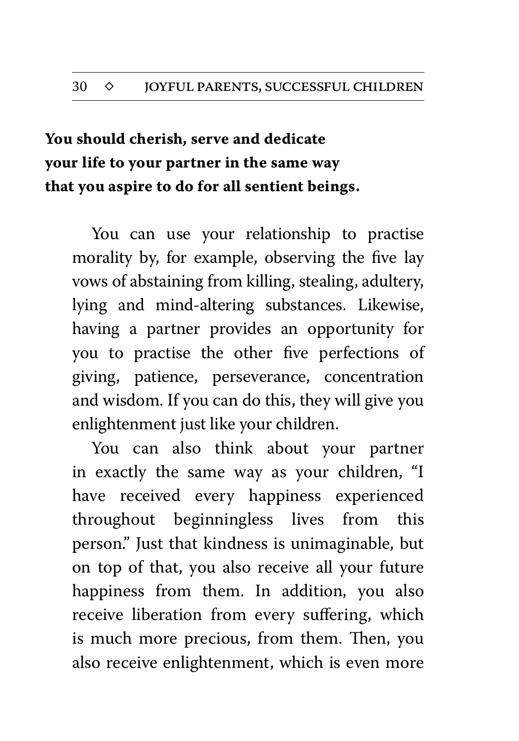**You should cherish, serve and dedicate your life to your partner in the same way that you aspire to do for all sentient beings.**

You can use your relationship to practise morality by, for example, observing the five lay vows of abstaining from killing, stealing, adultery, lying and mind-altering substances. Likewise, having a partner provides an opportunity for you to practise the other five perfections of giving, patience, perseverance, concentration and wisdom. If you can do this, they will give you enlightenment just like your children.

You can also think about your partner in exactly the same way as your children, "I have received every happiness experienced throughout beginningless lives from this person." Just that kindness is unimaginable, but on top of that, you also receive all your future happiness from them. In addition, you also receive liberation from every suffering, which is much more precious, from them. Then, you also receive enlightenment, which is even more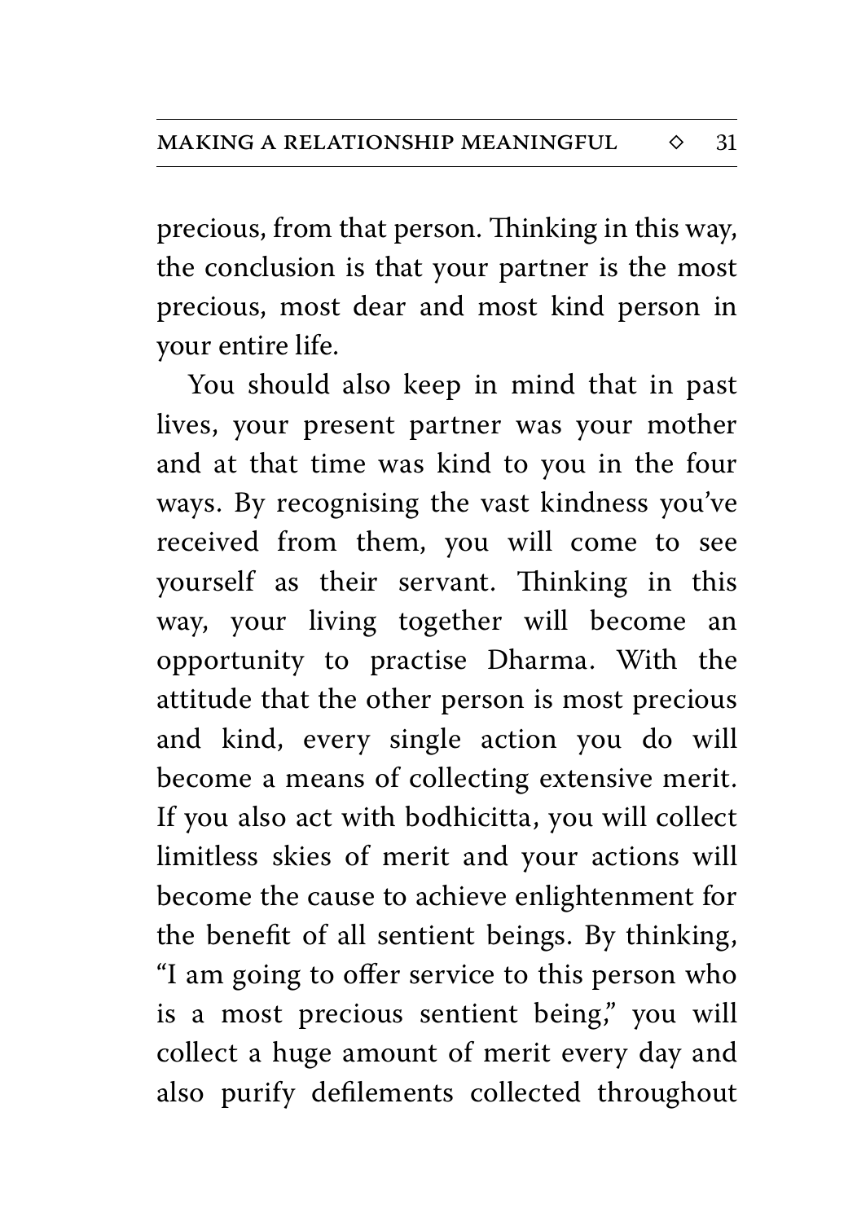precious, from that person. Thinking in this way, the conclusion is that your partner is the most precious, most dear and most kind person in your entire life.

You should also keep in mind that in past lives, your present partner was your mother and at that time was kind to you in the four ways. By recognising the vast kindness you've received from them, you will come to see yourself as their servant. Thinking in this way, your living together will become an opportunity to practise Dharma. With the attitude that the other person is most precious and kind, every single action you do will become a means of collecting extensive merit. If you also act with bodhicitta, you will collect limitless skies of merit and your actions will become the cause to achieve enlightenment for the benefit of all sentient beings. By thinking, "I am going to offer service to this person who is a most precious sentient being," you will collect a huge amount of merit every day and also purify defilements collected throughout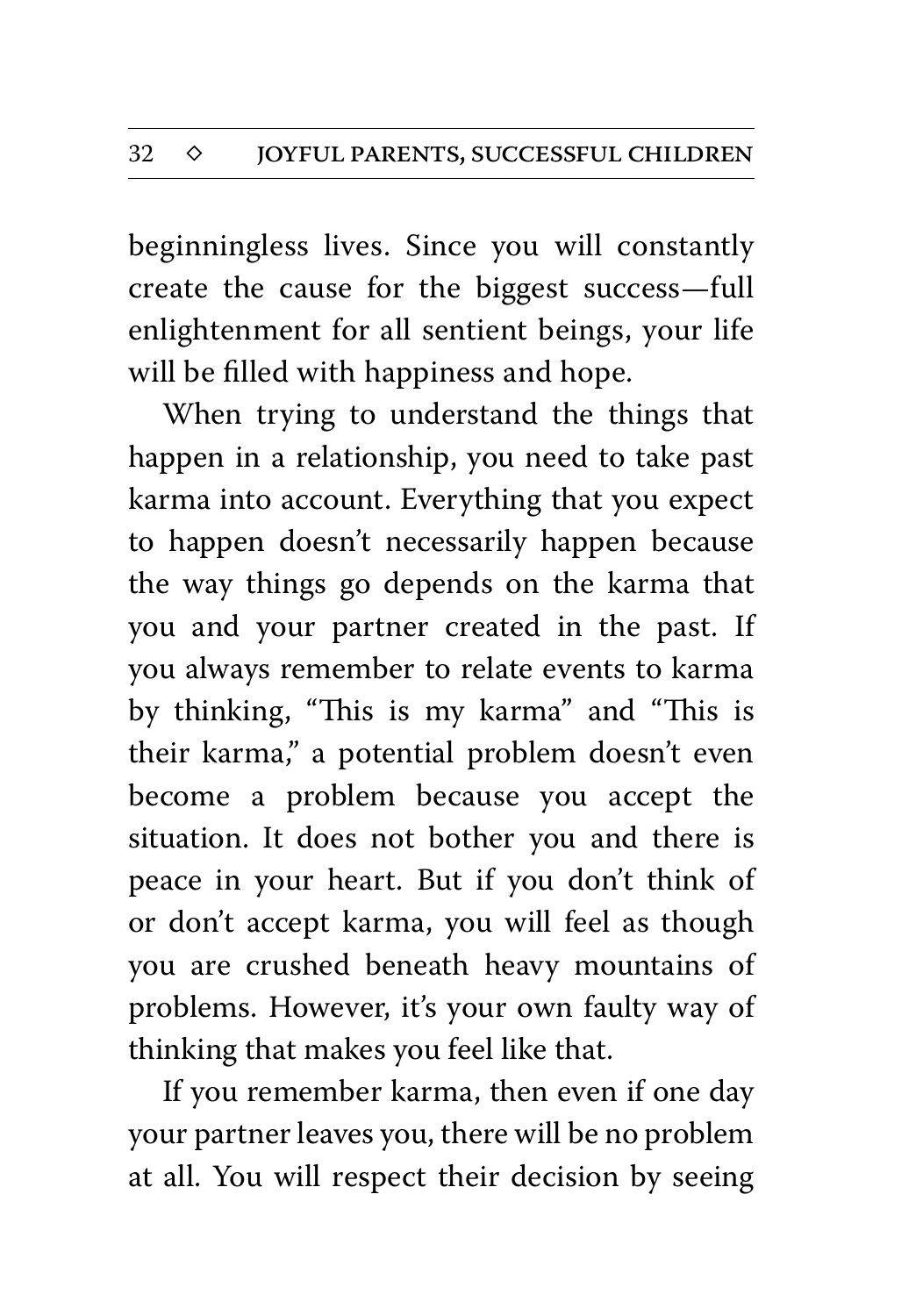beginningless lives. Since you will constantly create the cause for the biggest success—full enlightenment for all sentient beings, your life will be filled with happiness and hope.

When trying to understand the things that happen in a relationship, you need to take past karma into account. Everything that you expect to happen doesn't necessarily happen because the way things go depends on the karma that you and your partner created in the past. If you always remember to relate events to karma by thinking, "This is my karma" and "This is their karma," a potential problem doesn't even become a problem because you accept the situation. It does not bother you and there is peace in your heart. But if you don't think of or don't accept karma, you will feel as though you are crushed beneath heavy mountains of problems. However, it's your own faulty way of thinking that makes you feel like that.

If you remember karma, then even if one day your partner leaves you, there will be no problem at all. You will respect their decision by seeing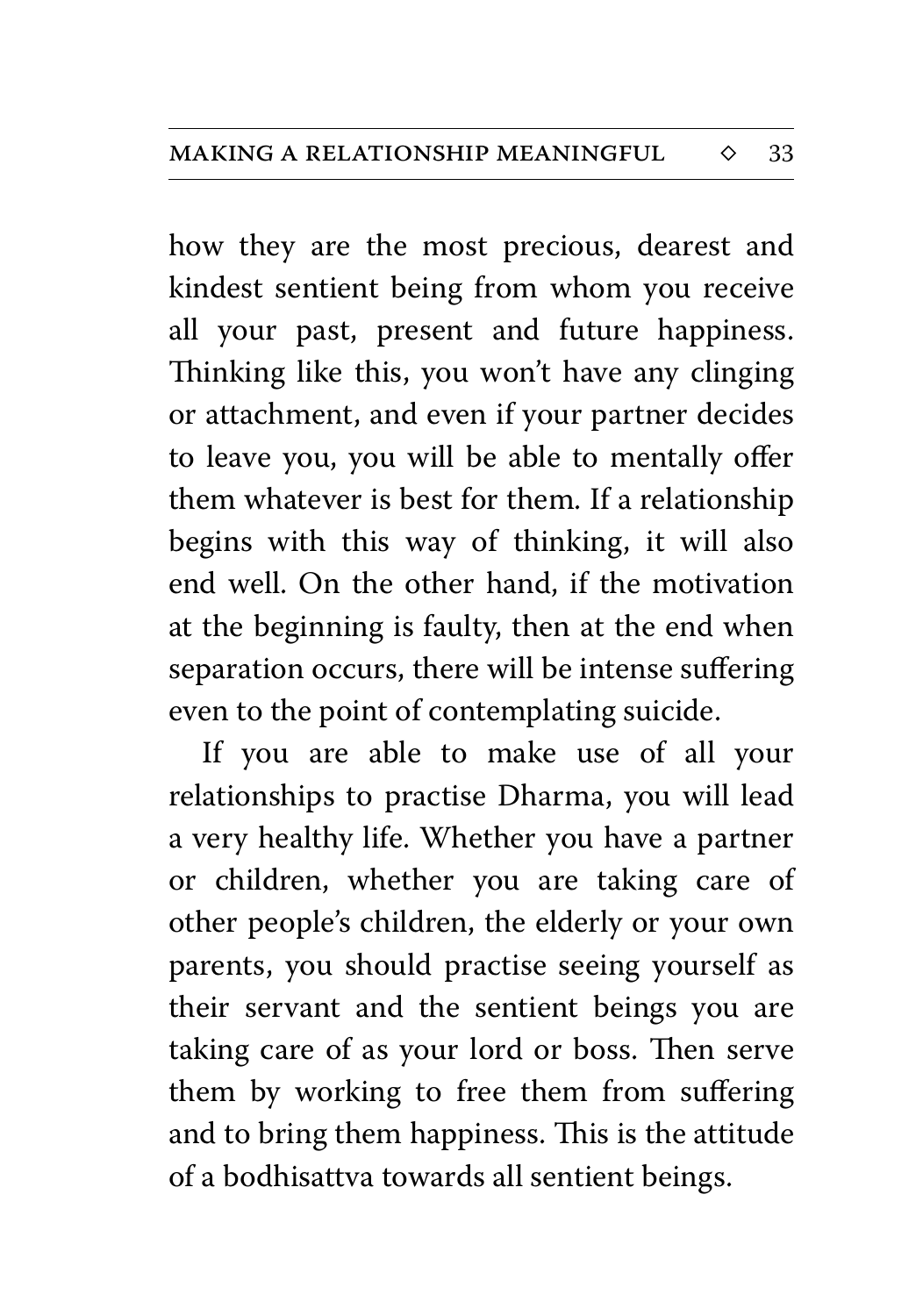how they are the most precious, dearest and kindest sentient being from whom you receive all your past, present and future happiness. Thinking like this, you won't have any clinging or attachment, and even if your partner decides to leave you, you will be able to mentally offer them whatever is best for them. If a relationship begins with this way of thinking, it will also end well. On the other hand, if the motivation at the beginning is faulty, then at the end when separation occurs, there will be intense suffering even to the point of contemplating suicide.

If you are able to make use of all your relationships to practise Dharma, you will lead a very healthy life. Whether you have a partner or children, whether you are taking care of other people's children, the elderly or your own parents, you should practise seeing yourself as their servant and the sentient beings you are taking care of as your lord or boss. Then serve them by working to free them from suffering and to bring them happiness. This is the attitude of a bodhisattva towards all sentient beings.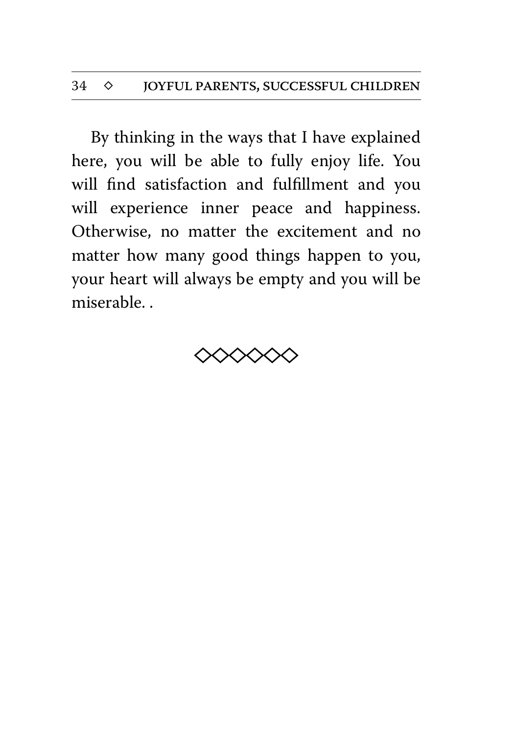By thinking in the ways that I have explained here, you will be able to fully enjoy life. You will find satisfaction and fulfillment and you will experience inner peace and happiness. Otherwise, no matter the excitement and no matter how many good things happen to you, your heart will always be empty and you will be miserable. .

◇◇◇◇◇◇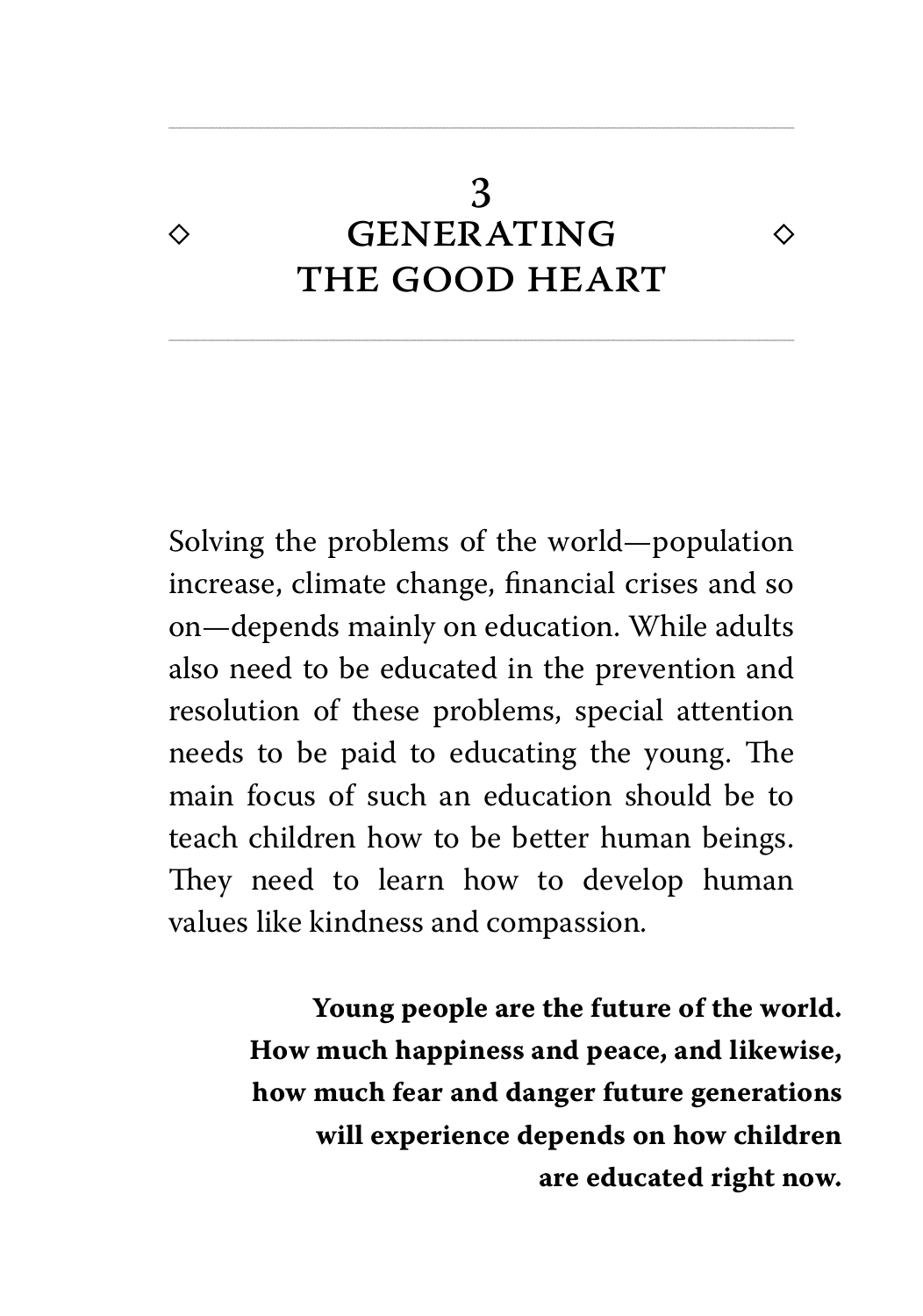# 3
# GENERATING THE GOOD HEART

Solving the problems of the world—population increase, climate change, financial crises and so on—depends mainly on education. While adults also need to be educated in the prevention and resolution of these problems, special attention needs to be paid to educating the young. The main focus of such an education should be to teach children how to be better human beings. They need to learn how to develop human values like kindness and compassion.

**Young people are the future of the world. How much happiness and peace, and likewise, how much fear and danger future generations will experience depends on how children are educated right now.**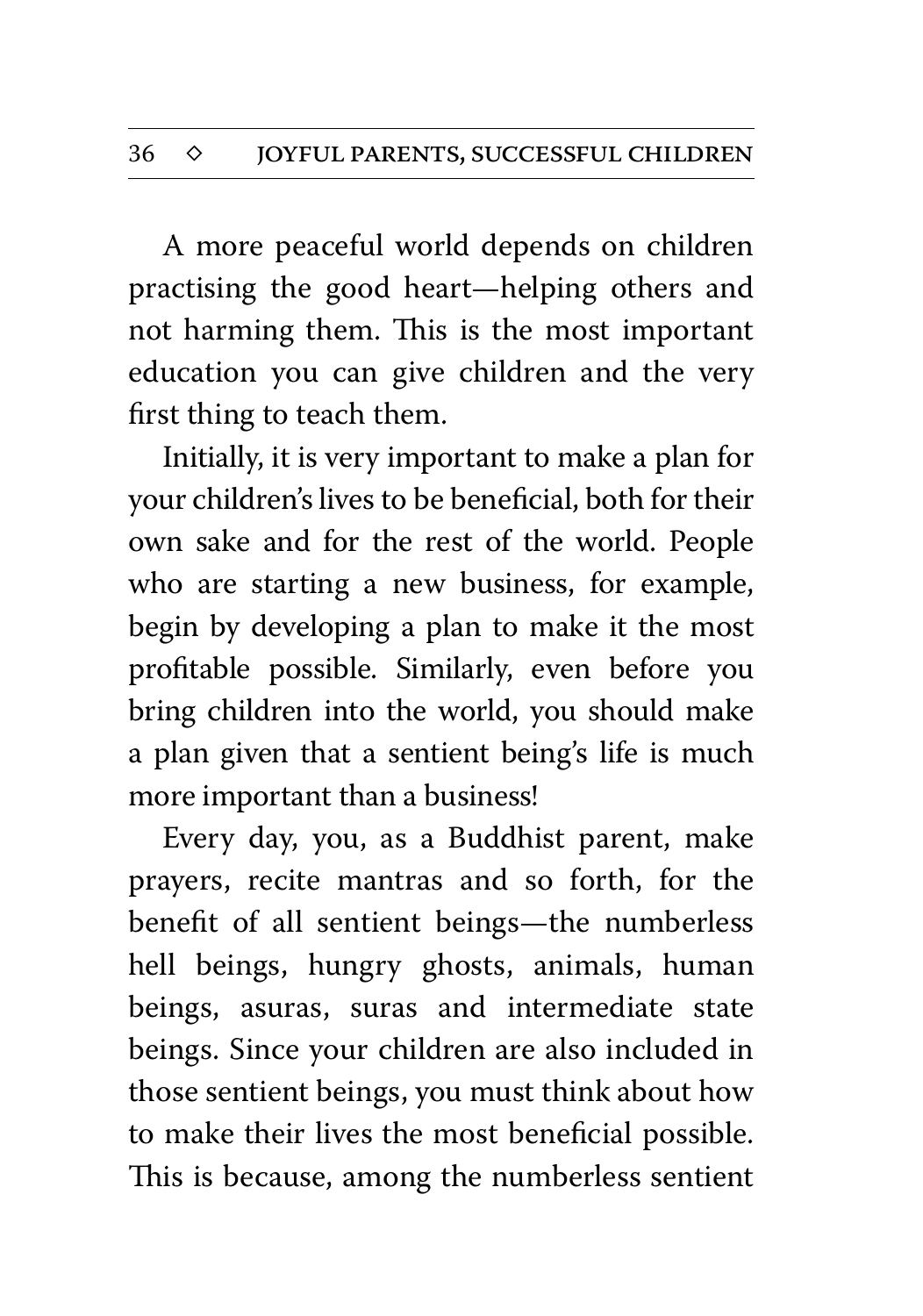A more peaceful world depends on children practising the good heart—helping others and not harming them. This is the most important education you can give children and the very first thing to teach them.

Initially, it is very important to make a plan for your children's lives to be beneficial, both for their own sake and for the rest of the world. People who are starting a new business, for example, begin by developing a plan to make it the most profitable possible. Similarly, even before you bring children into the world, you should make a plan given that a sentient being's life is much more important than a business!

Every day, you, as a Buddhist parent, make prayers, recite mantras and so forth, for the benefit of all sentient beings—the numberless hell beings, hungry ghosts, animals, human beings, asuras, suras and intermediate state beings. Since your children are also included in those sentient beings, you must think about how to make their lives the most beneficial possible. This is because, among the numberless sentient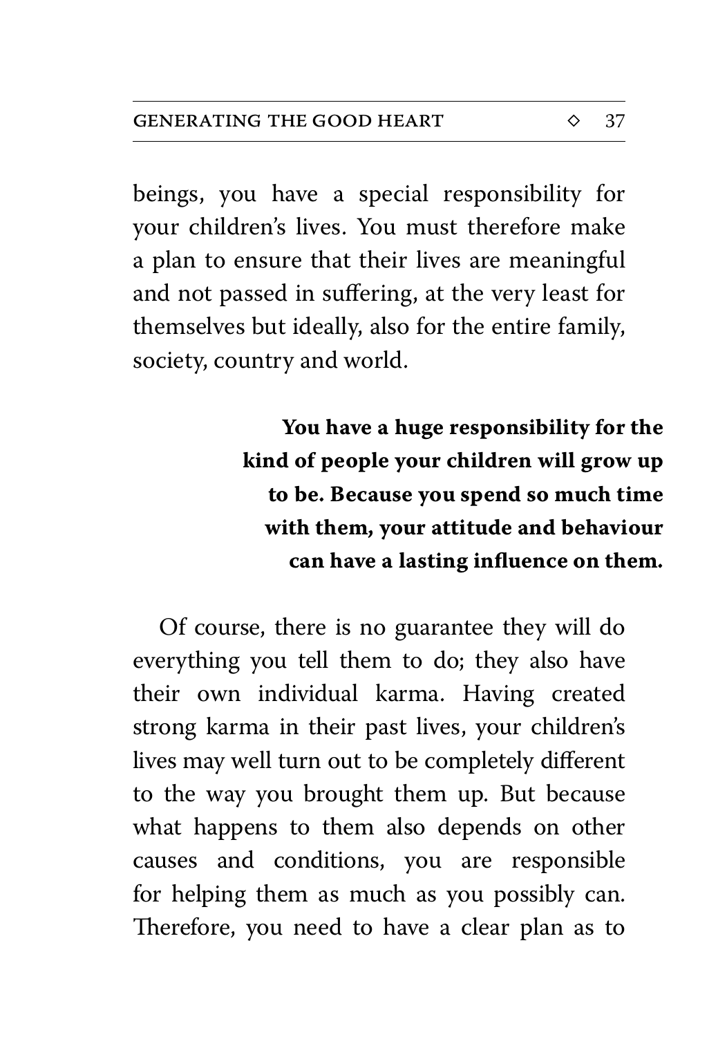beings, you have a special responsibility for your children's lives. You must therefore make a plan to ensure that their lives are meaningful and not passed in suffering, at the very least for themselves but ideally, also for the entire family, society, country and world.

**You have a huge responsibility for the kind of people your children will grow up to be. Because you spend so much time with them, your attitude and behaviour can have a lasting influence on them.**

Of course, there is no guarantee they will do everything you tell them to do; they also have their own individual karma. Having created strong karma in their past lives, your children's lives may well turn out to be completely different to the way you brought them up. But because what happens to them also depends on other causes and conditions, you are responsible for helping them as much as you possibly can. Therefore, you need to have a clear plan as to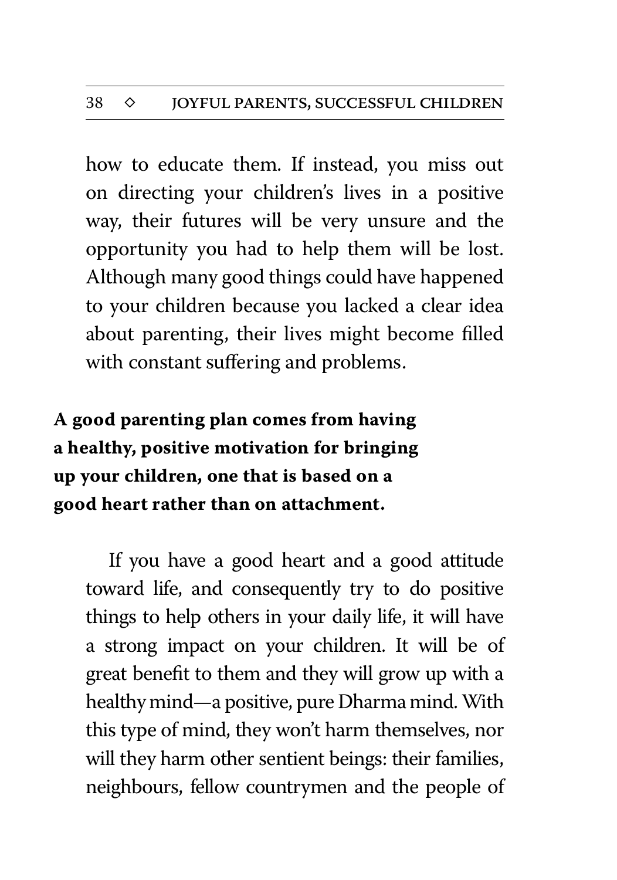how to educate them. If instead, you miss out on directing your children's lives in a positive way, their futures will be very unsure and the opportunity you had to help them will be lost. Although many good things could have happened to your children because you lacked a clear idea about parenting, their lives might become filled with constant suffering and problems.

**A good parenting plan comes from having a healthy, positive motivation for bringing up your children, one that is based on a good heart rather than on attachment.**

If you have a good heart and a good attitude toward life, and consequently try to do positive things to help others in your daily life, it will have a strong impact on your children. It will be of great benefit to them and they will grow up with a healthy mind—a positive, pure Dharma mind. With this type of mind, they won't harm themselves, nor will they harm other sentient beings: their families, neighbours, fellow countrymen and the people of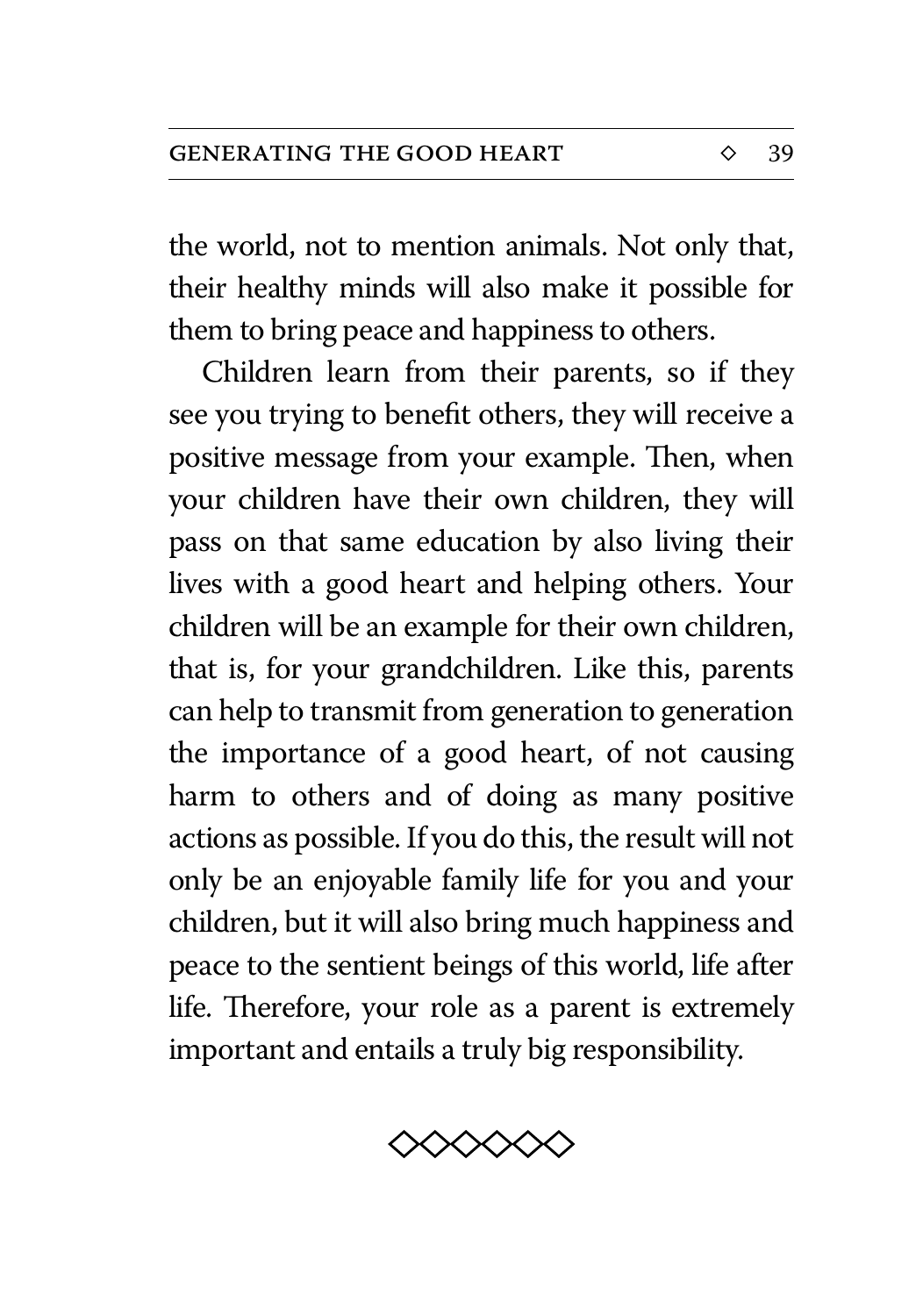the world, not to mention animals. Not only that, their healthy minds will also make it possible for them to bring peace and happiness to others.

Children learn from their parents, so if they see you trying to benefit others, they will receive a positive message from your example. Then, when your children have their own children, they will pass on that same education by also living their lives with a good heart and helping others. Your children will be an example for their own children, that is, for your grandchildren. Like this, parents can help to transmit from generation to generation the importance of a good heart, of not causing harm to others and of doing as many positive actions as possible. If you do this, the result will not only be an enjoyable family life for you and your children, but it will also bring much happiness and peace to the sentient beings of this world, life after life. Therefore, your role as a parent is extremely important and entails a truly big responsibility.

◇◇◇◇◇◇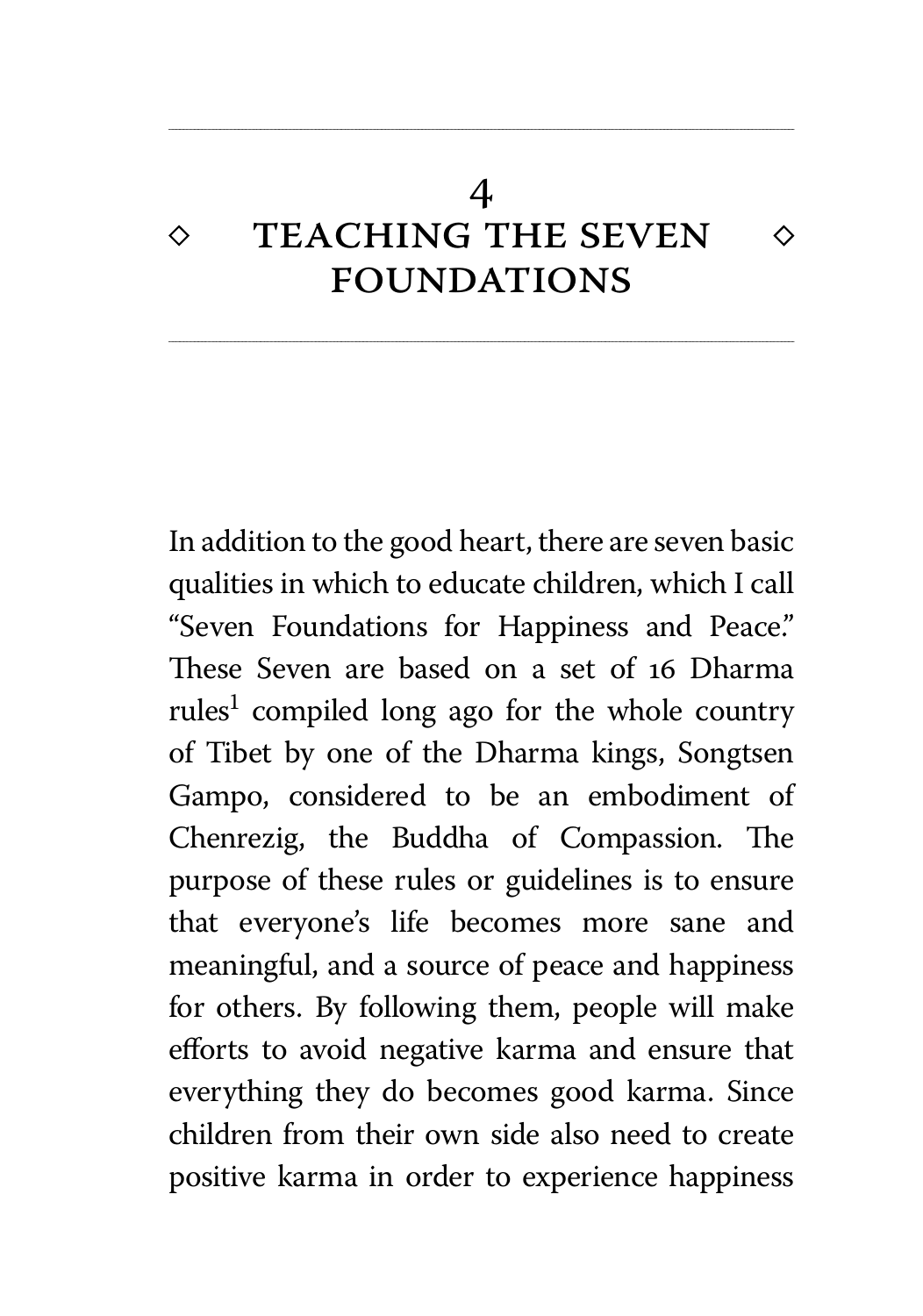# 4 ◇ TEACHING THE SEVEN FOUNDATIONS ◇

In addition to the good heart, there are seven basic qualities in which to educate children, which I call "Seven Foundations for Happiness and Peace." These Seven are based on a set of 16 Dharma rules[1] compiled long ago for the whole country of Tibet by one of the Dharma kings, Songtsen Gampo, considered to be an embodiment of Chenrezig, the Buddha of Compassion. The purpose of these rules or guidelines is to ensure that everyone's life becomes more sane and meaningful, and a source of peace and happiness for others. By following them, people will make efforts to avoid negative karma and ensure that everything they do becomes good karma. Since children from their own side also need to create positive karma in order to experience happiness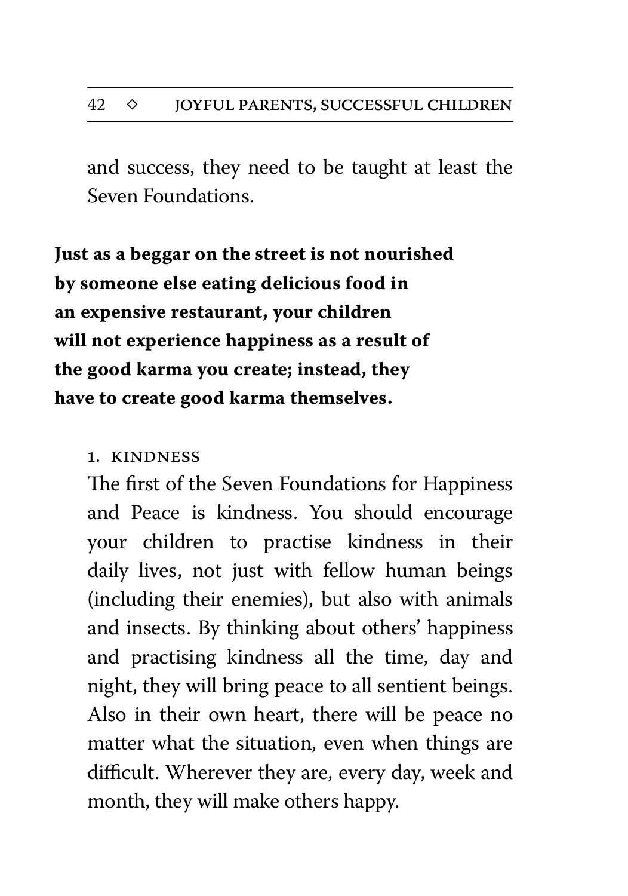and success, they need to be taught at least the Seven Foundations.

**Just as a beggar on the street is not nourished by someone else eating delicious food in an expensive restaurant, your children will not experience happiness as a result of the good karma you create; instead, they have to create good karma themselves.**

### 1. KINDNESS

The first of the Seven Foundations for Happiness and Peace is kindness. You should encourage your children to practise kindness in their daily lives, not just with fellow human beings (including their enemies), but also with animals and insects. By thinking about others' happiness and practising kindness all the time, day and night, they will bring peace to all sentient beings. Also in their own heart, there will be peace no matter what the situation, even when things are difficult. Wherever they are, every day, week and month, they will make others happy.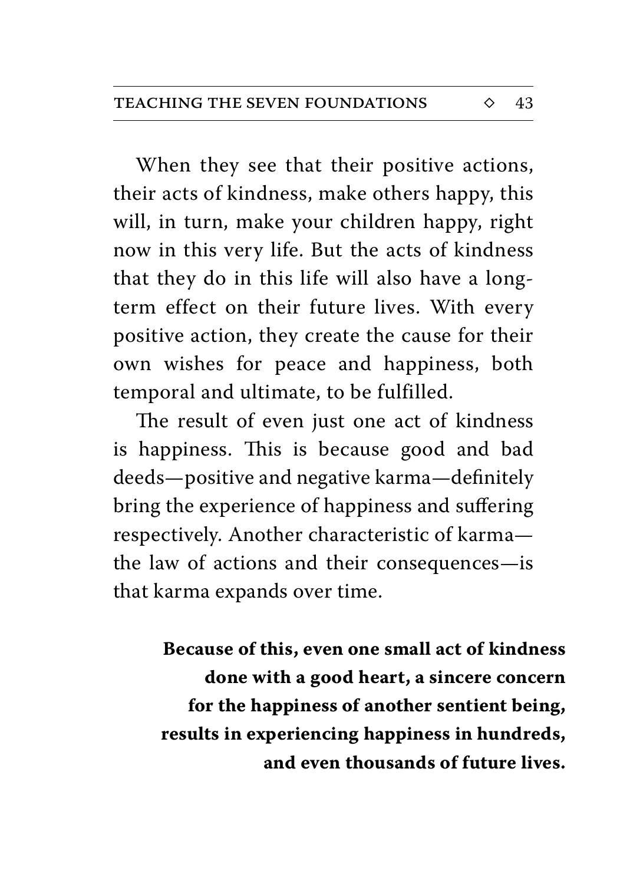When they see that their positive actions, their acts of kindness, make others happy, this will, in turn, make your children happy, right now in this very life. But the acts of kindness that they do in this life will also have a long-term effect on their future lives. With every positive action, they create the cause for their own wishes for peace and happiness, both temporal and ultimate, to be fulfilled.

The result of even just one act of kindness is happiness. This is because good and bad deeds—positive and negative karma—definitely bring the experience of happiness and suffering respectively. Another characteristic of karma—the law of actions and their consequences—is that karma expands over time.

**Because of this, even one small act of kindness done with a good heart, a sincere concern for the happiness of another sentient being, results in experiencing happiness in hundreds, and even thousands of future lives.**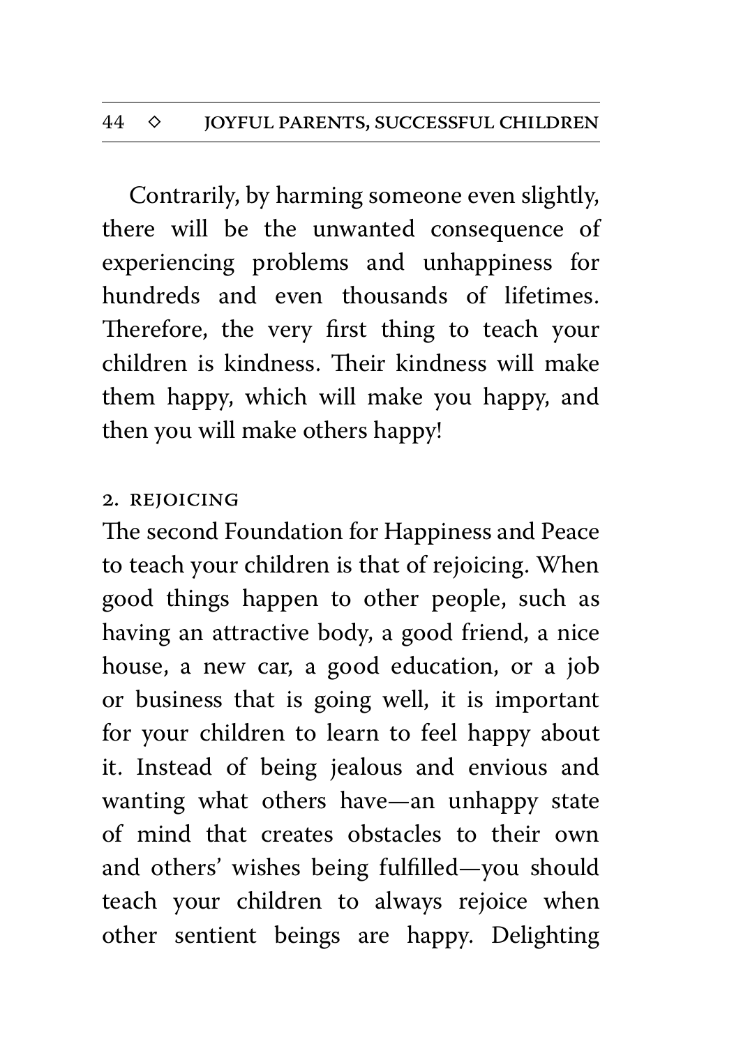Contrarily, by harming someone even slightly, there will be the unwanted consequence of experiencing problems and unhappiness for hundreds and even thousands of lifetimes. Therefore, the very first thing to teach your children is kindness. Their kindness will make them happy, which will make you happy, and then you will make others happy!

### 2. Rejoicing

The second Foundation for Happiness and Peace to teach your children is that of rejoicing. When good things happen to other people, such as having an attractive body, a good friend, a nice house, a new car, a good education, or a job or business that is going well, it is important for your children to learn to feel happy about it. Instead of being jealous and envious and wanting what others have—an unhappy state of mind that creates obstacles to their own and others' wishes being fulfilled—you should teach your children to always rejoice when other sentient beings are happy. Delighting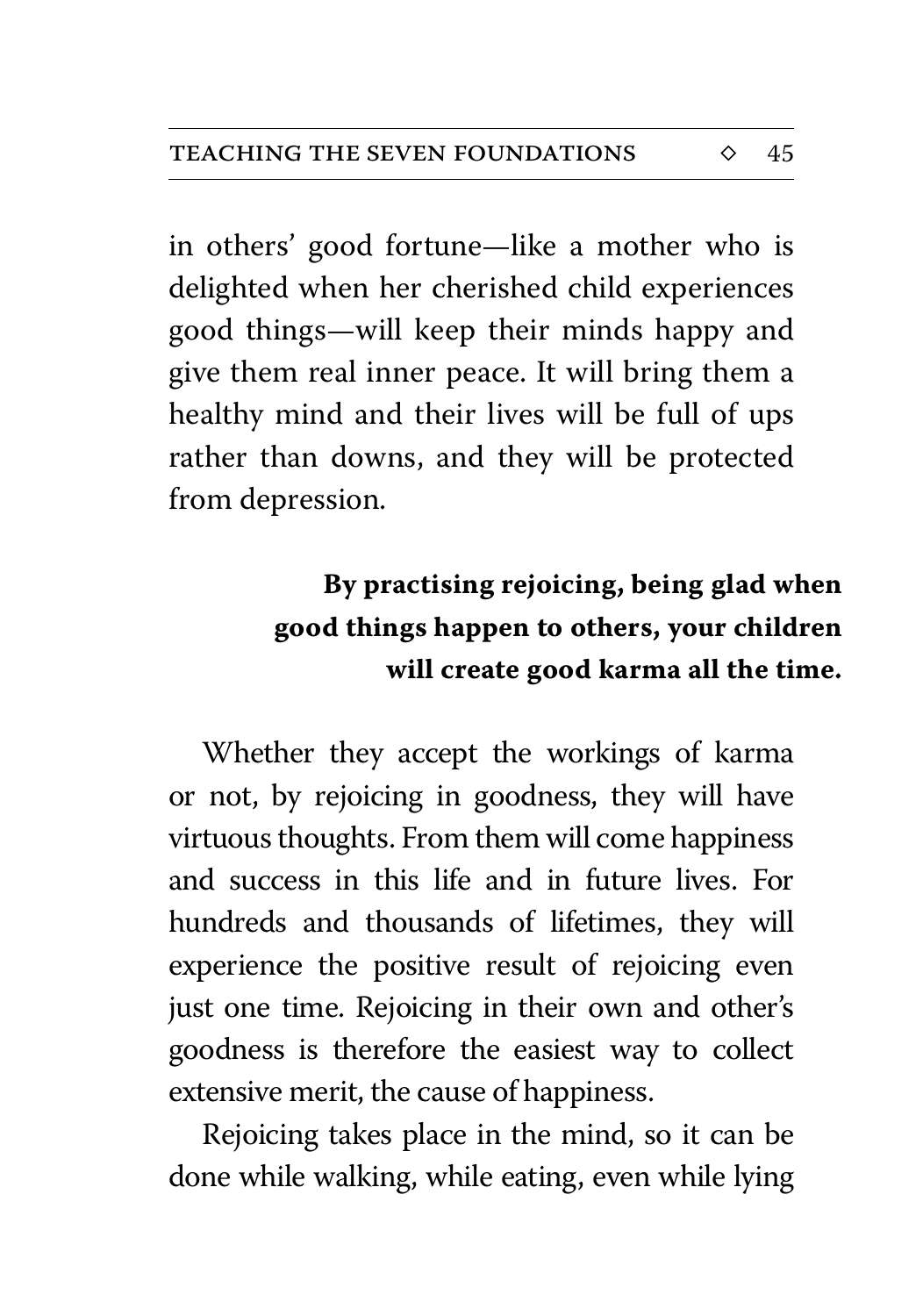in others' good fortune—like a mother who is delighted when her cherished child experiences good things—will keep their minds happy and give them real inner peace. It will bring them a healthy mind and their lives will be full of ups rather than downs, and they will be protected from depression.

**By practising rejoicing, being glad when good things happen to others, your children will create good karma all the time.**

Whether they accept the workings of karma or not, by rejoicing in goodness, they will have virtuous thoughts. From them will come happiness and success in this life and in future lives. For hundreds and thousands of lifetimes, they will experience the positive result of rejoicing even just one time. Rejoicing in their own and other's goodness is therefore the easiest way to collect extensive merit, the cause of happiness.

Rejoicing takes place in the mind, so it can be done while walking, while eating, even while lying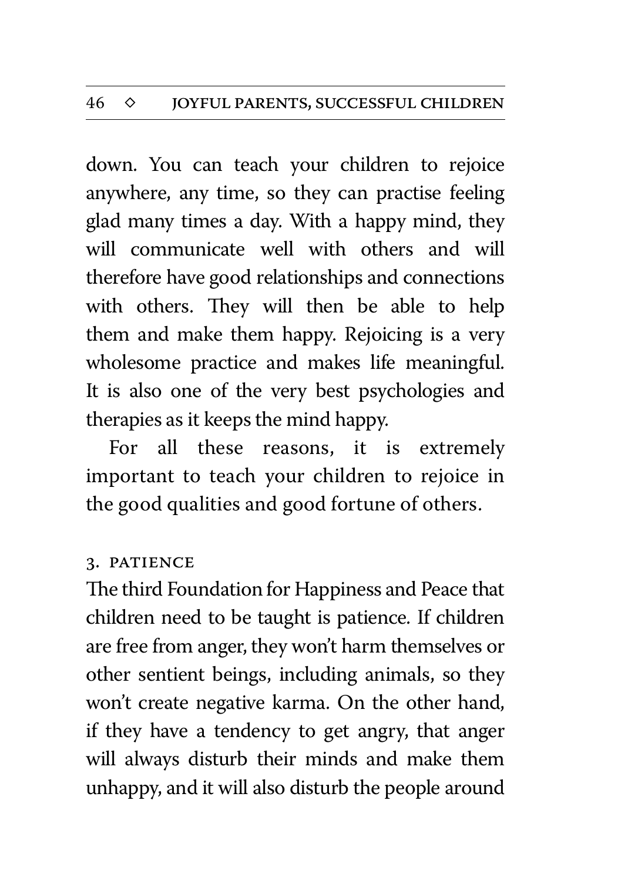down. You can teach your children to rejoice anywhere, any time, so they can practise feeling glad many times a day. With a happy mind, they will communicate well with others and will therefore have good relationships and connections with others. They will then be able to help them and make them happy. Rejoicing is a very wholesome practice and makes life meaningful. It is also one of the very best psychologies and therapies as it keeps the mind happy.

For all these reasons, it is extremely important to teach your children to rejoice in the good qualities and good fortune of others.

### 3. PATIENCE

The third Foundation for Happiness and Peace that children need to be taught is patience. If children are free from anger, they won't harm themselves or other sentient beings, including animals, so they won't create negative karma. On the other hand, if they have a tendency to get angry, that anger will always disturb their minds and make them unhappy, and it will also disturb the people around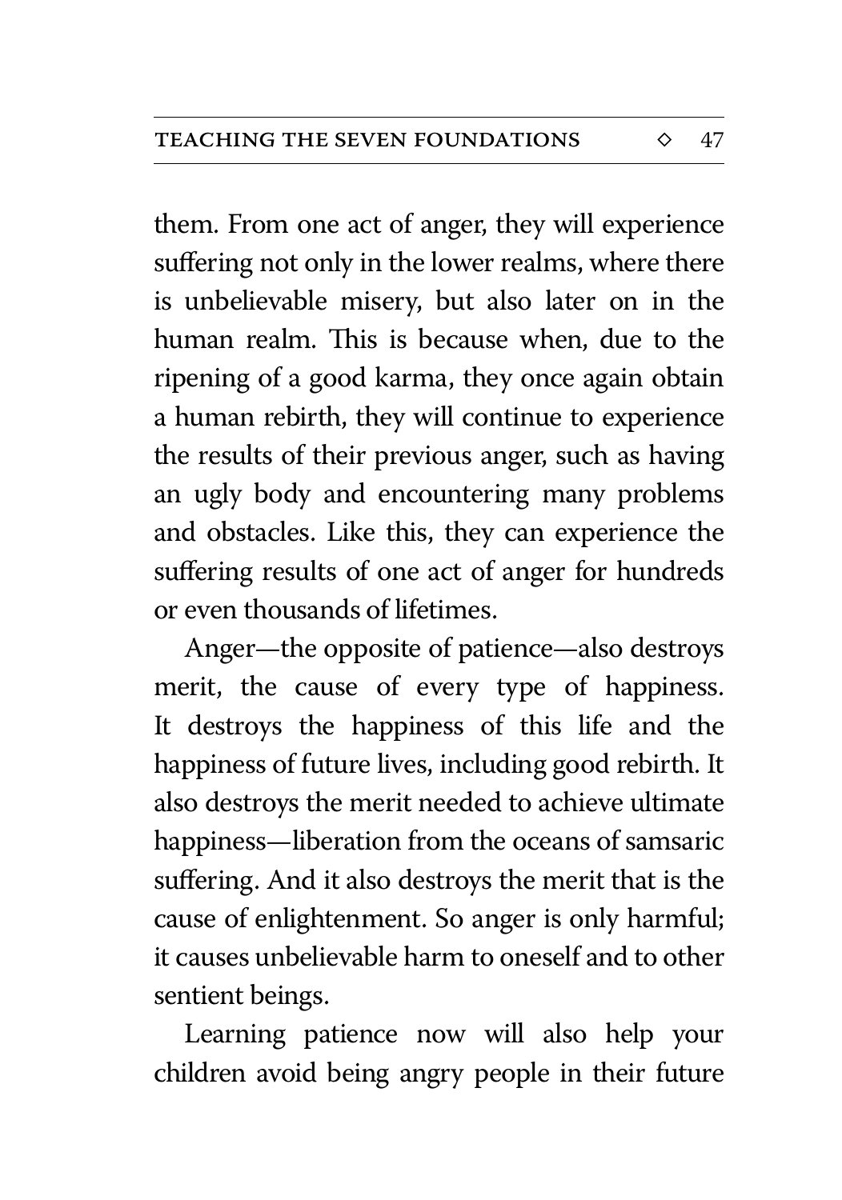them. From one act of anger, they will experience suffering not only in the lower realms, where there is unbelievable misery, but also later on in the human realm. This is because when, due to the ripening of a good karma, they once again obtain a human rebirth, they will continue to experience the results of their previous anger, such as having an ugly body and encountering many problems and obstacles. Like this, they can experience the suffering results of one act of anger for hundreds or even thousands of lifetimes.

Anger—the opposite of patience—also destroys merit, the cause of every type of happiness. It destroys the happiness of this life and the happiness of future lives, including good rebirth. It also destroys the merit needed to achieve ultimate happiness—liberation from the oceans of samsaric suffering. And it also destroys the merit that is the cause of enlightenment. So anger is only harmful; it causes unbelievable harm to oneself and to other sentient beings.

Learning patience now will also help your children avoid being angry people in their future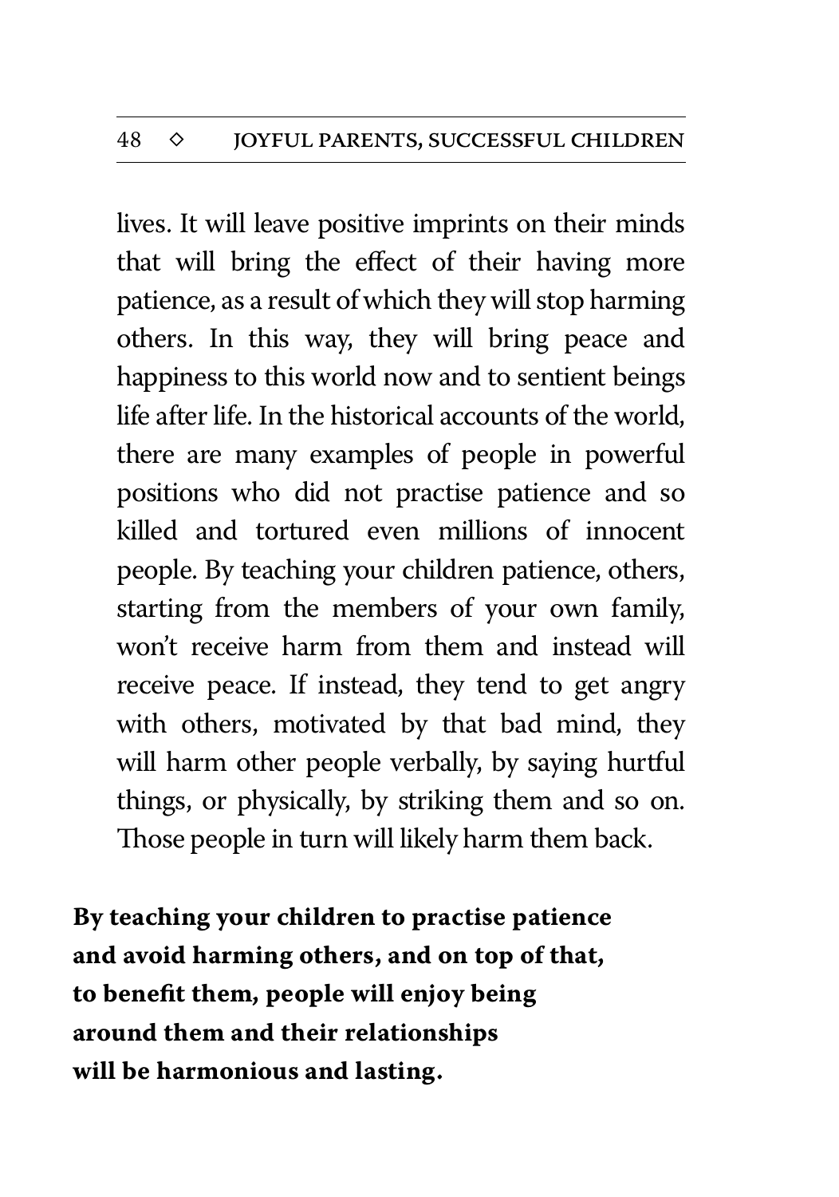lives. It will leave positive imprints on their minds that will bring the effect of their having more patience, as a result of which they will stop harming others. In this way, they will bring peace and happiness to this world now and to sentient beings life after life. In the historical accounts of the world, there are many examples of people in powerful positions who did not practise patience and so killed and tortured even millions of innocent people. By teaching your children patience, others, starting from the members of your own family, won't receive harm from them and instead will receive peace. If instead, they tend to get angry with others, motivated by that bad mind, they will harm other people verbally, by saying hurtful things, or physically, by striking them and so on. Those people in turn will likely harm them back.

**By teaching your children to practise patience and avoid harming others, and on top of that, to benefit them, people will enjoy being around them and their relationships will be harmonious and lasting.**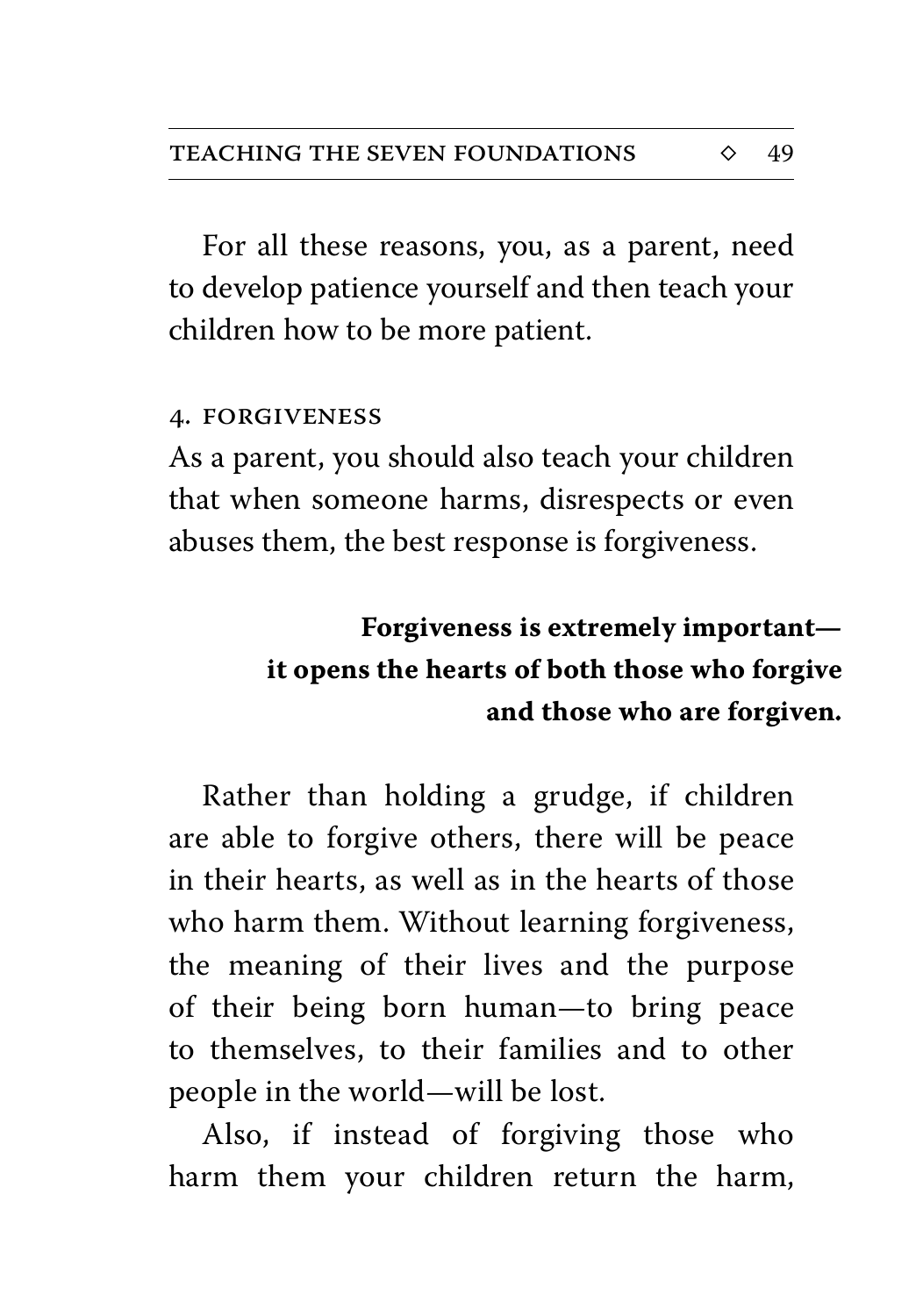For all these reasons, you, as a parent, need to develop patience yourself and then teach your children how to be more patient.

### 4. FORGIVENESS

As a parent, you should also teach your children that when someone harms, disrespects or even abuses them, the best response is forgiveness.

**Forgiveness is extremely important—it opens the hearts of both those who forgive and those who are forgiven.**

Rather than holding a grudge, if children are able to forgive others, there will be peace in their hearts, as well as in the hearts of those who harm them. Without learning forgiveness, the meaning of their lives and the purpose of their being born human—to bring peace to themselves, to their families and to other people in the world—will be lost.

Also, if instead of forgiving those who harm them your children return the harm,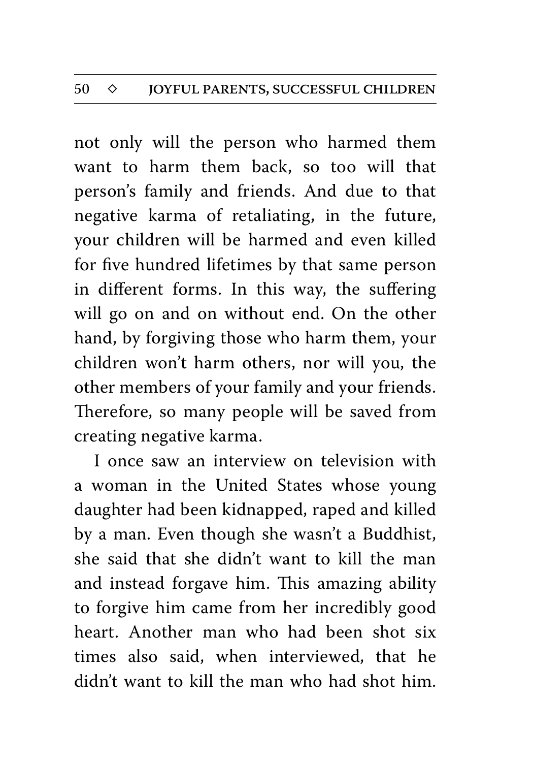not only will the person who harmed them want to harm them back, so too will that person's family and friends. And due to that negative karma of retaliating, in the future, your children will be harmed and even killed for five hundred lifetimes by that same person in different forms. In this way, the suffering will go on and on without end. On the other hand, by forgiving those who harm them, your children won't harm others, nor will you, the other members of your family and your friends. Therefore, so many people will be saved from creating negative karma.

I once saw an interview on television with a woman in the United States whose young daughter had been kidnapped, raped and killed by a man. Even though she wasn't a Buddhist, she said that she didn't want to kill the man and instead forgave him. This amazing ability to forgive him came from her incredibly good heart. Another man who had been shot six times also said, when interviewed, that he didn't want to kill the man who had shot him.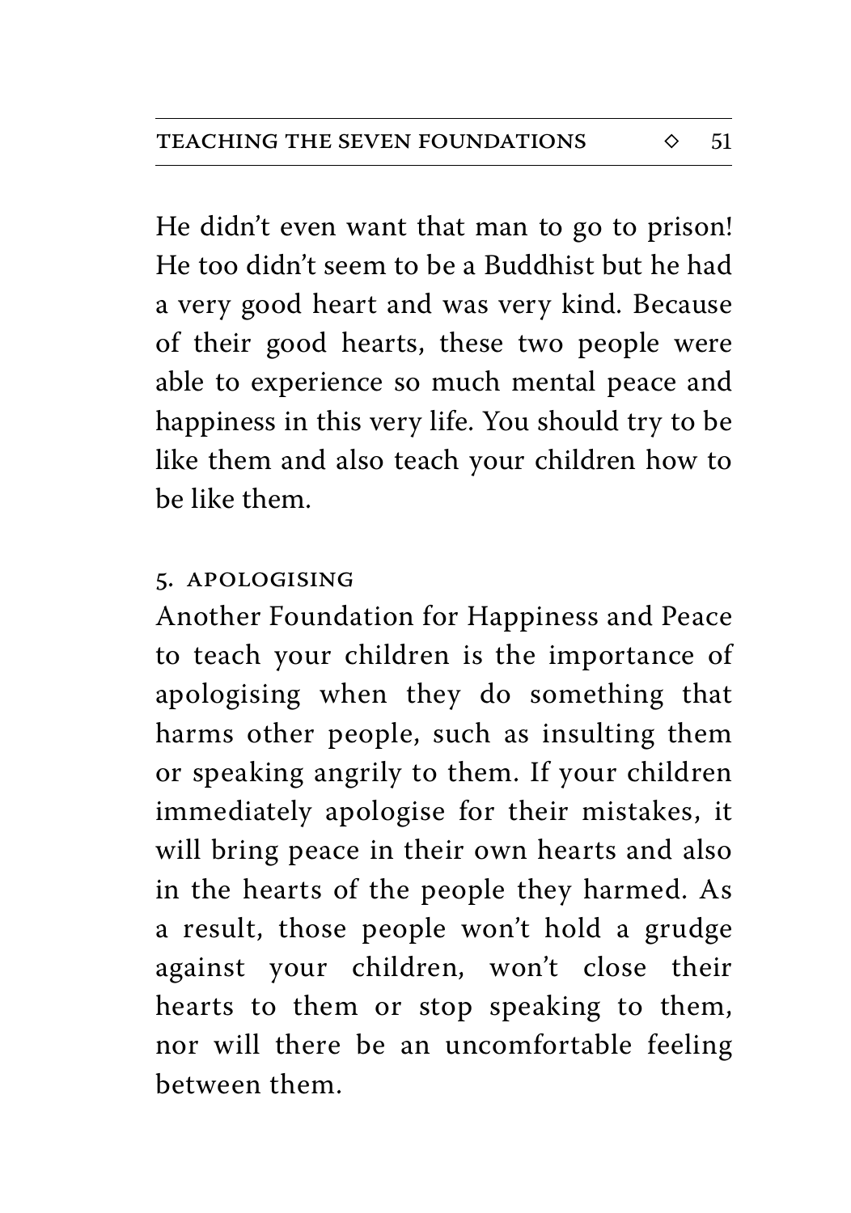He didn't even want that man to go to prison! He too didn't seem to be a Buddhist but he had a very good heart and was very kind. Because of their good hearts, these two people were able to experience so much mental peace and happiness in this very life. You should try to be like them and also teach your children how to be like them.

### 5. Apologising

Another Foundation for Happiness and Peace to teach your children is the importance of apologising when they do something that harms other people, such as insulting them or speaking angrily to them. If your children immediately apologise for their mistakes, it will bring peace in their own hearts and also in the hearts of the people they harmed. As a result, those people won't hold a grudge against your children, won't close their hearts to them or stop speaking to them, nor will there be an uncomfortable feeling between them.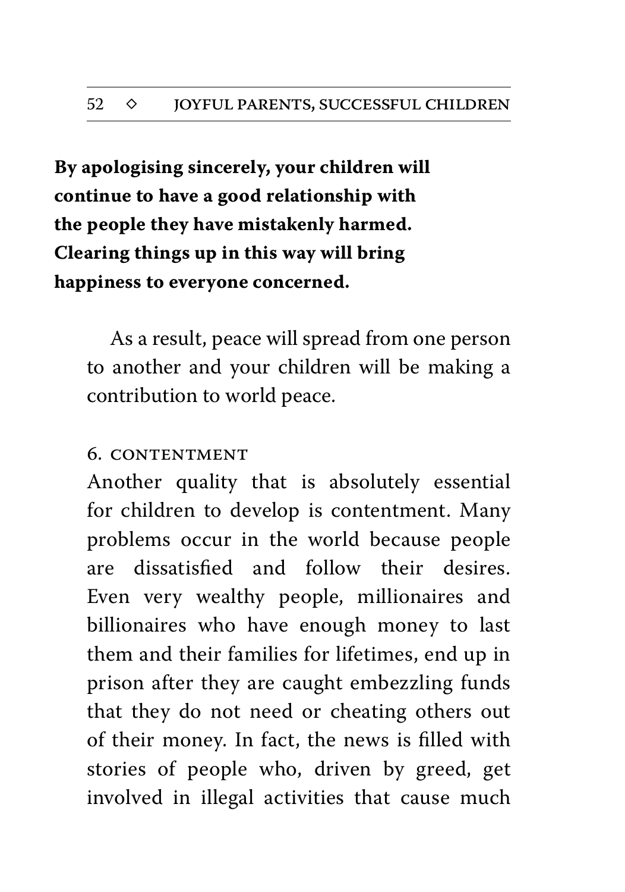**By apologising sincerely, your children will continue to have a good relationship with the people they have mistakenly harmed. Clearing things up in this way will bring happiness to everyone concerned.**

As a result, peace will spread from one person to another and your children will be making a contribution to world peace.

### 6. CONTENTMENT

Another quality that is absolutely essential for children to develop is contentment. Many problems occur in the world because people are dissatisfied and follow their desires. Even very wealthy people, millionaires and billionaires who have enough money to last them and their families for lifetimes, end up in prison after they are caught embezzling funds that they do not need or cheating others out of their money. In fact, the news is filled with stories of people who, driven by greed, get involved in illegal activities that cause much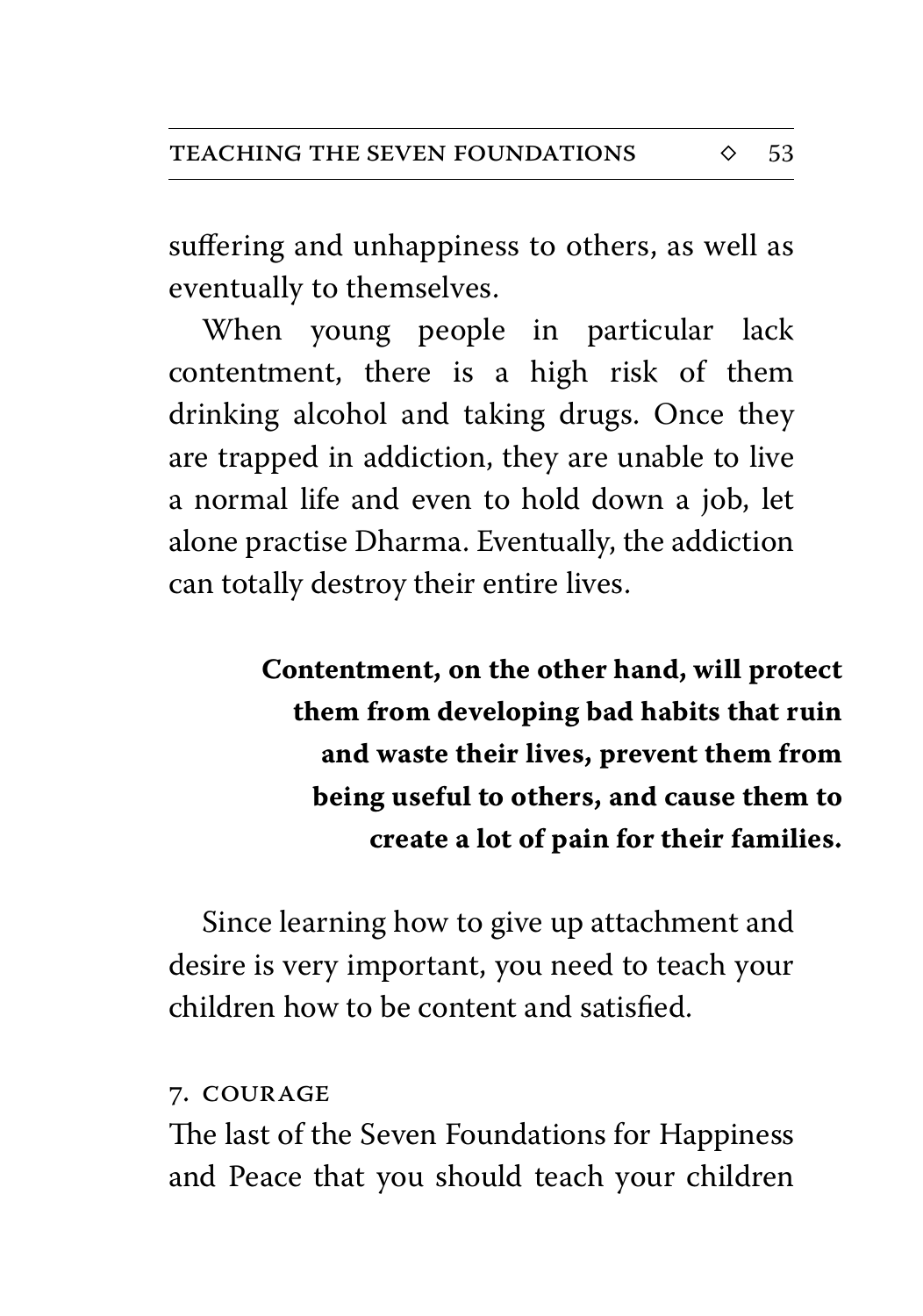suffering and unhappiness to others, as well as eventually to themselves.

When young people in particular lack contentment, there is a high risk of them drinking alcohol and taking drugs. Once they are trapped in addiction, they are unable to live a normal life and even to hold down a job, let alone practise Dharma. Eventually, the addiction can totally destroy their entire lives.

**Contentment, on the other hand, will protect them from developing bad habits that ruin and waste their lives, prevent them from being useful to others, and cause them to create a lot of pain for their families.**

Since learning how to give up attachment and desire is very important, you need to teach your children how to be content and satisfied.

## 7. COURAGE

The last of the Seven Foundations for Happiness and Peace that you should teach your children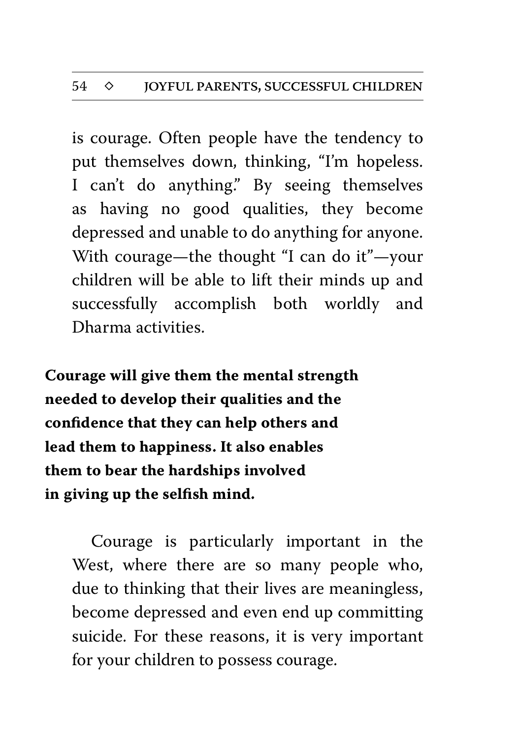is courage. Often people have the tendency to put themselves down, thinking, “I’m hopeless. I can’t do anything.” By seeing themselves as having no good qualities, they become depressed and unable to do anything for anyone. With courage—the thought “I can do it”—your children will be able to lift their minds up and successfully accomplish both worldly and Dharma activities.

**Courage will give them the mental strength needed to develop their qualities and the confidence that they can help others and lead them to happiness. It also enables them to bear the hardships involved in giving up the selfish mind.**

Courage is particularly important in the West, where there are so many people who, due to thinking that their lives are meaningless, become depressed and even end up committing suicide. For these reasons, it is very important for your children to possess courage.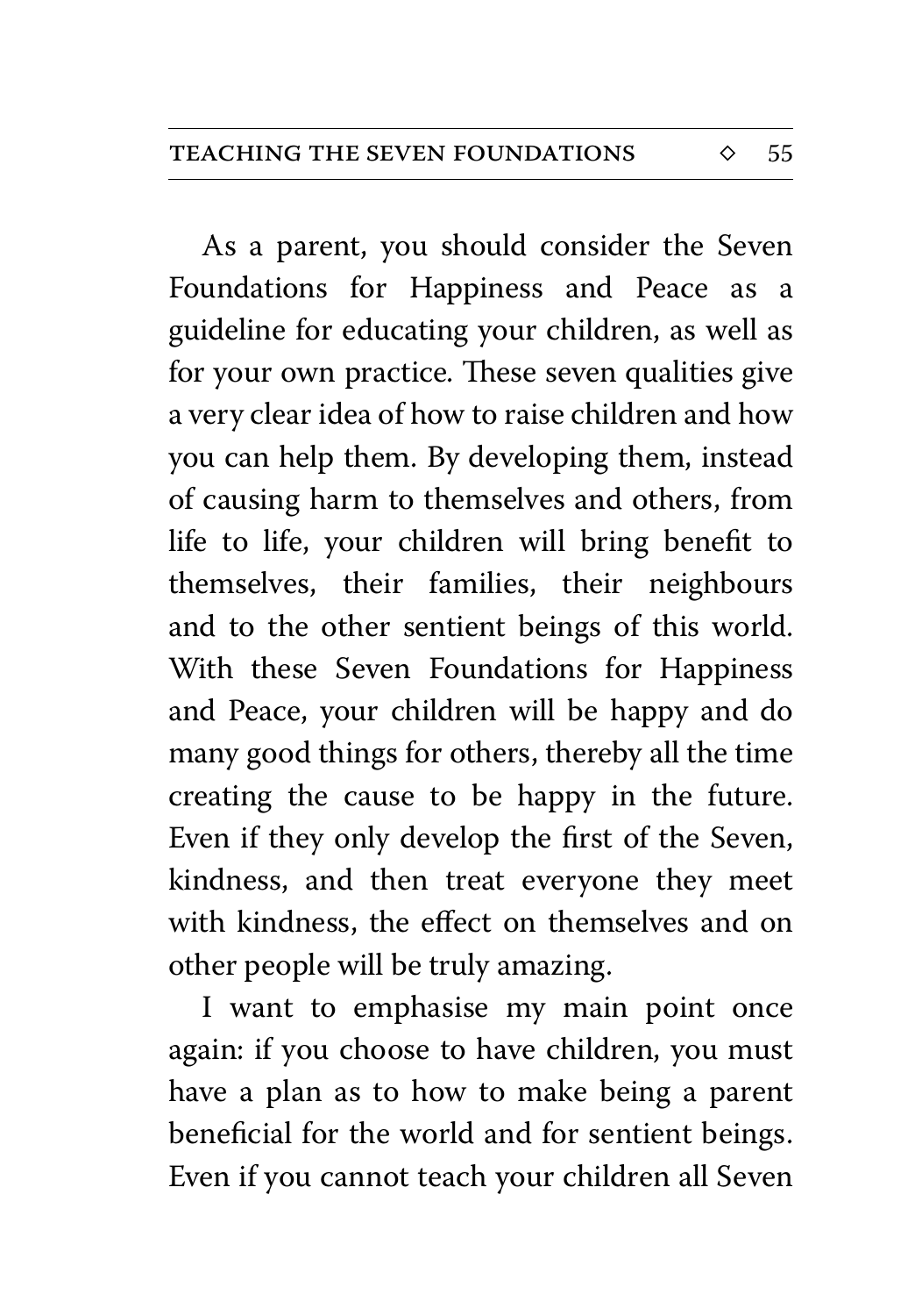As a parent, you should consider the Seven Foundations for Happiness and Peace as a guideline for educating your children, as well as for your own practice. These seven qualities give a very clear idea of how to raise children and how you can help them. By developing them, instead of causing harm to themselves and others, from life to life, your children will bring benefit to themselves, their families, their neighbours and to the other sentient beings of this world. With these Seven Foundations for Happiness and Peace, your children will be happy and do many good things for others, thereby all the time creating the cause to be happy in the future. Even if they only develop the first of the Seven, kindness, and then treat everyone they meet with kindness, the effect on themselves and on other people will be truly amazing.

I want to emphasise my main point once again: if you choose to have children, you must have a plan as to how to make being a parent beneficial for the world and for sentient beings. Even if you cannot teach your children all Seven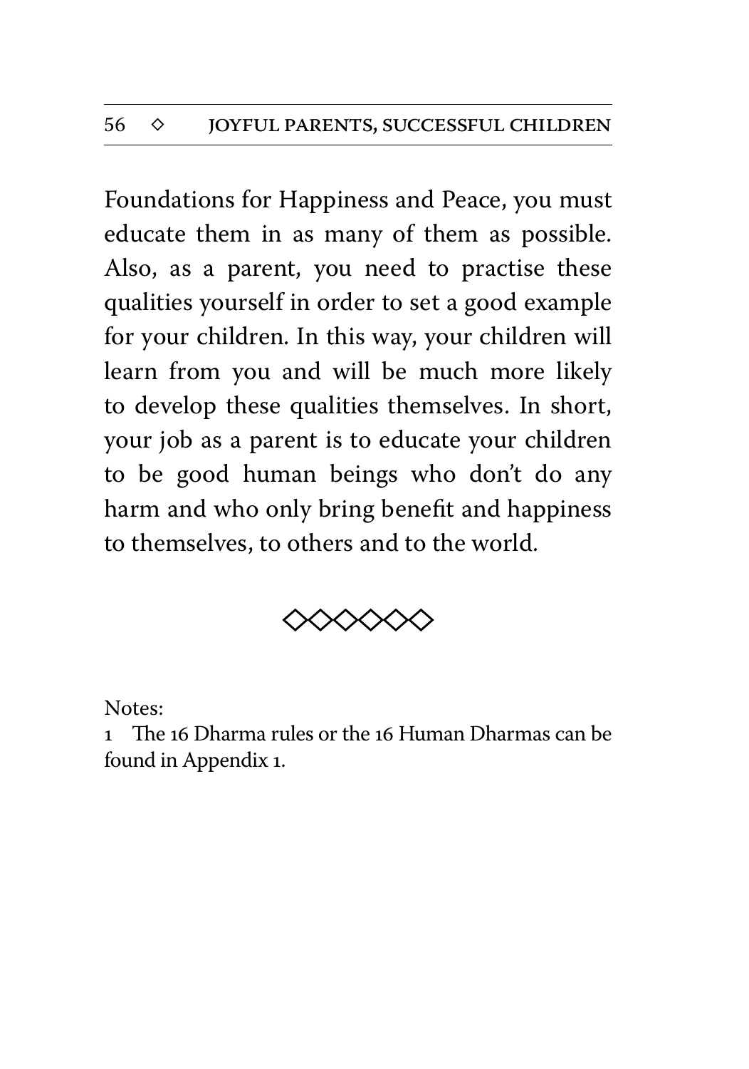Foundations for Happiness and Peace, you must educate them in as many of them as possible. Also, as a parent, you need to practise these qualities yourself in order to set a good example for your children. In this way, your children will learn from you and will be much more likely to develop these qualities themselves. In short, your job as a parent is to educate your children to be good human beings who don't do any harm and who only bring benefit and happiness to themselves, to others and to the world.

◇◇◇◇◇◇

Notes:

1 The 16 Dharma rules or the 16 Human Dharmas can be found in Appendix 1.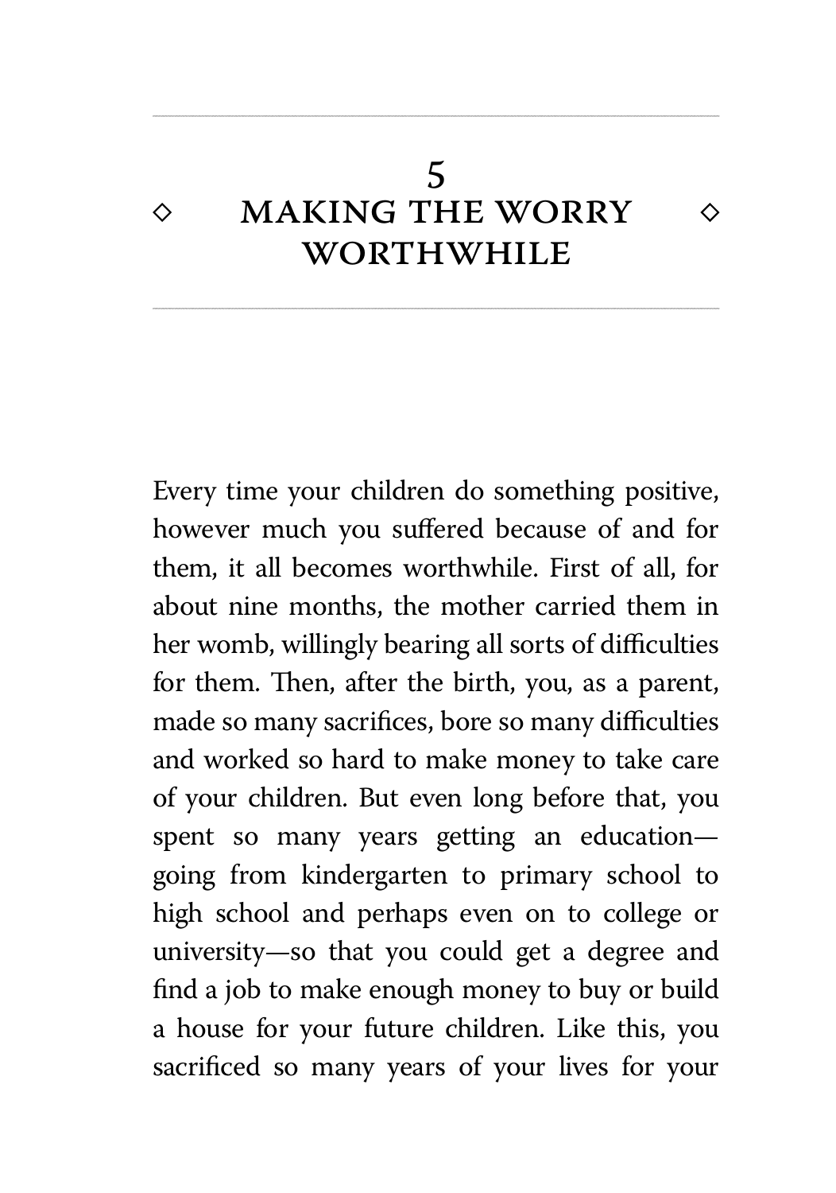# 5 MAKING THE WORRY WORTHWHILE

Every time your children do something positive, however much you suffered because of and for them, it all becomes worthwhile. First of all, for about nine months, the mother carried them in her womb, willingly bearing all sorts of difficulties for them. Then, after the birth, you, as a parent, made so many sacrifices, bore so many difficulties and worked so hard to make money to take care of your children. But even long before that, you spent so many years getting an education—going from kindergarten to primary school to high school and perhaps even on to college or university—so that you could get a degree and find a job to make enough money to buy or build a house for your future children. Like this, you sacrificed so many years of your lives for your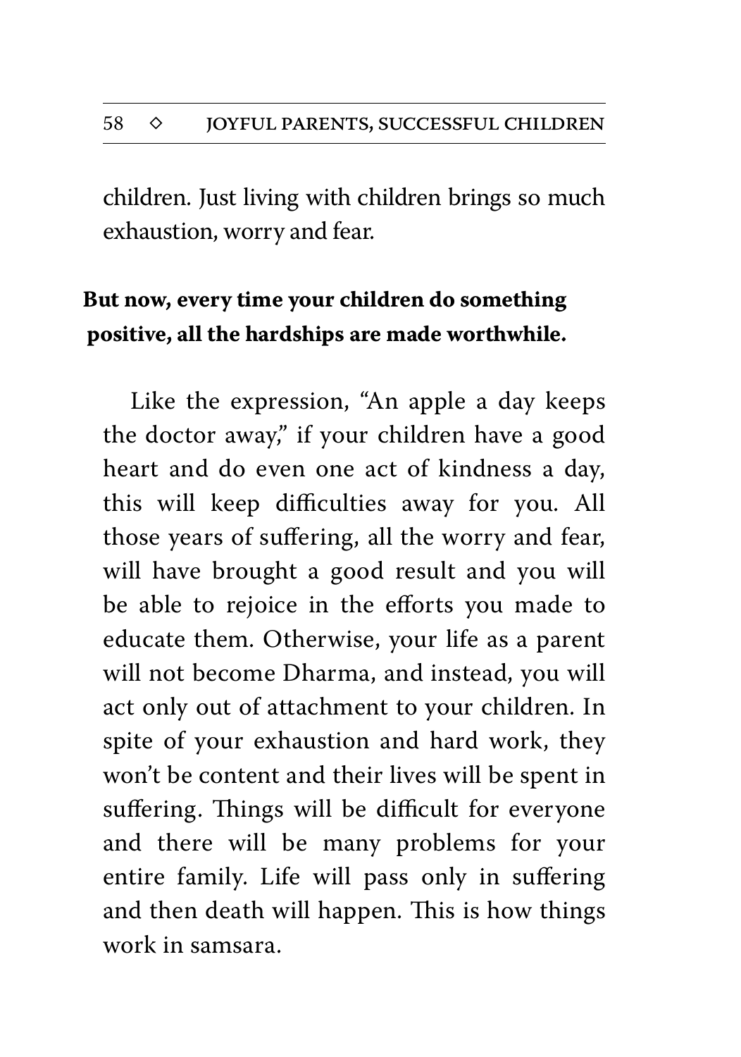children. Just living with children brings so much exhaustion, worry and fear.

**But now, every time your children do something positive, all the hardships are made worthwhile.**

Like the expression, "An apple a day keeps the doctor away," if your children have a good heart and do even one act of kindness a day, this will keep difficulties away for you. All those years of suffering, all the worry and fear, will have brought a good result and you will be able to rejoice in the efforts you made to educate them. Otherwise, your life as a parent will not become Dharma, and instead, you will act only out of attachment to your children. In spite of your exhaustion and hard work, they won't be content and their lives will be spent in suffering. Things will be difficult for everyone and there will be many problems for your entire family. Life will pass only in suffering and then death will happen. This is how things work in samsara.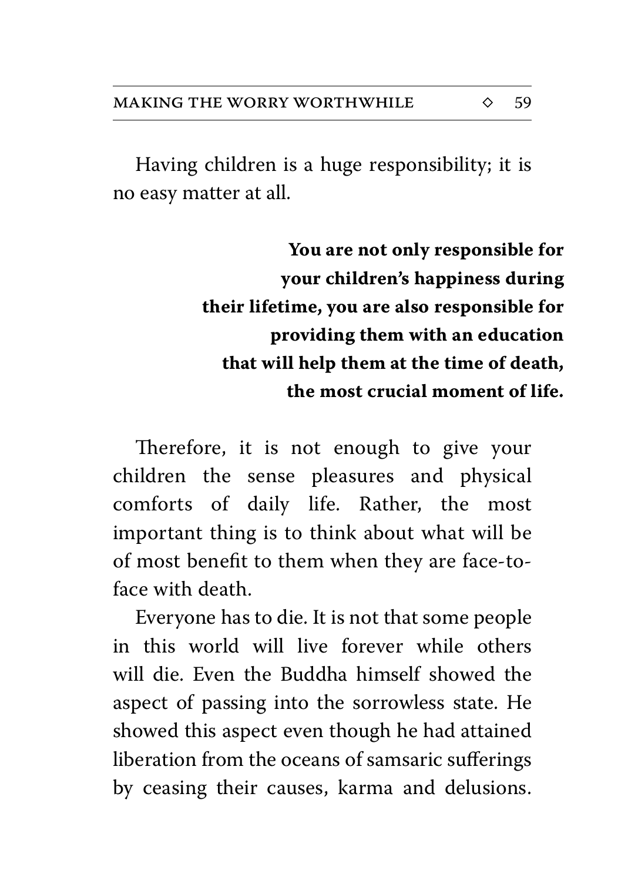Having children is a huge responsibility; it is no easy matter at all.

**You are not only responsible for your children's happiness during their lifetime, you are also responsible for providing them with an education that will help them at the time of death, the most crucial moment of life.**

Therefore, it is not enough to give your children the sense pleasures and physical comforts of daily life. Rather, the most important thing is to think about what will be of most benefit to them when they are face-to-face with death.

Everyone has to die. It is not that some people in this world will live forever while others will die. Even the Buddha himself showed the aspect of passing into the sorrowless state. He showed this aspect even though he had attained liberation from the oceans of samsaric sufferings by ceasing their causes, karma and delusions.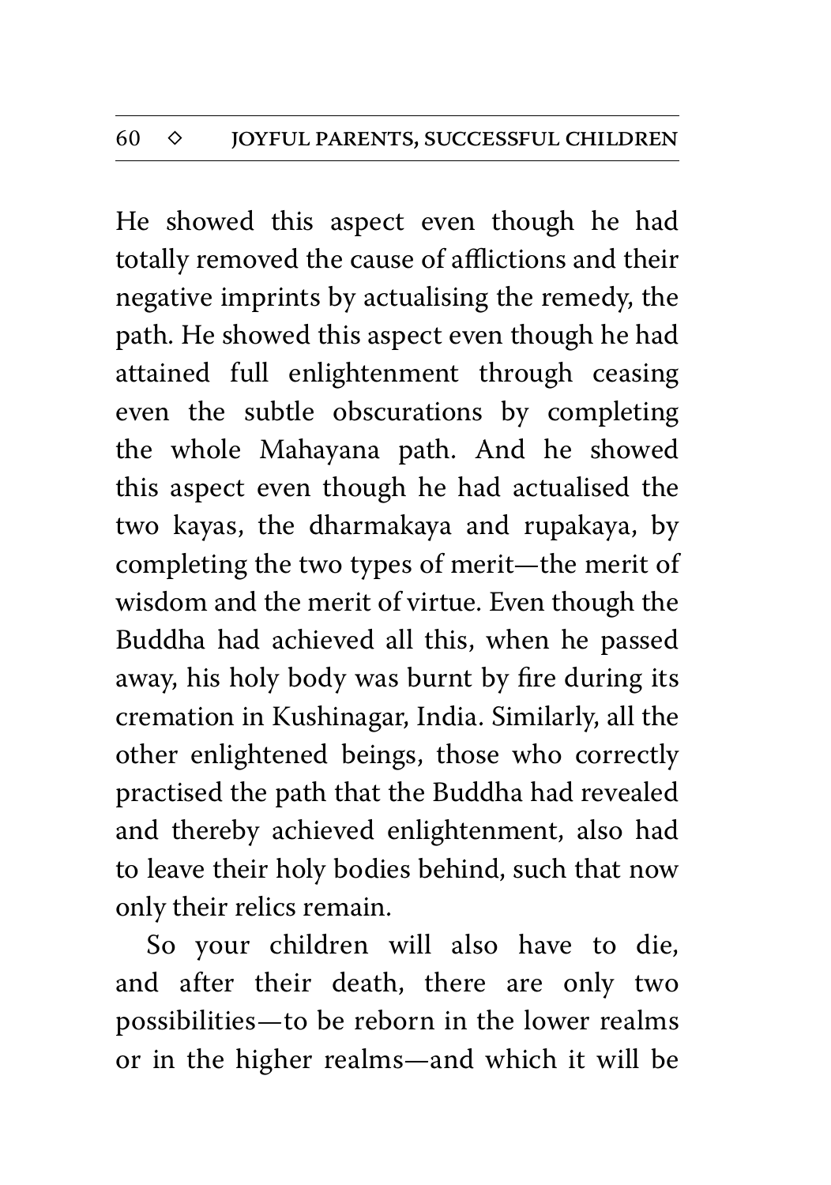He showed this aspect even though he had totally removed the cause of afflictions and their negative imprints by actualising the remedy, the path. He showed this aspect even though he had attained full enlightenment through ceasing even the subtle obscurations by completing the whole Mahayana path. And he showed this aspect even though he had actualised the two kayas, the dharmakaya and rupakaya, by completing the two types of merit—the merit of wisdom and the merit of virtue. Even though the Buddha had achieved all this, when he passed away, his holy body was burnt by fire during its cremation in Kushinagar, India. Similarly, all the other enlightened beings, those who correctly practised the path that the Buddha had revealed and thereby achieved enlightenment, also had to leave their holy bodies behind, such that now only their relics remain.

So your children will also have to die, and after their death, there are only two possibilities—to be reborn in the lower realms or in the higher realms—and which it will be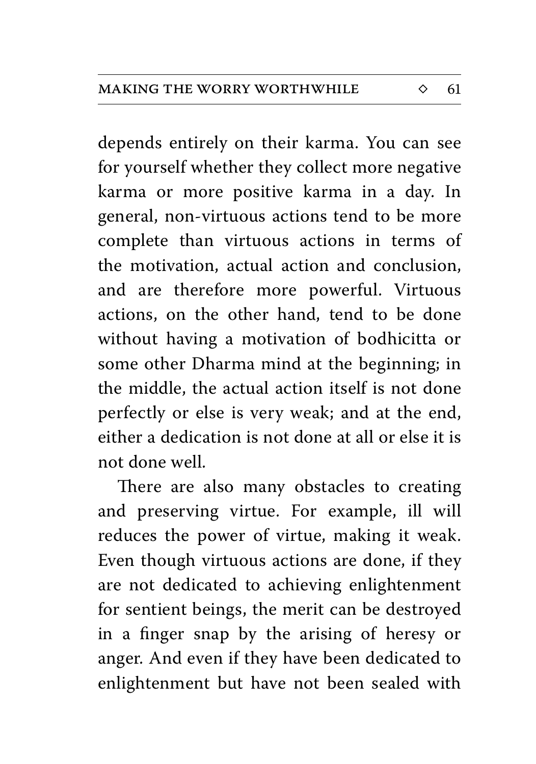depends entirely on their karma. You can see for yourself whether they collect more negative karma or more positive karma in a day. In general, non-virtuous actions tend to be more complete than virtuous actions in terms of the motivation, actual action and conclusion, and are therefore more powerful. Virtuous actions, on the other hand, tend to be done without having a motivation of bodhicitta or some other Dharma mind at the beginning; in the middle, the actual action itself is not done perfectly or else is very weak; and at the end, either a dedication is not done at all or else it is not done well.

There are also many obstacles to creating and preserving virtue. For example, ill will reduces the power of virtue, making it weak. Even though virtuous actions are done, if they are not dedicated to achieving enlightenment for sentient beings, the merit can be destroyed in a finger snap by the arising of heresy or anger. And even if they have been dedicated to enlightenment but have not been sealed with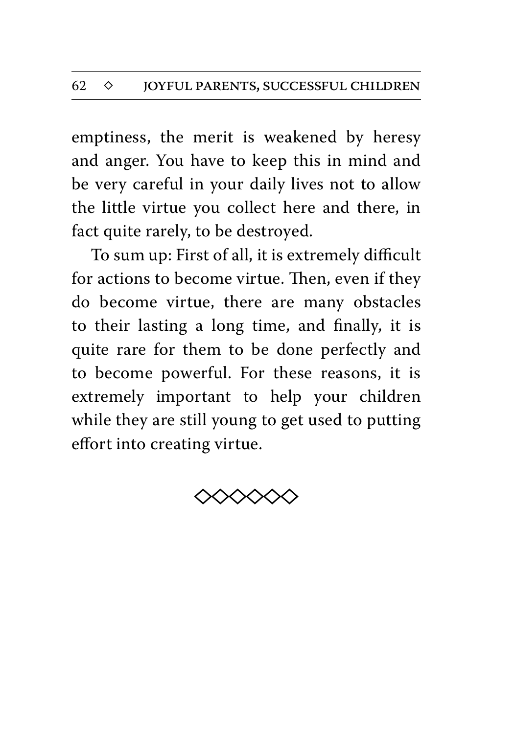emptiness, the merit is weakened by heresy and anger. You have to keep this in mind and be very careful in your daily lives not to allow the little virtue you collect here and there, in fact quite rarely, to be destroyed.

To sum up: First of all, it is extremely difficult for actions to become virtue. Then, even if they do become virtue, there are many obstacles to their lasting a long time, and finally, it is quite rare for them to be done perfectly and to become powerful. For these reasons, it is extremely important to help your children while they are still young to get used to putting effort into creating virtue.

◇◇◇◇◇◇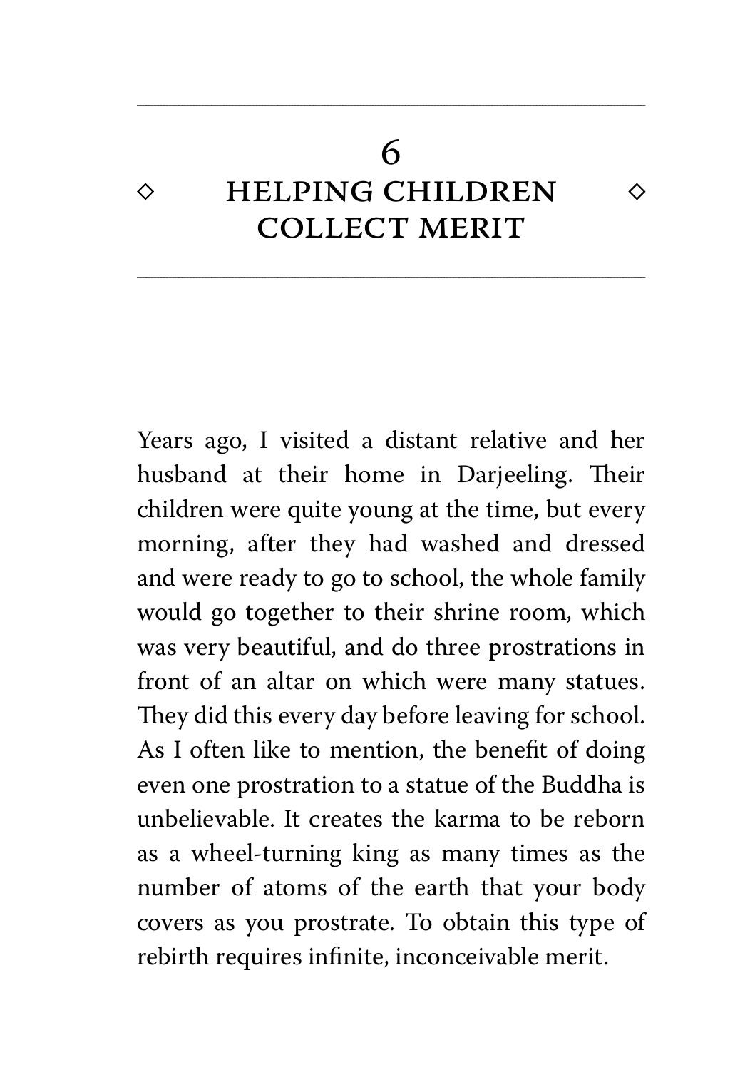# 6 HELPING CHILDREN COLLECT MERIT

Years ago, I visited a distant relative and her husband at their home in Darjeeling. Their children were quite young at the time, but every morning, after they had washed and dressed and were ready to go to school, the whole family would go together to their shrine room, which was very beautiful, and do three prostrations in front of an altar on which were many statues. They did this every day before leaving for school. As I often like to mention, the benefit of doing even one prostration to a statue of the Buddha is unbelievable. It creates the karma to be reborn as a wheel-turning king as many times as the number of atoms of the earth that your body covers as you prostrate. To obtain this type of rebirth requires infinite, inconceivable merit.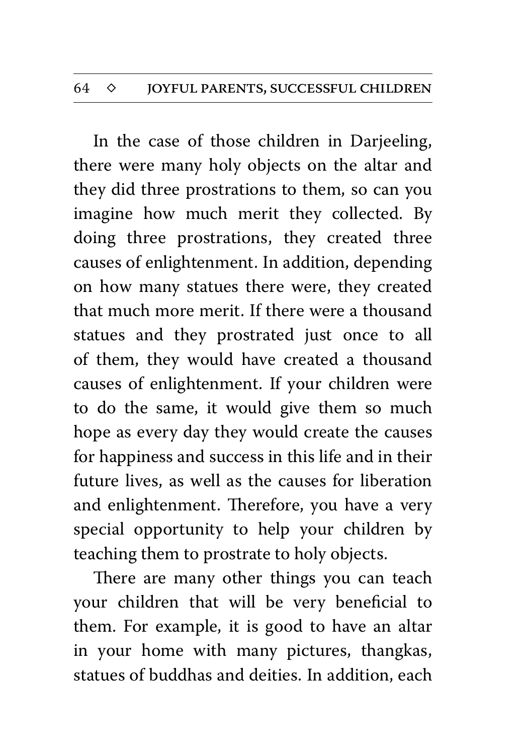In the case of those children in Darjeeling, there were many holy objects on the altar and they did three prostrations to them, so can you imagine how much merit they collected. By doing three prostrations, they created three causes of enlightenment. In addition, depending on how many statues there were, they created that much more merit. If there were a thousand statues and they prostrated just once to all of them, they would have created a thousand causes of enlightenment. If your children were to do the same, it would give them so much hope as every day they would create the causes for happiness and success in this life and in their future lives, as well as the causes for liberation and enlightenment. Therefore, you have a very special opportunity to help your children by teaching them to prostrate to holy objects.

There are many other things you can teach your children that will be very beneficial to them. For example, it is good to have an altar in your home with many pictures, thangkas, statues of buddhas and deities. In addition, each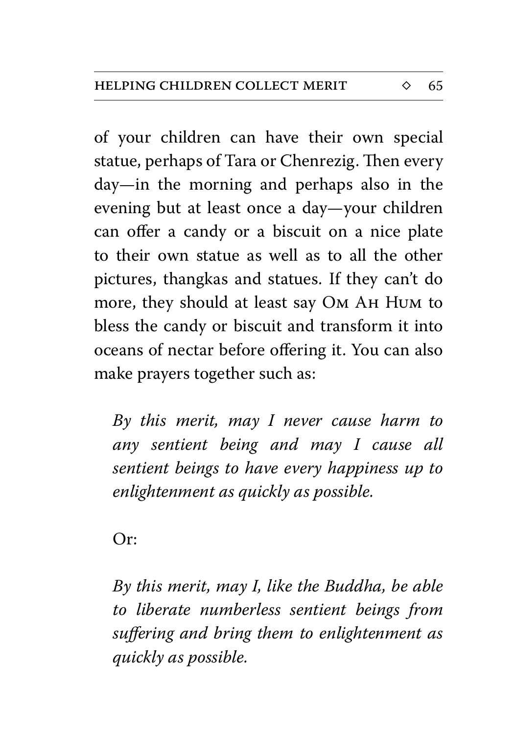of your children can have their own special statue, perhaps of Tara or Chenrezig. Then every day—in the morning and perhaps also in the evening but at least once a day—your children can offer a candy or a biscuit on a nice plate to their own statue as well as to all the other pictures, thangkas and statues. If they can't do more, they should at least say OM AH HUM to bless the candy or biscuit and transform it into oceans of nectar before offering it. You can also make prayers together such as:

> *By this merit, may I never cause harm to any sentient being and may I cause all sentient beings to have every happiness up to enlightenment as quickly as possible.*

Or:

> *By this merit, may I, like the Buddha, be able to liberate numberless sentient beings from suffering and bring them to enlightenment as quickly as possible.*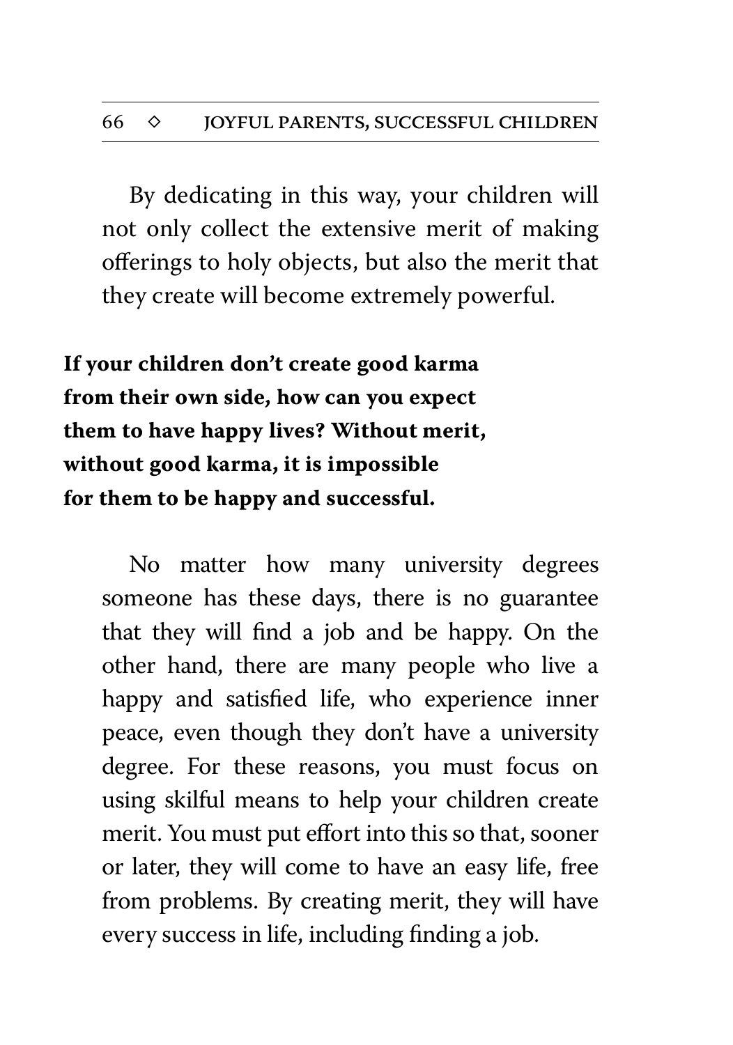By dedicating in this way, your children will not only collect the extensive merit of making offerings to holy objects, but also the merit that they create will become extremely powerful.

**If your children don't create good karma from their own side, how can you expect them to have happy lives? Without merit, without good karma, it is impossible for them to be happy and successful.**

No matter how many university degrees someone has these days, there is no guarantee that they will find a job and be happy. On the other hand, there are many people who live a happy and satisfied life, who experience inner peace, even though they don't have a university degree. For these reasons, you must focus on using skilful means to help your children create merit. You must put effort into this so that, sooner or later, they will come to have an easy life, free from problems. By creating merit, they will have every success in life, including finding a job.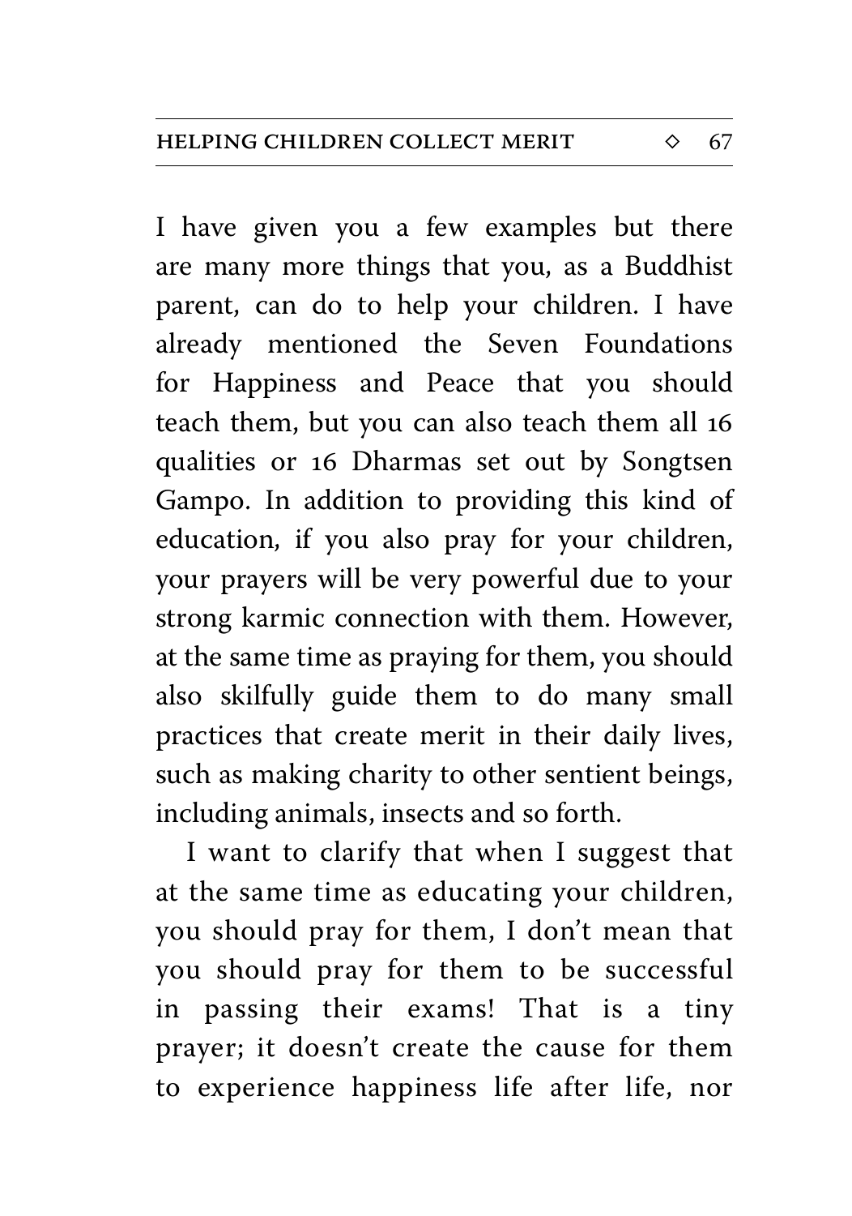I have given you a few examples but there are many more things that you, as a Buddhist parent, can do to help your children. I have already mentioned the Seven Foundations for Happiness and Peace that you should teach them, but you can also teach them all 16 qualities or 16 Dharmas set out by Songtsen Gampo. In addition to providing this kind of education, if you also pray for your children, your prayers will be very powerful due to your strong karmic connection with them. However, at the same time as praying for them, you should also skilfully guide them to do many small practices that create merit in their daily lives, such as making charity to other sentient beings, including animals, insects and so forth.

I want to clarify that when I suggest that at the same time as educating your children, you should pray for them, I don't mean that you should pray for them to be successful in passing their exams! That is a tiny prayer; it doesn't create the cause for them to experience happiness life after life, nor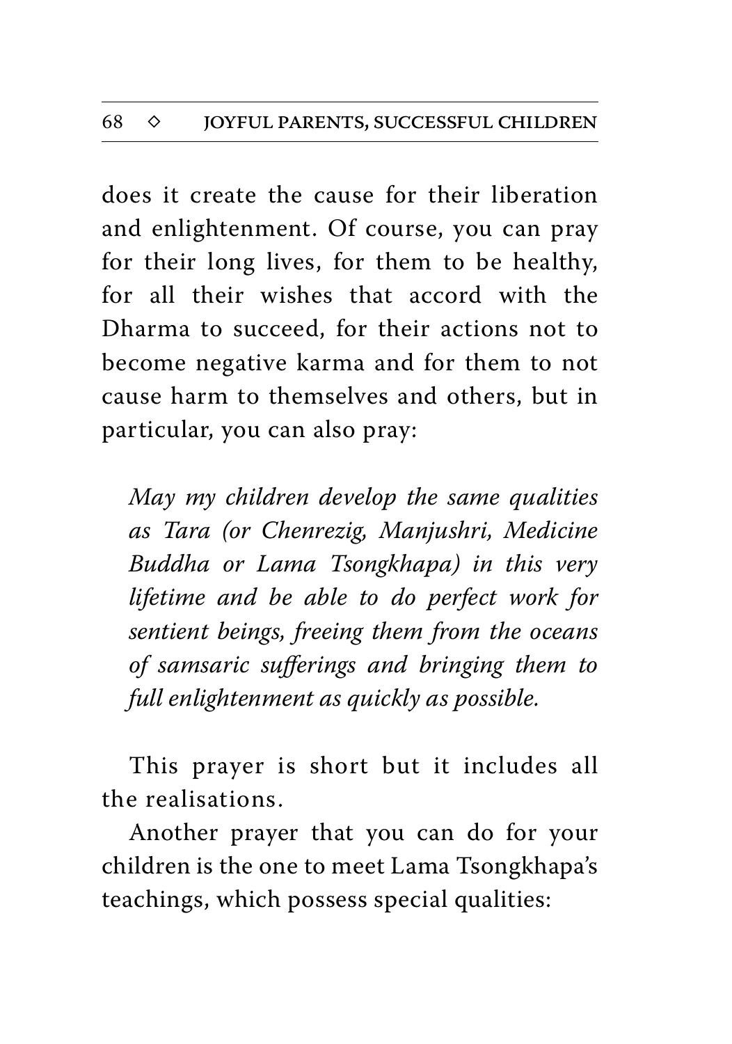does it create the cause for their liberation and enlightenment. Of course, you can pray for their long lives, for them to be healthy, for all their wishes that accord with the Dharma to succeed, for their actions not to become negative karma and for them to not cause harm to themselves and others, but in particular, you can also pray:

> *May my children develop the same qualities as Tara (or Chenrezig, Manjushri, Medicine Buddha or Lama Tsongkhapa) in this very lifetime and be able to do perfect work for sentient beings, freeing them from the oceans of samsaric sufferings and bringing them to full enlightenment as quickly as possible.*

This prayer is short but it includes all the realisations.

Another prayer that you can do for your children is the one to meet Lama Tsongkhapa's teachings, which possess special qualities: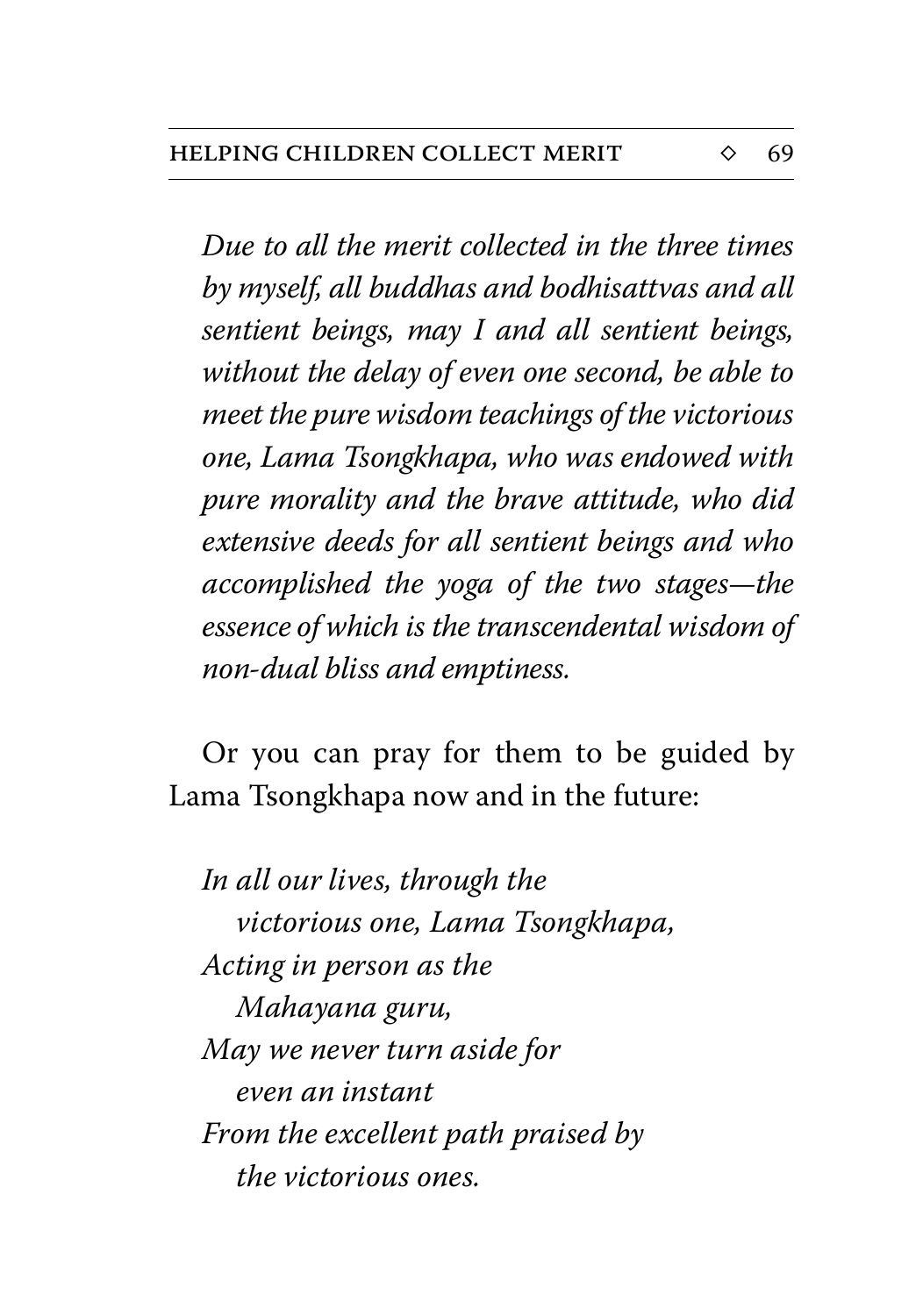*Due to all the merit collected in the three times by myself, all buddhas and bodhisattvas and all sentient beings, may I and all sentient beings, without the delay of even one second, be able to meet the pure wisdom teachings of the victorious one, Lama Tsongkhapa, who was endowed with pure morality and the brave attitude, who did extensive deeds for all sentient beings and who accomplished the yoga of the two stages—the essence of which is the transcendental wisdom of non-dual bliss and emptiness.*

Or you can pray for them to be guided by Lama Tsongkhapa now and in the future:

*In all our lives, through the*
*victorious one, Lama Tsongkhapa,*
*Acting in person as the*
*Mahayana guru,*
*May we never turn aside for*
*even an instant*
*From the excellent path praised by*
*the victorious ones.*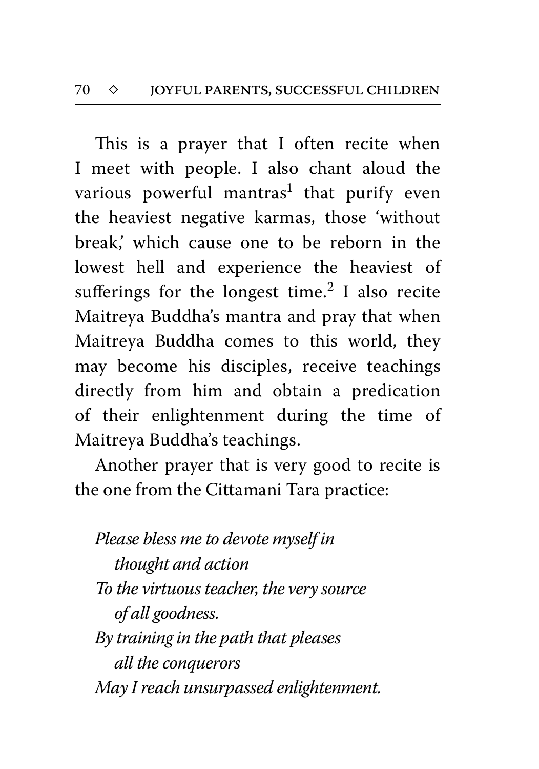This is a prayer that I often recite when I meet with people. I also chant aloud the various powerful mantras[1] that purify even the heaviest negative karmas, those 'without break,' which cause one to be reborn in the lowest hell and experience the heaviest of sufferings for the longest time.[2] I also recite Maitreya Buddha's mantra and pray that when Maitreya Buddha comes to this world, they may become his disciples, receive teachings directly from him and obtain a predication of their enlightenment during the time of Maitreya Buddha's teachings.

Another prayer that is very good to recite is the one from the Cittamani Tara practice:

*Please bless me to devote myself in*
*thought and action*
*To the virtuous teacher, the very source*
*of all goodness.*
*By training in the path that pleases*
*all the conquerors*
*May I reach unsurpassed enlightenment.*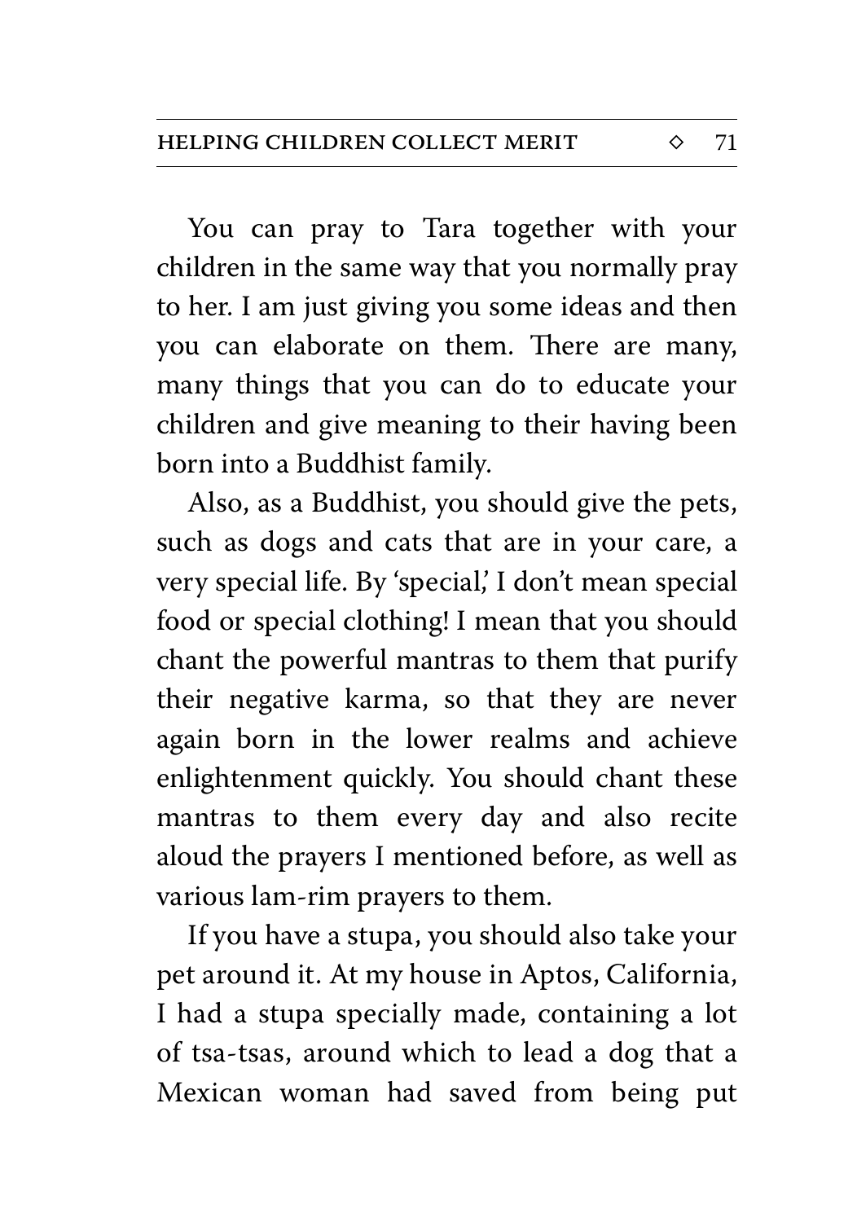You can pray to Tara together with your children in the same way that you normally pray to her. I am just giving you some ideas and then you can elaborate on them. There are many, many things that you can do to educate your children and give meaning to their having been born into a Buddhist family.

Also, as a Buddhist, you should give the pets, such as dogs and cats that are in your care, a very special life. By 'special,' I don't mean special food or special clothing! I mean that you should chant the powerful mantras to them that purify their negative karma, so that they are never again born in the lower realms and achieve enlightenment quickly. You should chant these mantras to them every day and also recite aloud the prayers I mentioned before, as well as various lam-rim prayers to them.

If you have a stupa, you should also take your pet around it. At my house in Aptos, California, I had a stupa specially made, containing a lot of tsa-tsas, around which to lead a dog that a Mexican woman had saved from being put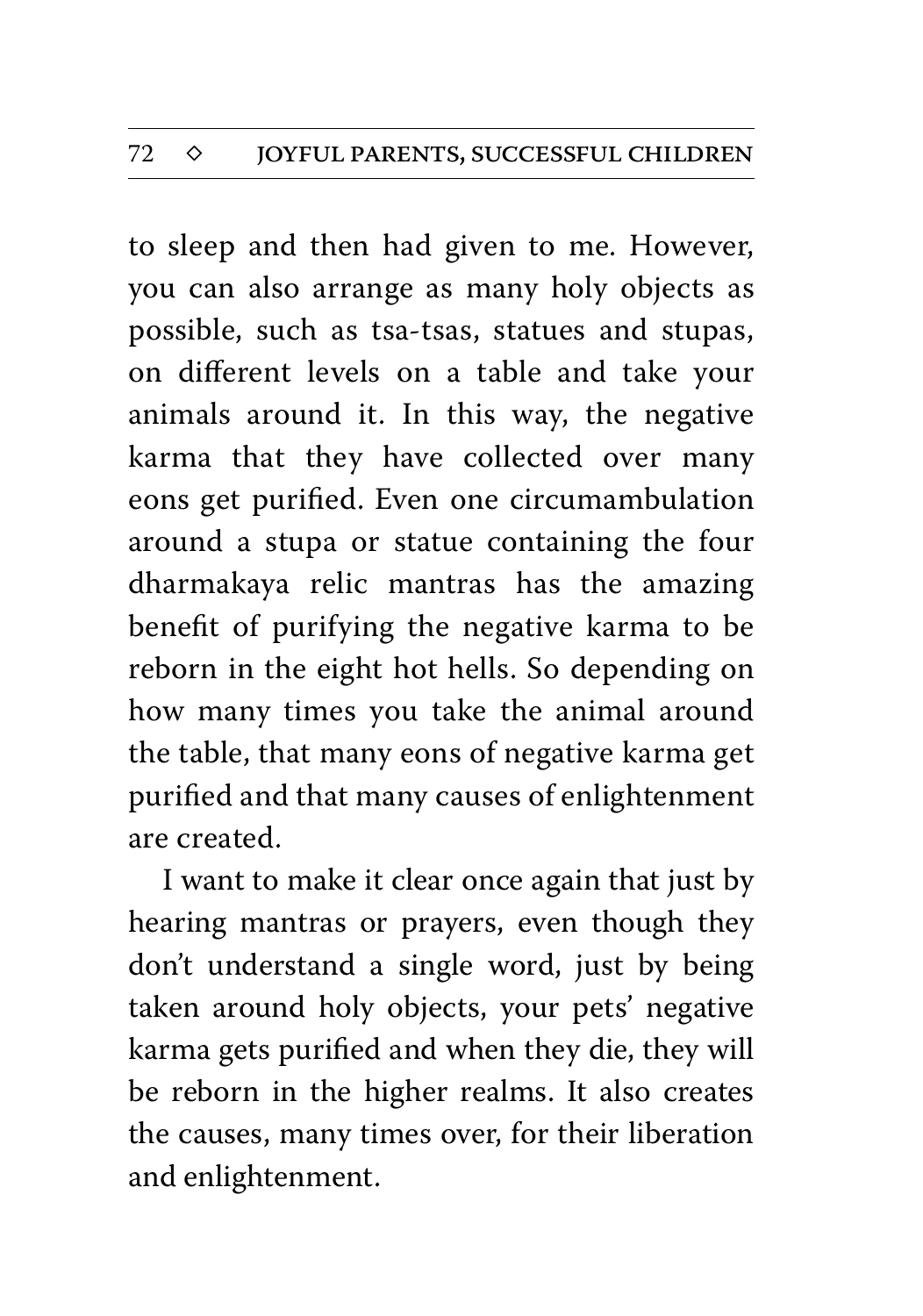to sleep and then had given to me. However, you can also arrange as many holy objects as possible, such as tsa-tsas, statues and stupas, on different levels on a table and take your animals around it. In this way, the negative karma that they have collected over many eons get purified. Even one circumambulation around a stupa or statue containing the four dharmakaya relic mantras has the amazing benefit of purifying the negative karma to be reborn in the eight hot hells. So depending on how many times you take the animal around the table, that many eons of negative karma get purified and that many causes of enlightenment are created.

I want to make it clear once again that just by hearing mantras or prayers, even though they don't understand a single word, just by being taken around holy objects, your pets' negative karma gets purified and when they die, they will be reborn in the higher realms. It also creates the causes, many times over, for their liberation and enlightenment.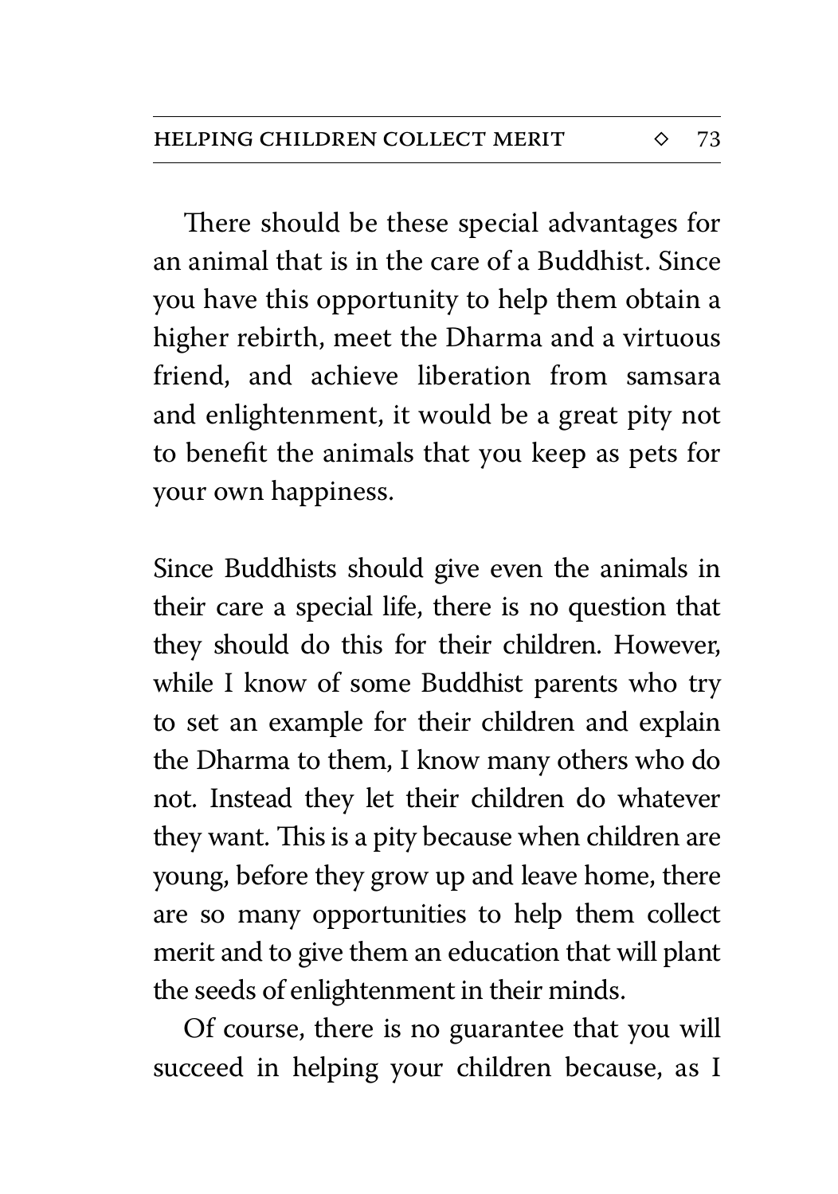There should be these special advantages for an animal that is in the care of a Buddhist. Since you have this opportunity to help them obtain a higher rebirth, meet the Dharma and a virtuous friend, and achieve liberation from samsara and enlightenment, it would be a great pity not to benefit the animals that you keep as pets for your own happiness.

Since Buddhists should give even the animals in their care a special life, there is no question that they should do this for their children. However, while I know of some Buddhist parents who try to set an example for their children and explain the Dharma to them, I know many others who do not. Instead they let their children do whatever they want. This is a pity because when children are young, before they grow up and leave home, there are so many opportunities to help them collect merit and to give them an education that will plant the seeds of enlightenment in their minds.

Of course, there is no guarantee that you will succeed in helping your children because, as I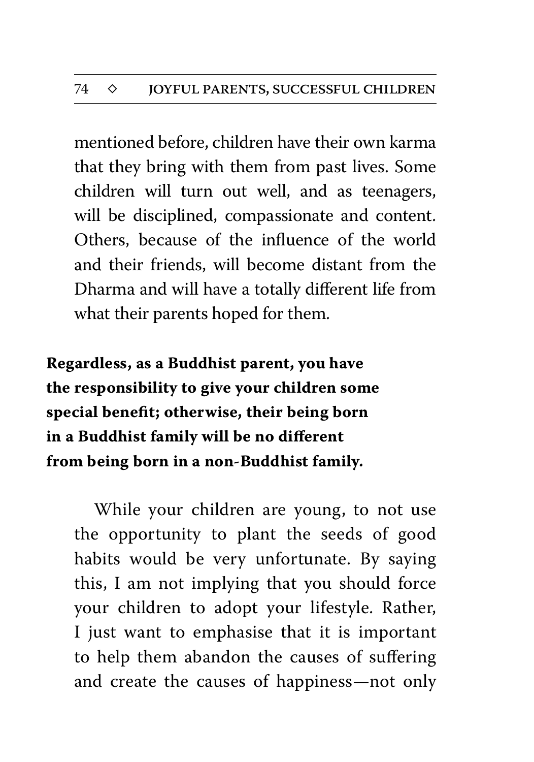mentioned before, children have their own karma that they bring with them from past lives. Some children will turn out well, and as teenagers, will be disciplined, compassionate and content. Others, because of the influence of the world and their friends, will become distant from the Dharma and will have a totally different life from what their parents hoped for them.

**Regardless, as a Buddhist parent, you have the responsibility to give your children some special benefit; otherwise, their being born in a Buddhist family will be no different from being born in a non-Buddhist family.**

While your children are young, to not use the opportunity to plant the seeds of good habits would be very unfortunate. By saying this, I am not implying that you should force your children to adopt your lifestyle. Rather, I just want to emphasise that it is important to help them abandon the causes of suffering and create the causes of happiness—not only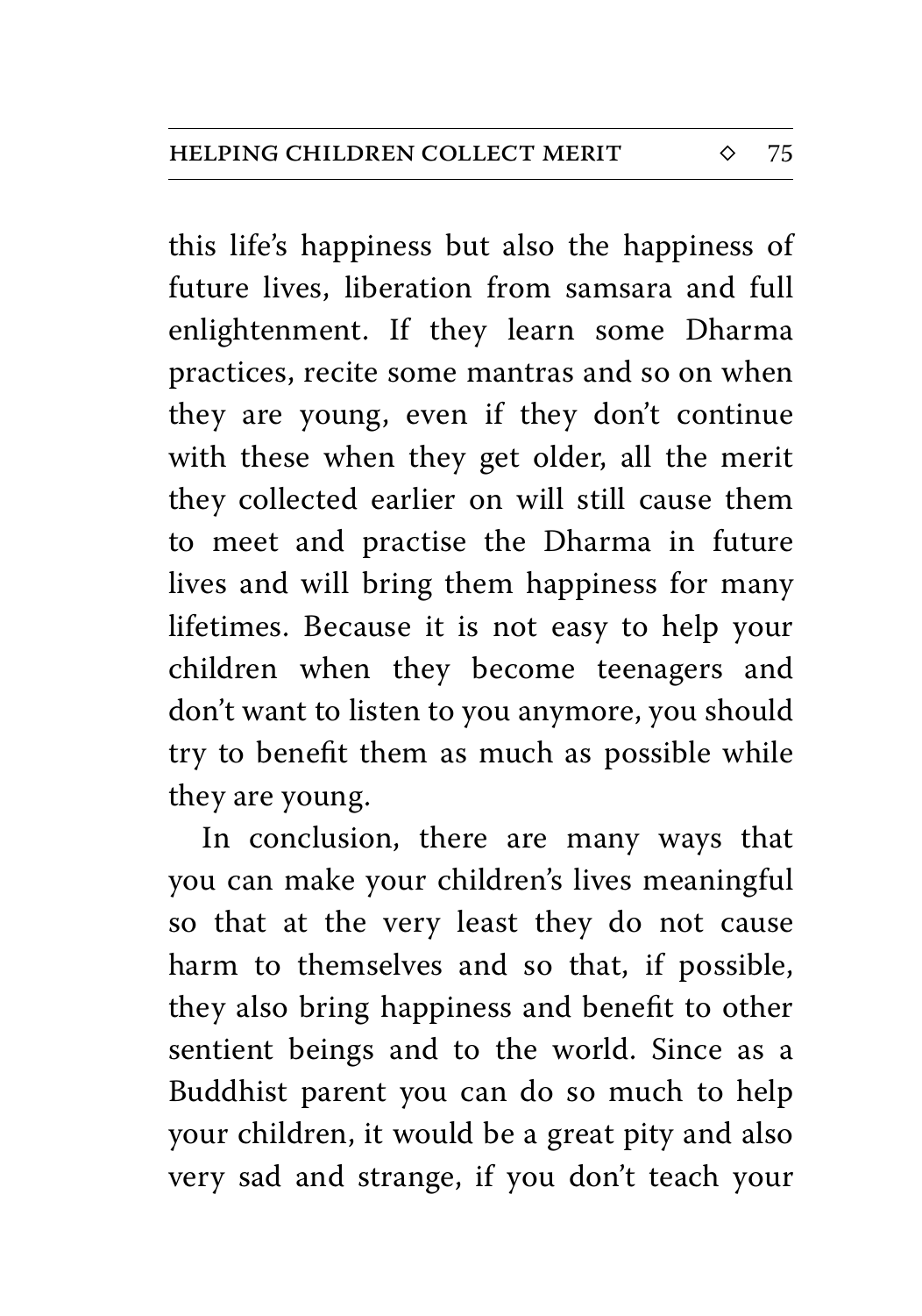this life's happiness but also the happiness of future lives, liberation from samsara and full enlightenment. If they learn some Dharma practices, recite some mantras and so on when they are young, even if they don't continue with these when they get older, all the merit they collected earlier on will still cause them to meet and practise the Dharma in future lives and will bring them happiness for many lifetimes. Because it is not easy to help your children when they become teenagers and don't want to listen to you anymore, you should try to benefit them as much as possible while they are young.

In conclusion, there are many ways that you can make your children's lives meaningful so that at the very least they do not cause harm to themselves and so that, if possible, they also bring happiness and benefit to other sentient beings and to the world. Since as a Buddhist parent you can do so much to help your children, it would be a great pity and also very sad and strange, if you don't teach your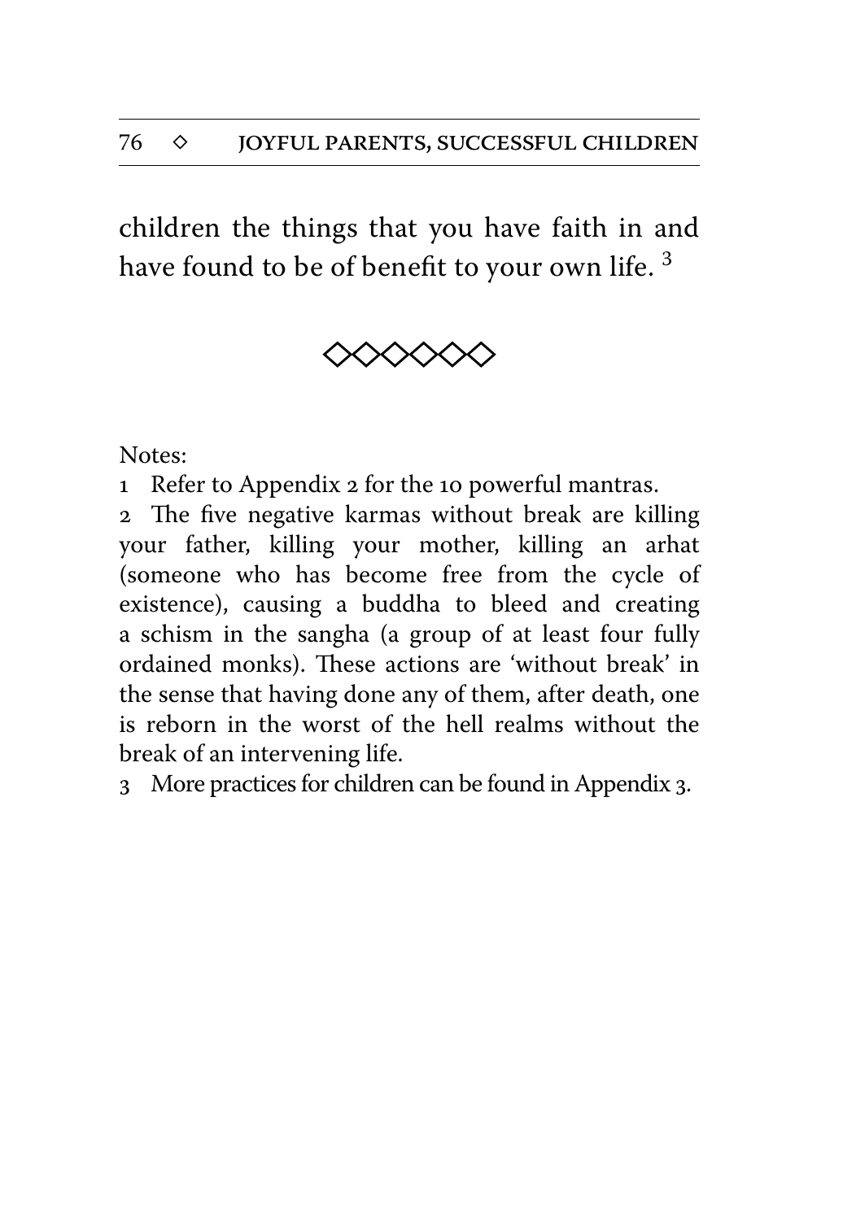children the things that you have faith in and have found to be of benefit to your own life. [3]

◇◇◇◇◇◇

Notes:

1 Refer to Appendix 2 for the 10 powerful mantras.

2 The five negative karmas without break are killing your father, killing your mother, killing an arhat (someone who has become free from the cycle of existence), causing a buddha to bleed and creating a schism in the sangha (a group of at least four fully ordained monks). These actions are 'without break' in the sense that having done any of them, after death, one is reborn in the worst of the hell realms without the break of an intervening life.

3 More practices for children can be found in Appendix 3.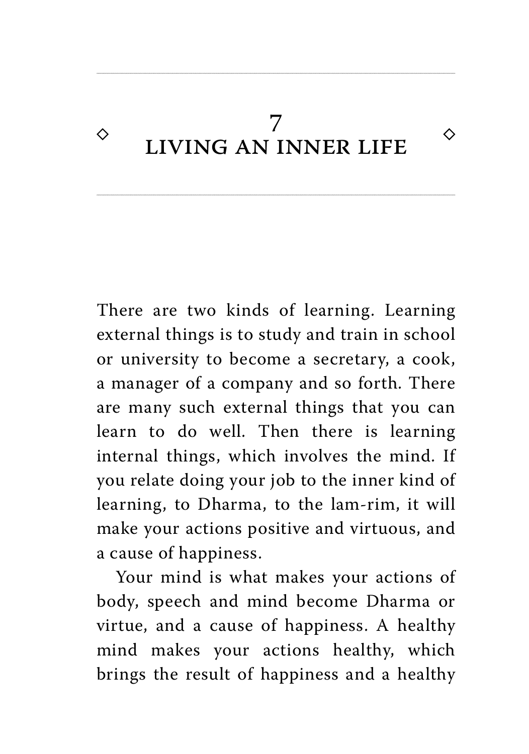# 7 LIVING AN INNER LIFE

There are two kinds of learning. Learning external things is to study and train in school or university to become a secretary, a cook, a manager of a company and so forth. There are many such external things that you can learn to do well. Then there is learning internal things, which involves the mind. If you relate doing your job to the inner kind of learning, to Dharma, to the lam-rim, it will make your actions positive and virtuous, and a cause of happiness.

Your mind is what makes your actions of body, speech and mind become Dharma or virtue, and a cause of happiness. A healthy mind makes your actions healthy, which brings the result of happiness and a healthy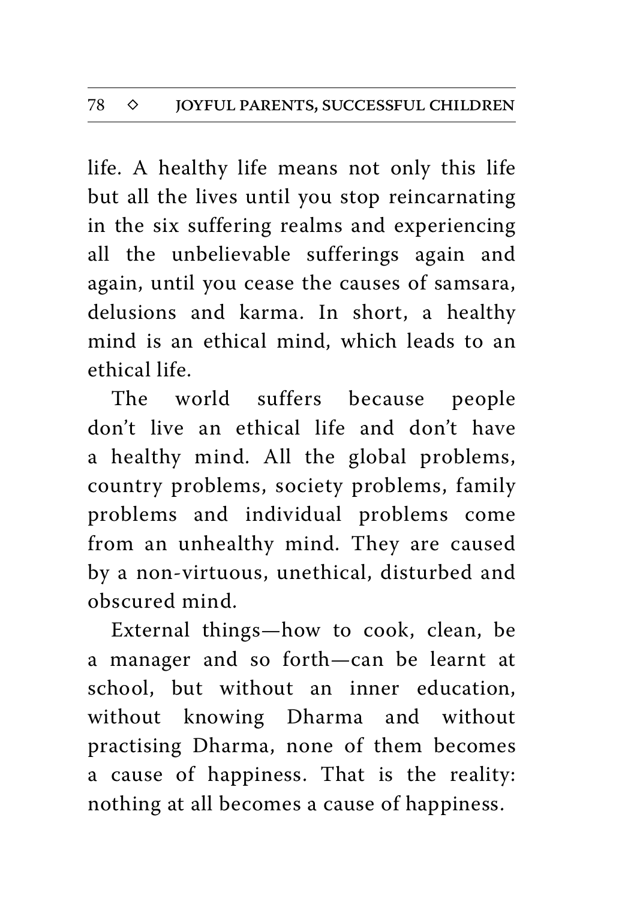life. A healthy life means not only this life but all the lives until you stop reincarnating in the six suffering realms and experiencing all the unbelievable sufferings again and again, until you cease the causes of samsara, delusions and karma. In short, a healthy mind is an ethical mind, which leads to an ethical life.

The world suffers because people don't live an ethical life and don't have a healthy mind. All the global problems, country problems, society problems, family problems and individual problems come from an unhealthy mind. They are caused by a non-virtuous, unethical, disturbed and obscured mind.

External things—how to cook, clean, be a manager and so forth—can be learnt at school, but without an inner education, without knowing Dharma and without practising Dharma, none of them becomes a cause of happiness. That is the reality: nothing at all becomes a cause of happiness.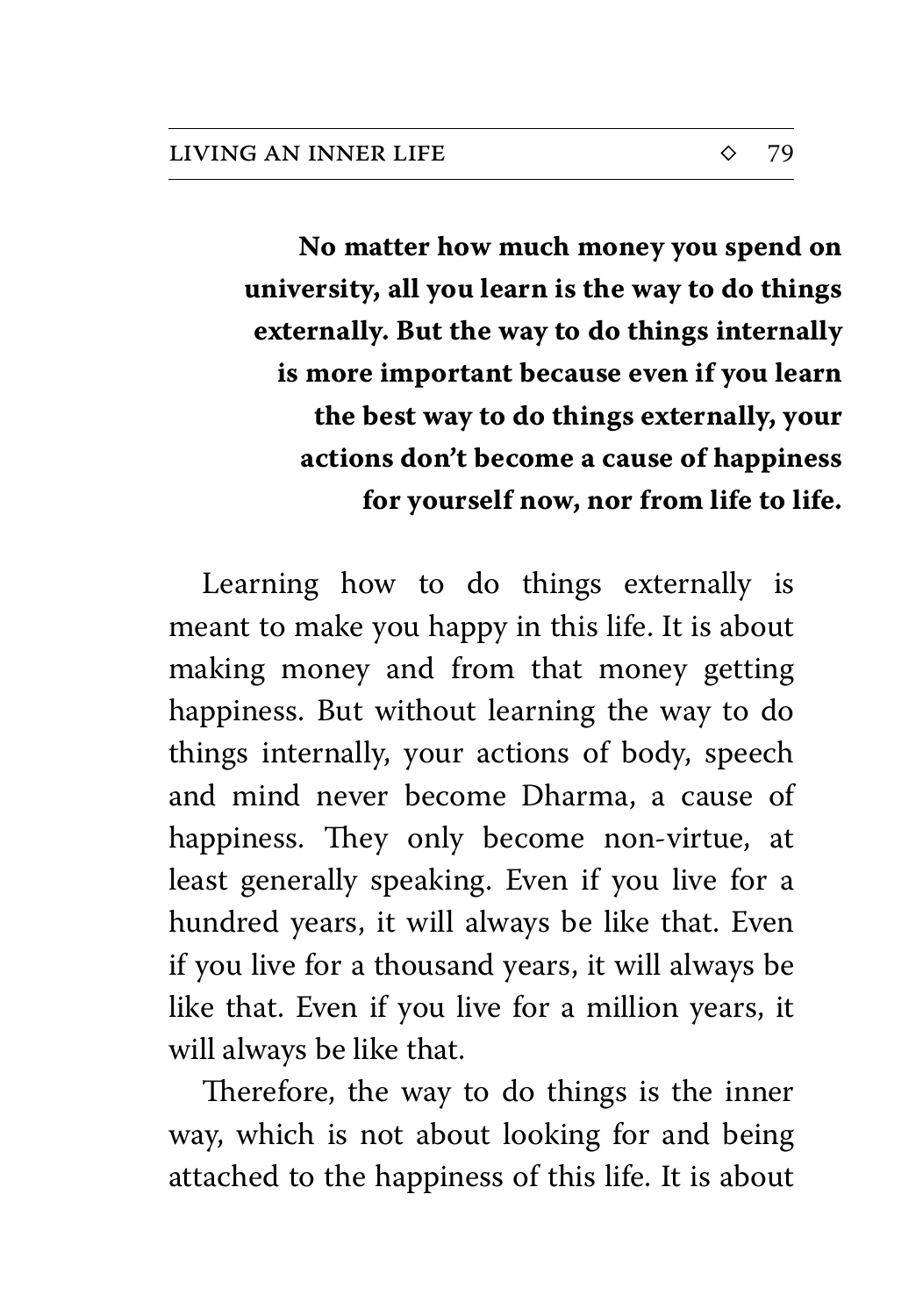**No matter how much money you spend on university, all you learn is the way to do things externally. But the way to do things internally is more important because even if you learn the best way to do things externally, your actions don't become a cause of happiness for yourself now, nor from life to life.**

Learning how to do things externally is meant to make you happy in this life. It is about making money and from that money getting happiness. But without learning the way to do things internally, your actions of body, speech and mind never become Dharma, a cause of happiness. They only become non-virtue, at least generally speaking. Even if you live for a hundred years, it will always be like that. Even if you live for a thousand years, it will always be like that. Even if you live for a million years, it will always be like that.

Therefore, the way to do things is the inner way, which is not about looking for and being attached to the happiness of this life. It is about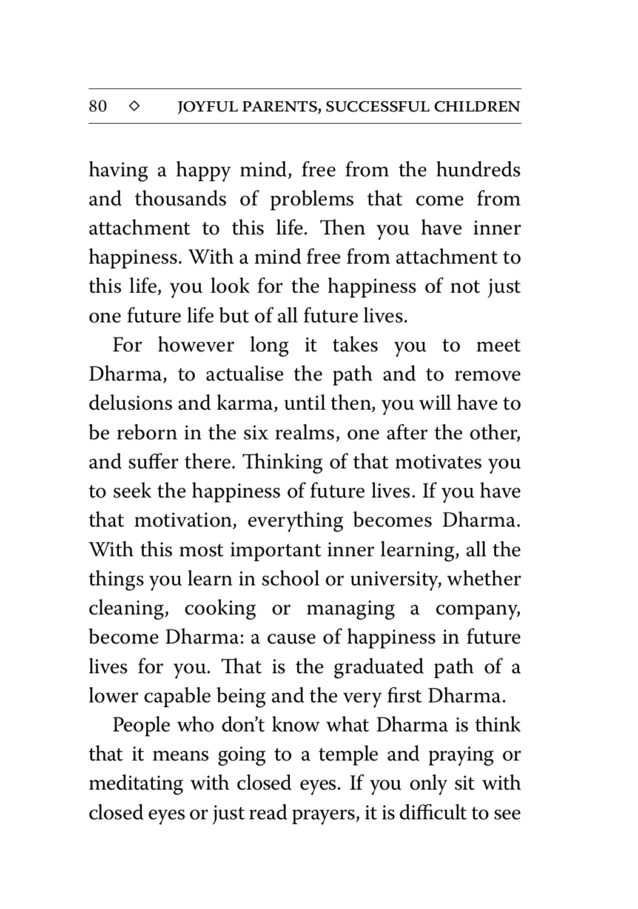having a happy mind, free from the hundreds and thousands of problems that come from attachment to this life. Then you have inner happiness. With a mind free from attachment to this life, you look for the happiness of not just one future life but of all future lives.

For however long it takes you to meet Dharma, to actualise the path and to remove delusions and karma, until then, you will have to be reborn in the six realms, one after the other, and suffer there. Thinking of that motivates you to seek the happiness of future lives. If you have that motivation, everything becomes Dharma. With this most important inner learning, all the things you learn in school or university, whether cleaning, cooking or managing a company, become Dharma: a cause of happiness in future lives for you. That is the graduated path of a lower capable being and the very first Dharma.

People who don't know what Dharma is think that it means going to a temple and praying or meditating with closed eyes. If you only sit with closed eyes or just read prayers, it is difficult to see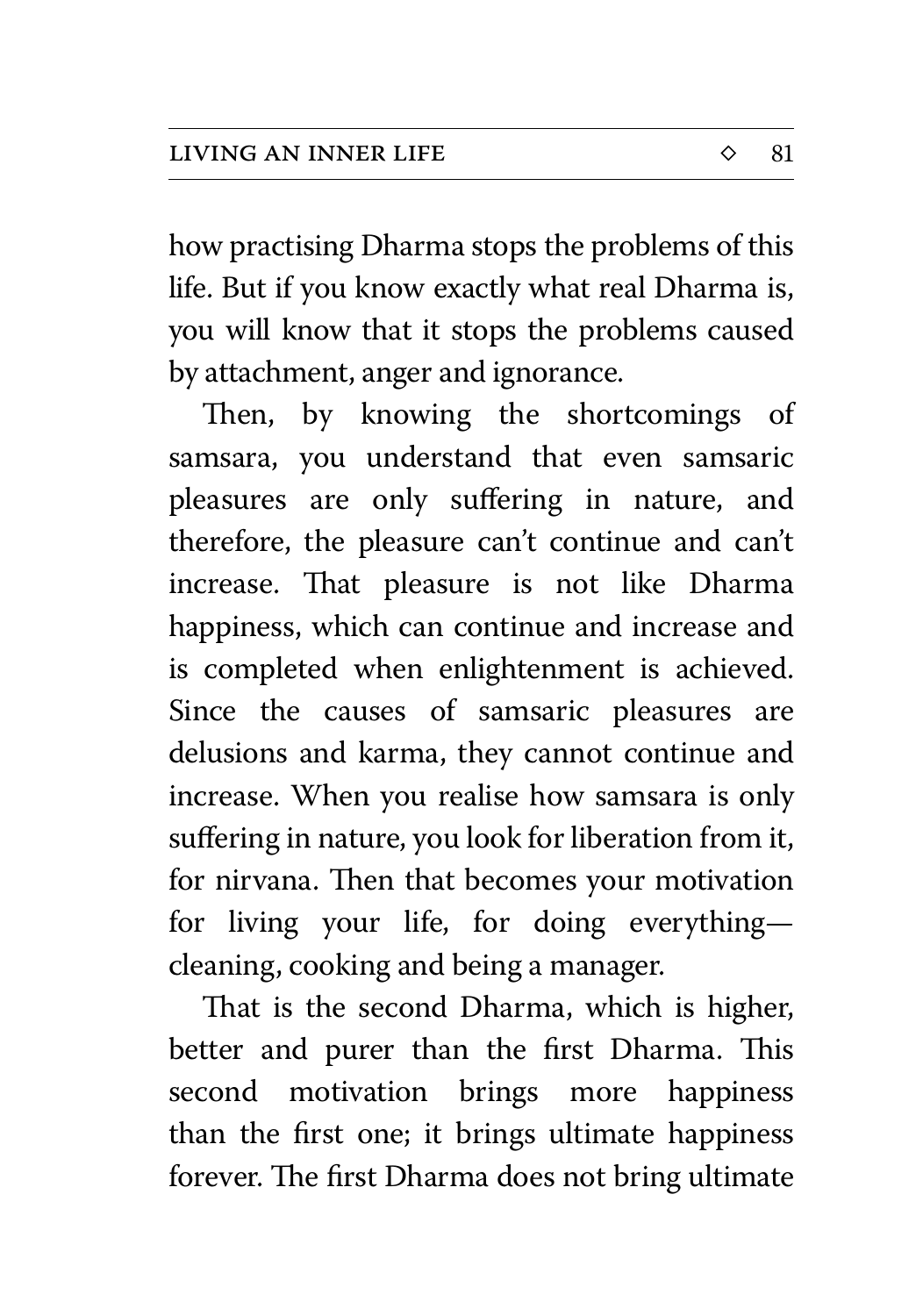how practising Dharma stops the problems of this life. But if you know exactly what real Dharma is, you will know that it stops the problems caused by attachment, anger and ignorance.

Then, by knowing the shortcomings of samsara, you understand that even samsaric pleasures are only suffering in nature, and therefore, the pleasure can't continue and can't increase. That pleasure is not like Dharma happiness, which can continue and increase and is completed when enlightenment is achieved. Since the causes of samsaric pleasures are delusions and karma, they cannot continue and increase. When you realise how samsara is only suffering in nature, you look for liberation from it, for nirvana. Then that becomes your motivation for living your life, for doing everything—cleaning, cooking and being a manager.

That is the second Dharma, which is higher, better and purer than the first Dharma. This second motivation brings more happiness than the first one; it brings ultimate happiness forever. The first Dharma does not bring ultimate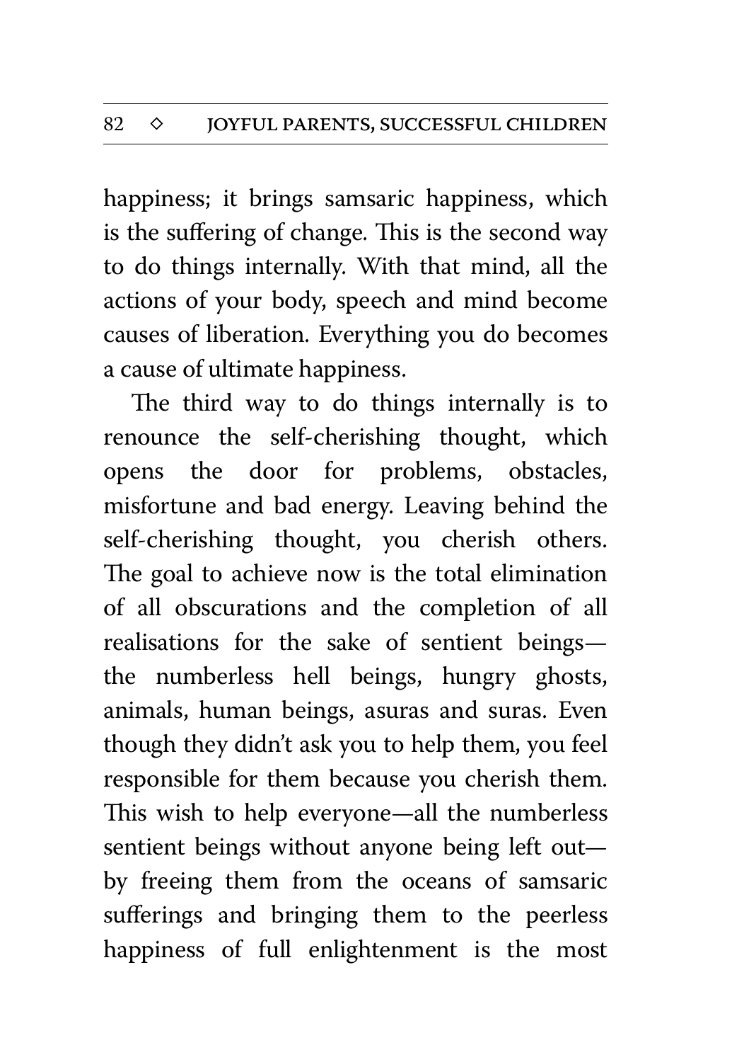happiness; it brings samsaric happiness, which is the suffering of change. This is the second way to do things internally. With that mind, all the actions of your body, speech and mind become causes of liberation. Everything you do becomes a cause of ultimate happiness.

The third way to do things internally is to renounce the self-cherishing thought, which opens the door for problems, obstacles, misfortune and bad energy. Leaving behind the self-cherishing thought, you cherish others. The goal to achieve now is the total elimination of all obscurations and the completion of all realisations for the sake of sentient beings—the numberless hell beings, hungry ghosts, animals, human beings, asuras and suras. Even though they didn't ask you to help them, you feel responsible for them because you cherish them. This wish to help everyone—all the numberless sentient beings without anyone being left out—by freeing them from the oceans of samsaric sufferings and bringing them to the peerless happiness of full enlightenment is the most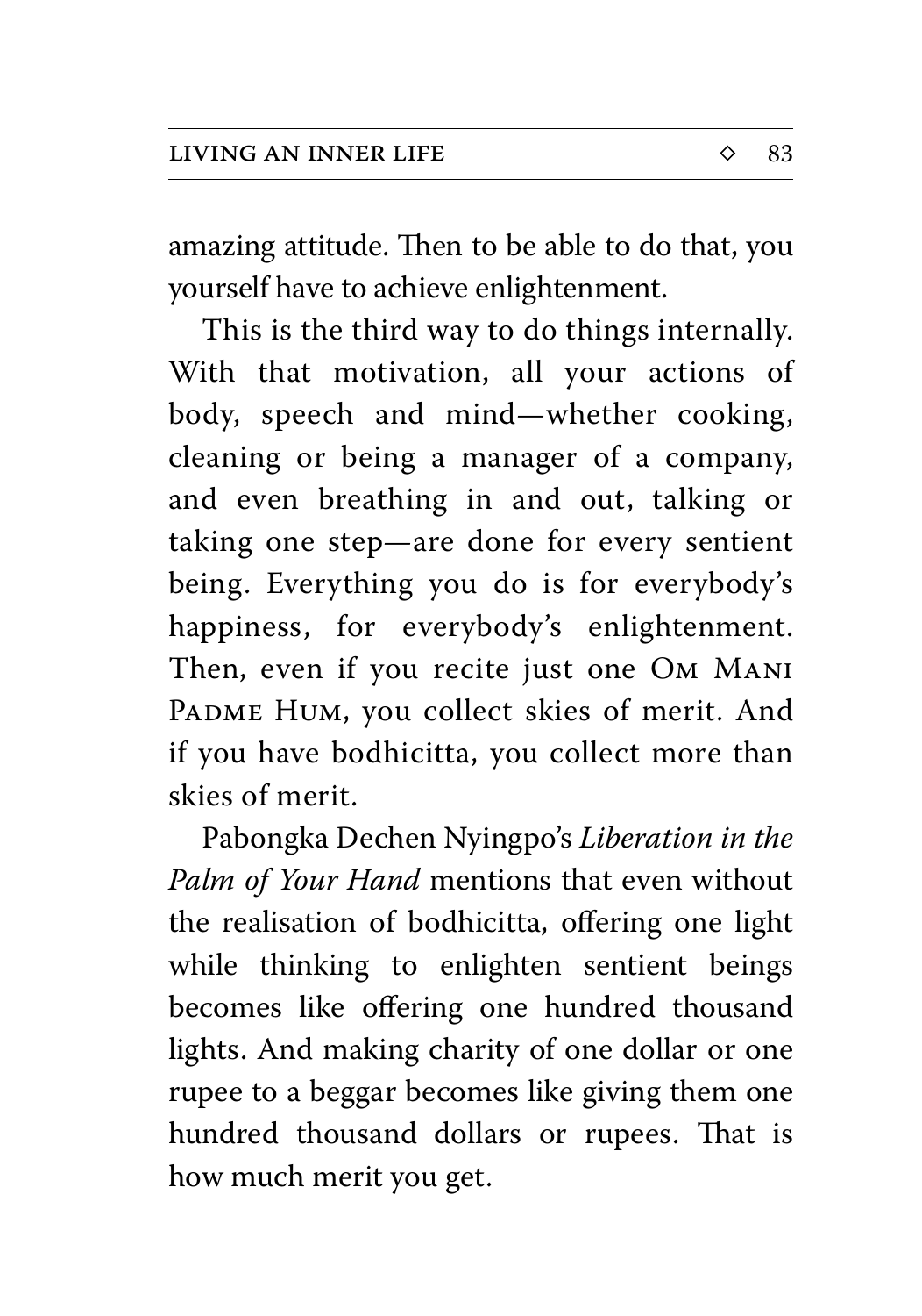amazing attitude. Then to be able to do that, you yourself have to achieve enlightenment.

This is the third way to do things internally. With that motivation, all your actions of body, speech and mind—whether cooking, cleaning or being a manager of a company, and even breathing in and out, talking or taking one step—are done for every sentient being. Everything you do is for everybody's happiness, for everybody's enlightenment. Then, even if you recite just one OM MANI PADME HUM, you collect skies of merit. And if you have bodhicitta, you collect more than skies of merit.

Pabongka Dechen Nyingpo's *Liberation in the Palm of Your Hand* mentions that even without the realisation of bodhicitta, offering one light while thinking to enlighten sentient beings becomes like offering one hundred thousand lights. And making charity of one dollar or one rupee to a beggar becomes like giving them one hundred thousand dollars or rupees. That is how much merit you get.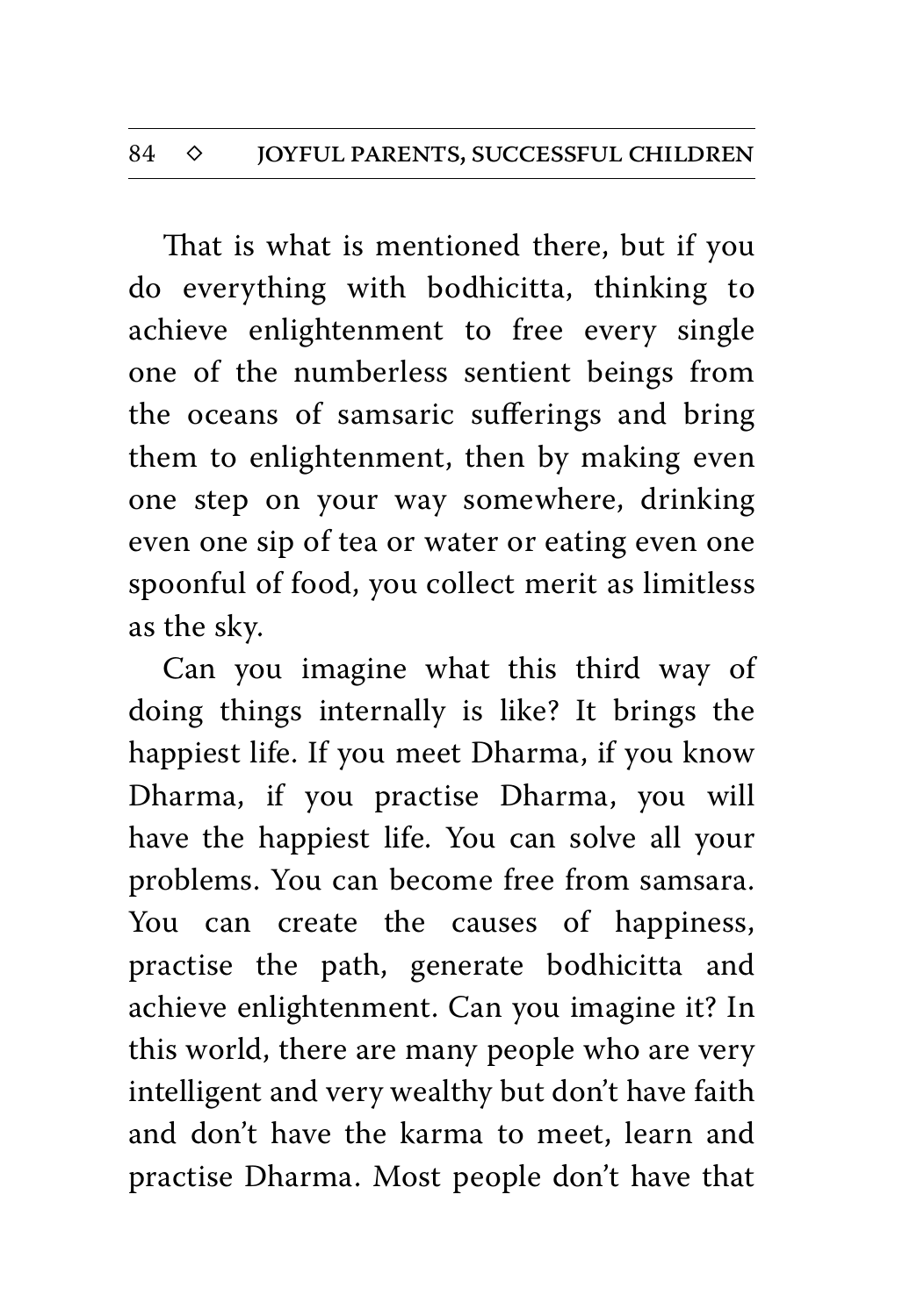That is what is mentioned there, but if you do everything with bodhicitta, thinking to achieve enlightenment to free every single one of the numberless sentient beings from the oceans of samsaric sufferings and bring them to enlightenment, then by making even one step on your way somewhere, drinking even one sip of tea or water or eating even one spoonful of food, you collect merit as limitless as the sky.

Can you imagine what this third way of doing things internally is like? It brings the happiest life. If you meet Dharma, if you know Dharma, if you practise Dharma, you will have the happiest life. You can solve all your problems. You can become free from samsara. You can create the causes of happiness, practise the path, generate bodhicitta and achieve enlightenment. Can you imagine it? In this world, there are many people who are very intelligent and very wealthy but don't have faith and don't have the karma to meet, learn and practise Dharma. Most people don't have that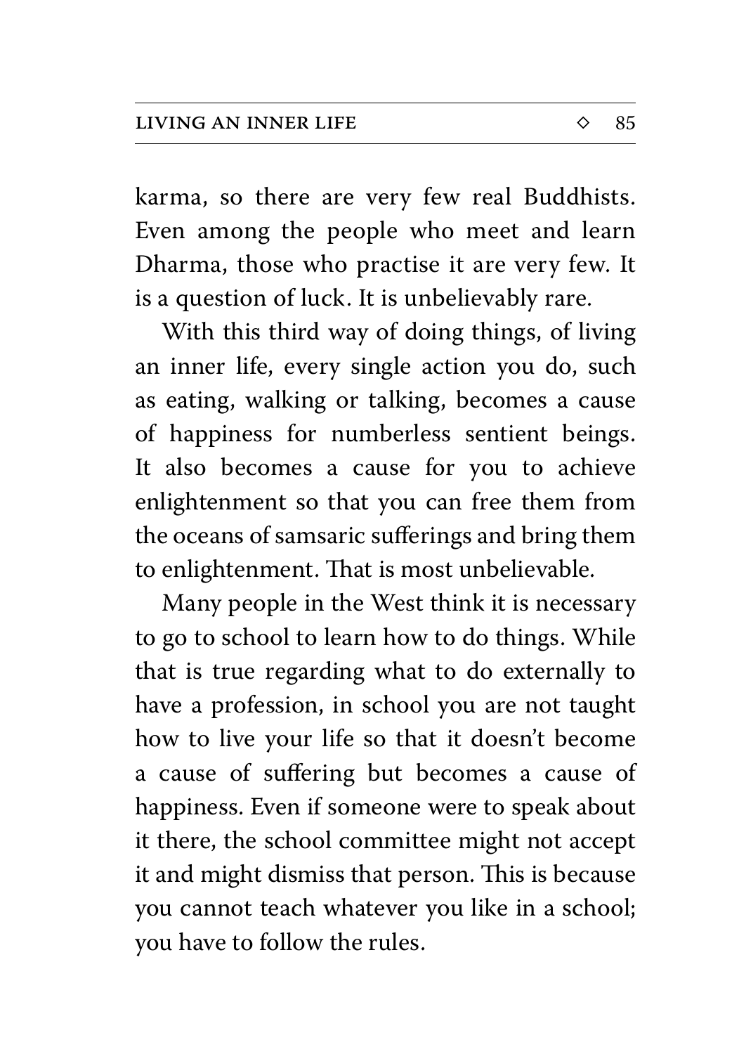karma, so there are very few real Buddhists. Even among the people who meet and learn Dharma, those who practise it are very few. It is a question of luck. It is unbelievably rare.

With this third way of doing things, of living an inner life, every single action you do, such as eating, walking or talking, becomes a cause of happiness for numberless sentient beings. It also becomes a cause for you to achieve enlightenment so that you can free them from the oceans of samsaric sufferings and bring them to enlightenment. That is most unbelievable.

Many people in the West think it is necessary to go to school to learn how to do things. While that is true regarding what to do externally to have a profession, in school you are not taught how to live your life so that it doesn't become a cause of suffering but becomes a cause of happiness. Even if someone were to speak about it there, the school committee might not accept it and might dismiss that person. This is because you cannot teach whatever you like in a school; you have to follow the rules.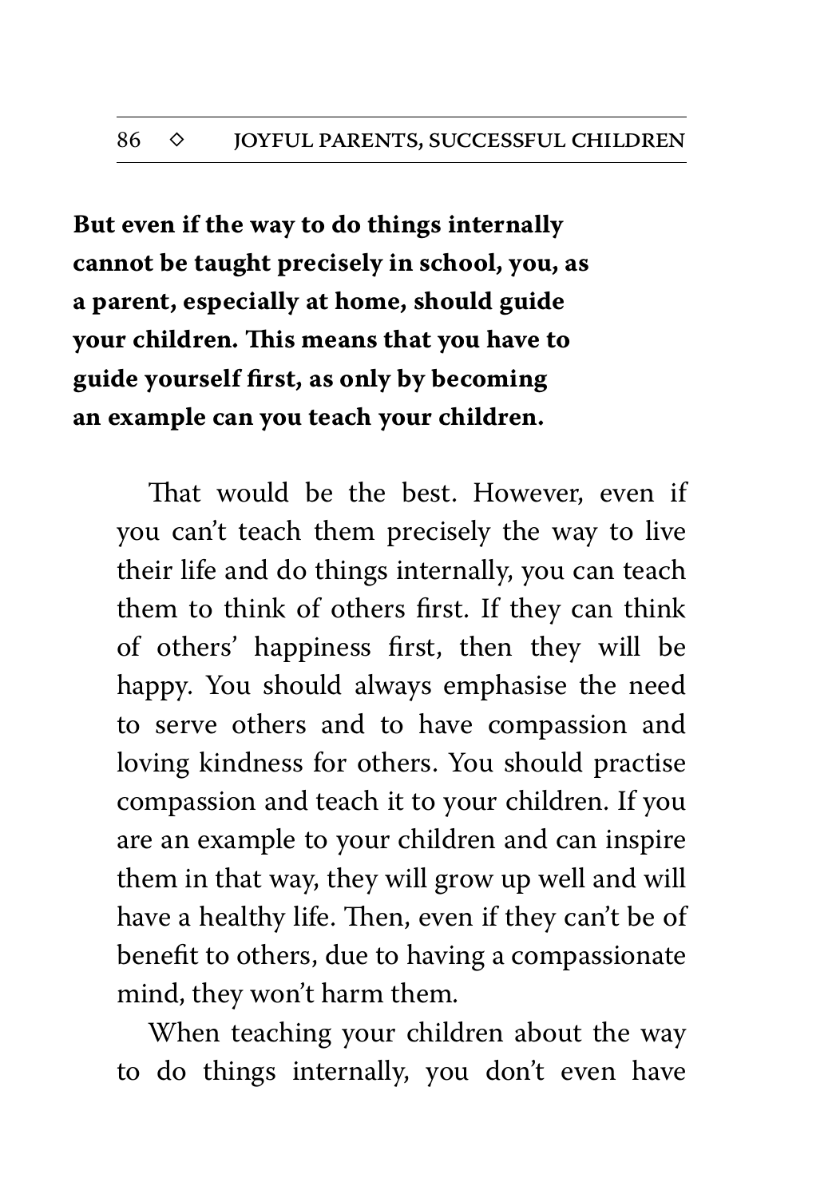**But even if the way to do things internally cannot be taught precisely in school, you, as a parent, especially at home, should guide your children. This means that you have to guide yourself first, as only by becoming an example can you teach your children.**

That would be the best. However, even if you can't teach them precisely the way to live their life and do things internally, you can teach them to think of others first. If they can think of others' happiness first, then they will be happy. You should always emphasise the need to serve others and to have compassion and loving kindness for others. You should practise compassion and teach it to your children. If you are an example to your children and can inspire them in that way, they will grow up well and will have a healthy life. Then, even if they can't be of benefit to others, due to having a compassionate mind, they won't harm them.

When teaching your children about the way to do things internally, you don't even have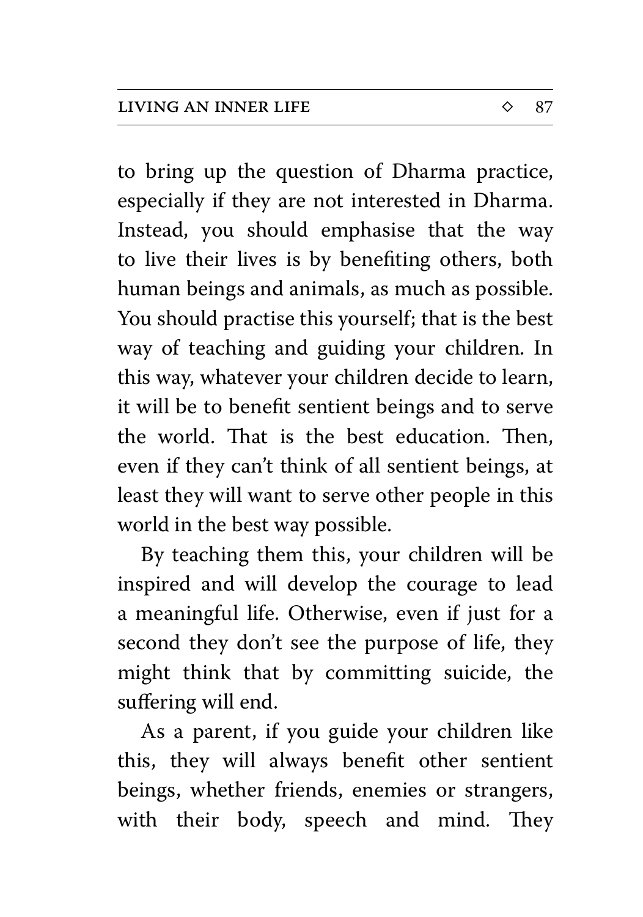to bring up the question of Dharma practice, especially if they are not interested in Dharma. Instead, you should emphasise that the way to live their lives is by benefiting others, both human beings and animals, as much as possible. You should practise this yourself; that is the best way of teaching and guiding your children. In this way, whatever your children decide to learn, it will be to benefit sentient beings and to serve the world. That is the best education. Then, even if they can't think of all sentient beings, at least they will want to serve other people in this world in the best way possible.

By teaching them this, your children will be inspired and will develop the courage to lead a meaningful life. Otherwise, even if just for a second they don't see the purpose of life, they might think that by committing suicide, the suffering will end.

As a parent, if you guide your children like this, they will always benefit other sentient beings, whether friends, enemies or strangers, with their body, speech and mind. They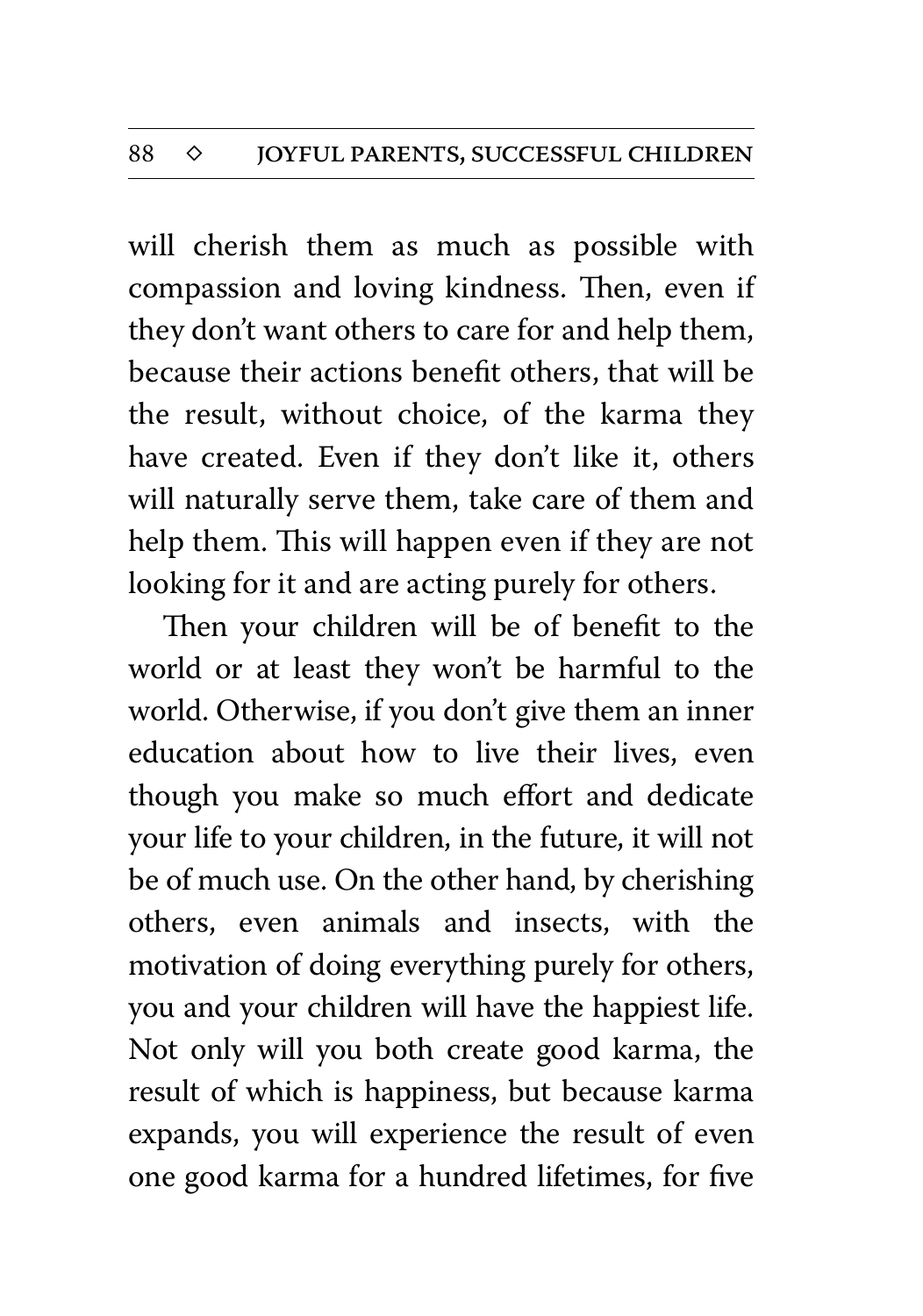will cherish them as much as possible with compassion and loving kindness. Then, even if they don't want others to care for and help them, because their actions benefit others, that will be the result, without choice, of the karma they have created. Even if they don't like it, others will naturally serve them, take care of them and help them. This will happen even if they are not looking for it and are acting purely for others.

Then your children will be of benefit to the world or at least they won't be harmful to the world. Otherwise, if you don't give them an inner education about how to live their lives, even though you make so much effort and dedicate your life to your children, in the future, it will not be of much use. On the other hand, by cherishing others, even animals and insects, with the motivation of doing everything purely for others, you and your children will have the happiest life. Not only will you both create good karma, the result of which is happiness, but because karma expands, you will experience the result of even one good karma for a hundred lifetimes, for five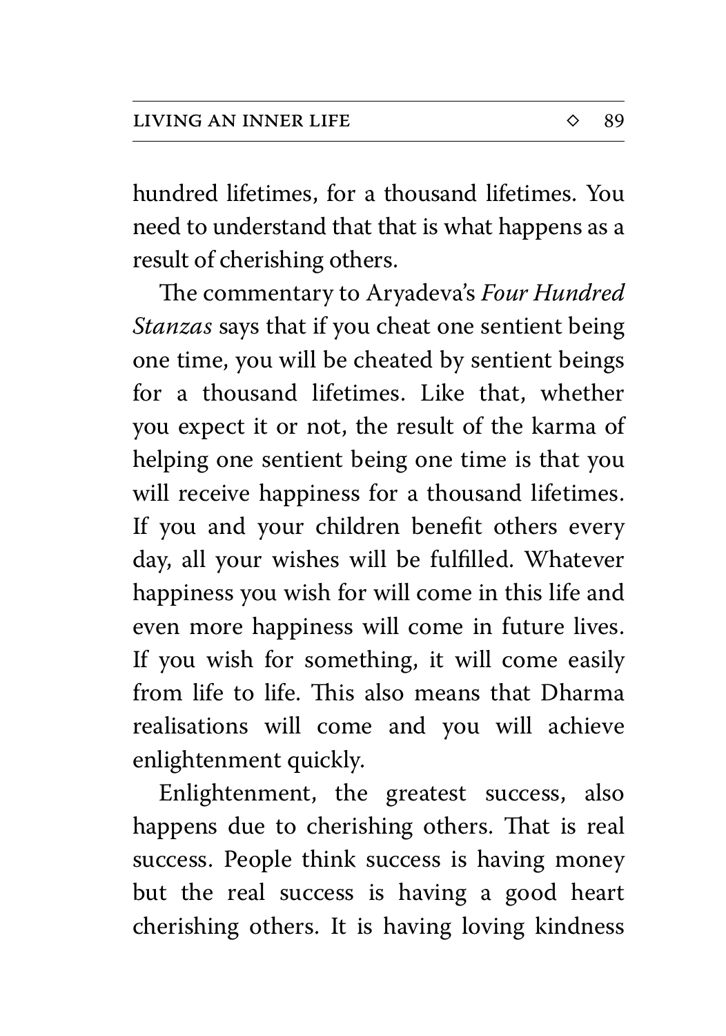hundred lifetimes, for a thousand lifetimes. You need to understand that that is what happens as a result of cherishing others.

The commentary to Aryadeva's *Four Hundred Stanzas* says that if you cheat one sentient being one time, you will be cheated by sentient beings for a thousand lifetimes. Like that, whether you expect it or not, the result of the karma of helping one sentient being one time is that you will receive happiness for a thousand lifetimes. If you and your children benefit others every day, all your wishes will be fulfilled. Whatever happiness you wish for will come in this life and even more happiness will come in future lives. If you wish for something, it will come easily from life to life. This also means that Dharma realisations will come and you will achieve enlightenment quickly.

Enlightenment, the greatest success, also happens due to cherishing others. That is real success. People think success is having money but the real success is having a good heart cherishing others. It is having loving kindness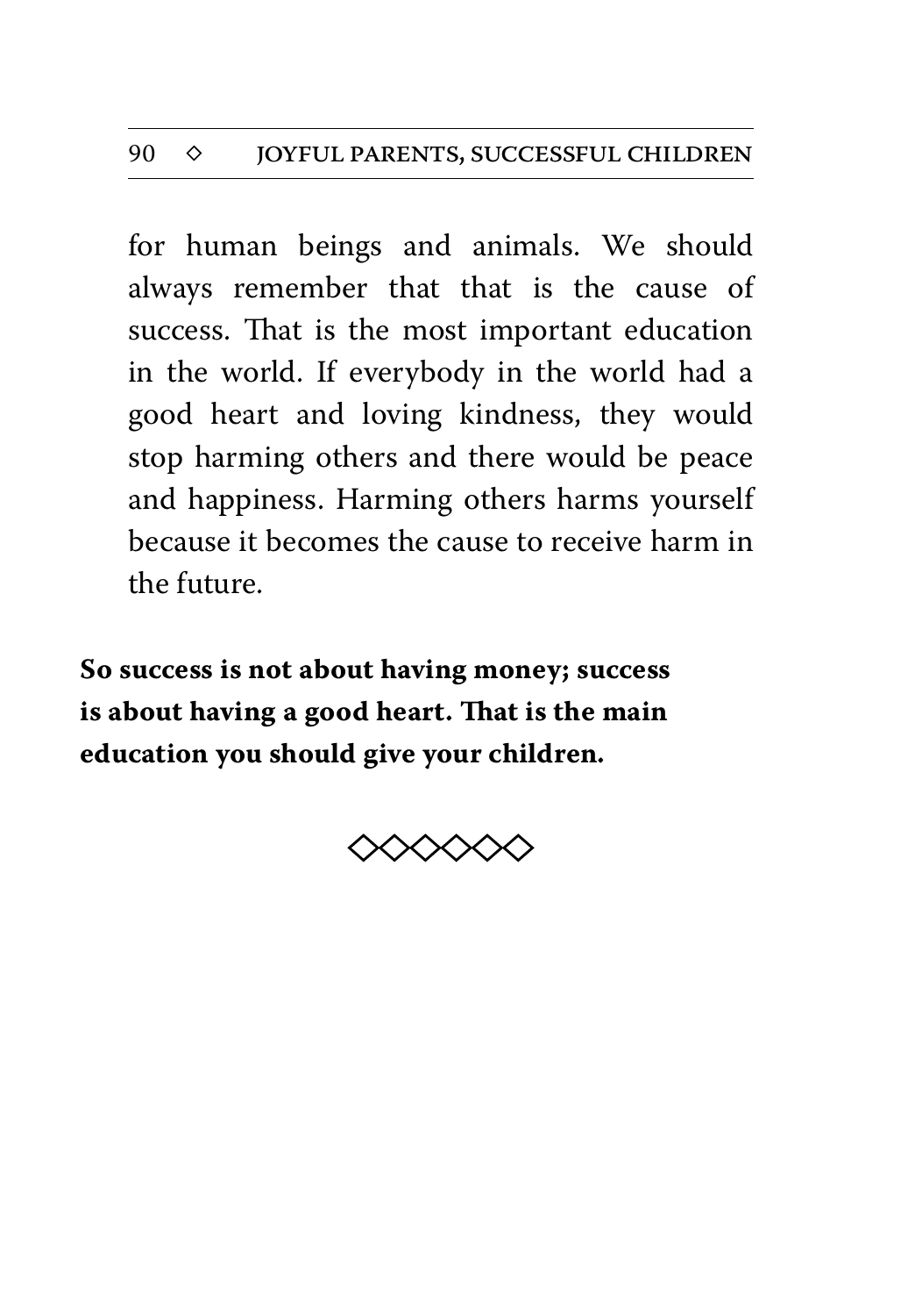for human beings and animals. We should always remember that that is the cause of success. That is the most important education in the world. If everybody in the world had a good heart and loving kindness, they would stop harming others and there would be peace and happiness. Harming others harms yourself because it becomes the cause to receive harm in the future.

**So success is not about having money; success is about having a good heart. That is the main education you should give your children.**

◇◇◇◇◇◇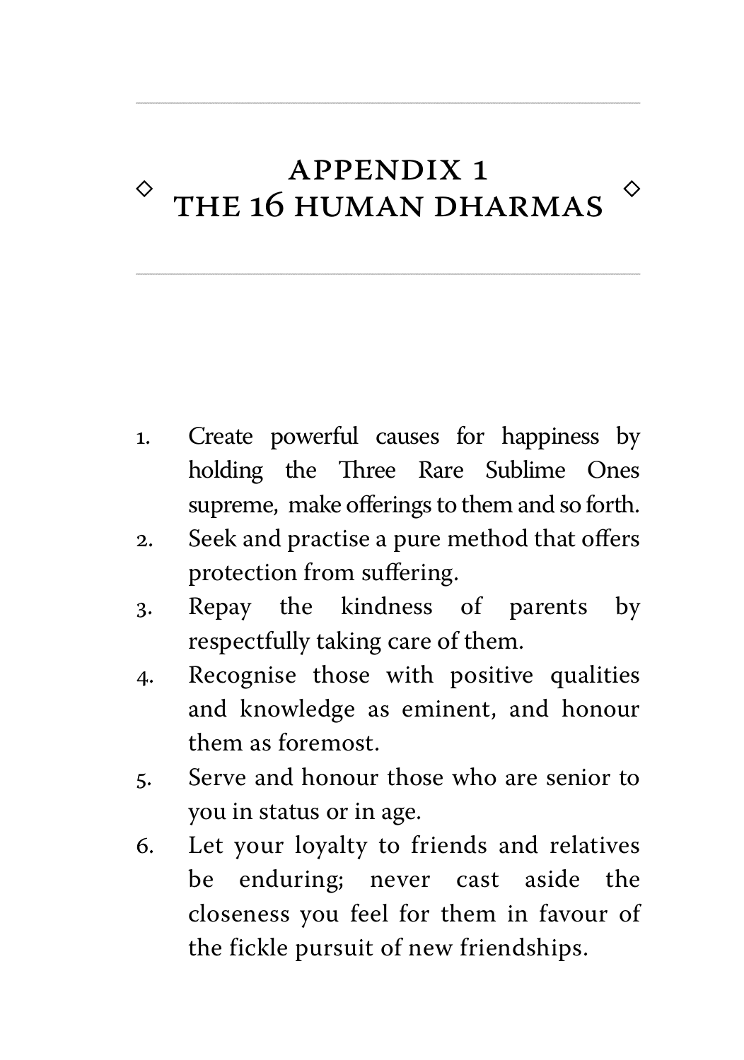# APPENDIX 1
# THE 16 HUMAN DHARMAS

1. Create powerful causes for happiness by holding the Three Rare Sublime Ones supreme, make offerings to them and so forth.
2. Seek and practise a pure method that offers protection from suffering.
3. Repay the kindness of parents by respectfully taking care of them.
4. Recognise those with positive qualities and knowledge as eminent, and honour them as foremost.
5. Serve and honour those who are senior to you in status or in age.
6. Let your loyalty to friends and relatives be enduring; never cast aside the closeness you feel for them in favour of the fickle pursuit of new friendships.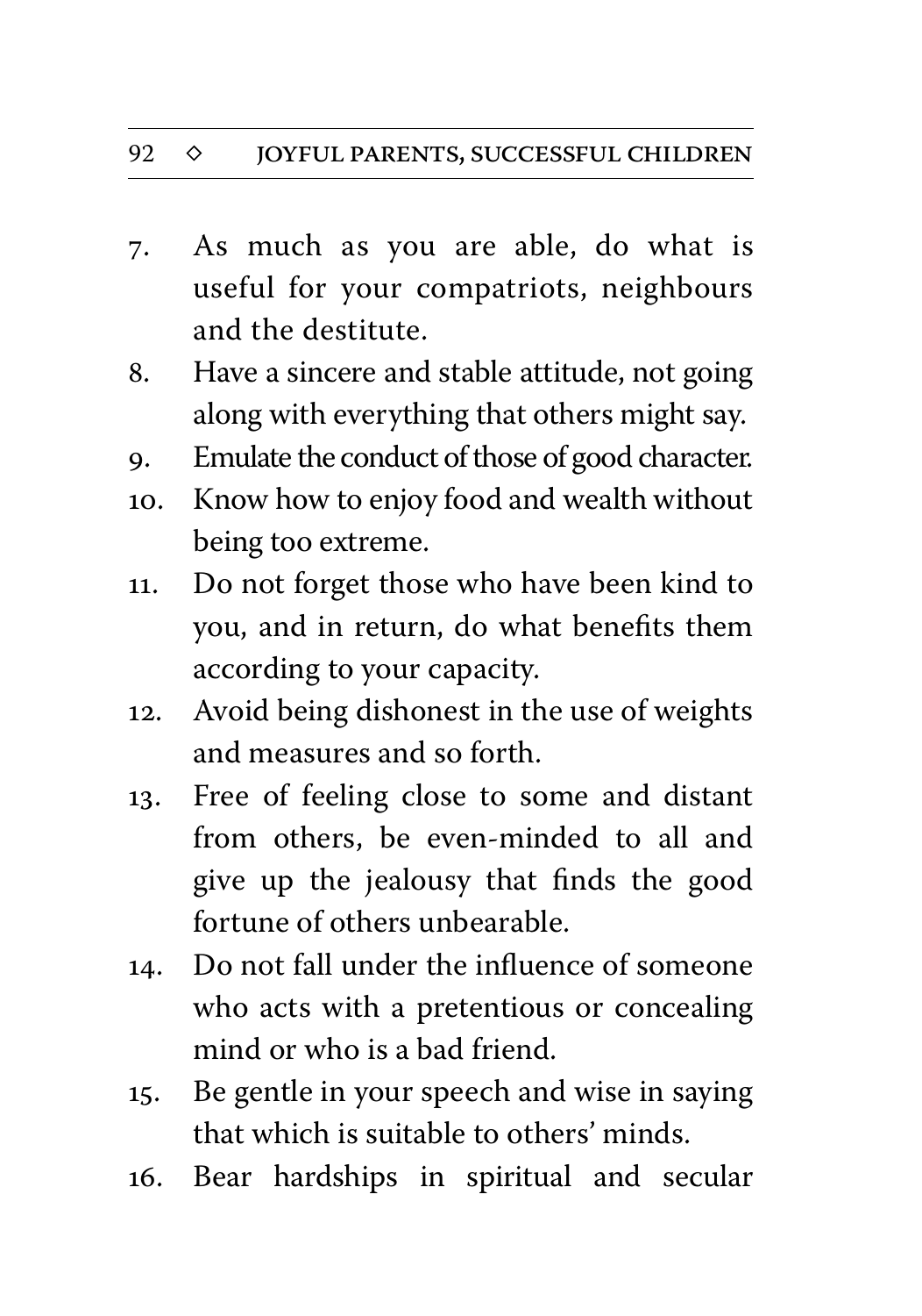7. As much as you are able, do what is useful for your compatriots, neighbours and the destitute.
8. Have a sincere and stable attitude, not going along with everything that others might say.
9. Emulate the conduct of those of good character.
10. Know how to enjoy food and wealth without being too extreme.
11. Do not forget those who have been kind to you, and in return, do what benefits them according to your capacity.
12. Avoid being dishonest in the use of weights and measures and so forth.
13. Free of feeling close to some and distant from others, be even-minded to all and give up the jealousy that finds the good fortune of others unbearable.
14. Do not fall under the influence of someone who acts with a pretentious or concealing mind or who is a bad friend.
15. Be gentle in your speech and wise in saying that which is suitable to others' minds.
16. Bear hardships in spiritual and secular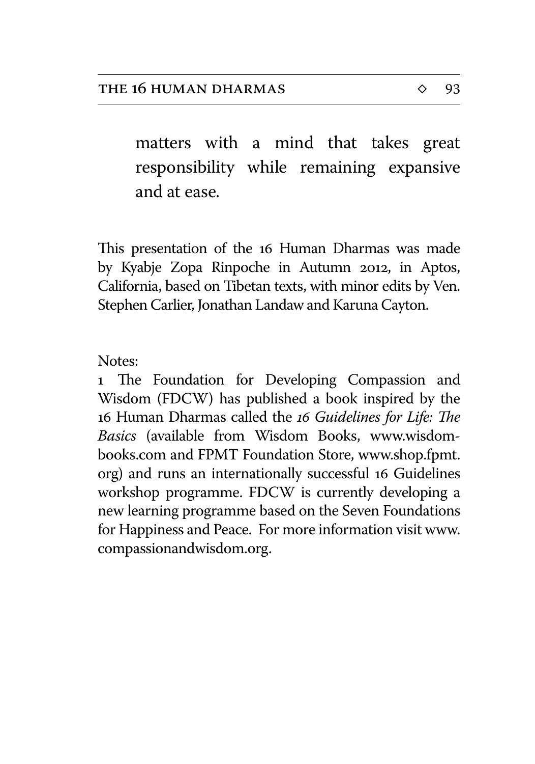matters with a mind that takes great responsibility while remaining expansive and at ease.

This presentation of the 16 Human Dharmas was made by Kyabje Zopa Rinpoche in Autumn 2012, in Aptos, California, based on Tibetan texts, with minor edits by Ven. Stephen Carlier, Jonathan Landaw and Karuna Cayton.

Notes:

1 The Foundation for Developing Compassion and Wisdom (FDCW) has published a book inspired by the 16 Human Dharmas called the *16 Guidelines for Life: The Basics* (available from Wisdom Books, www.wisdom-books.com and FPMT Foundation Store, www.shop.fpmt.org) and runs an internationally successful 16 Guidelines workshop programme. FDCW is currently developing a new learning programme based on the Seven Foundations for Happiness and Peace. For more information visit www.compassionandwisdom.org.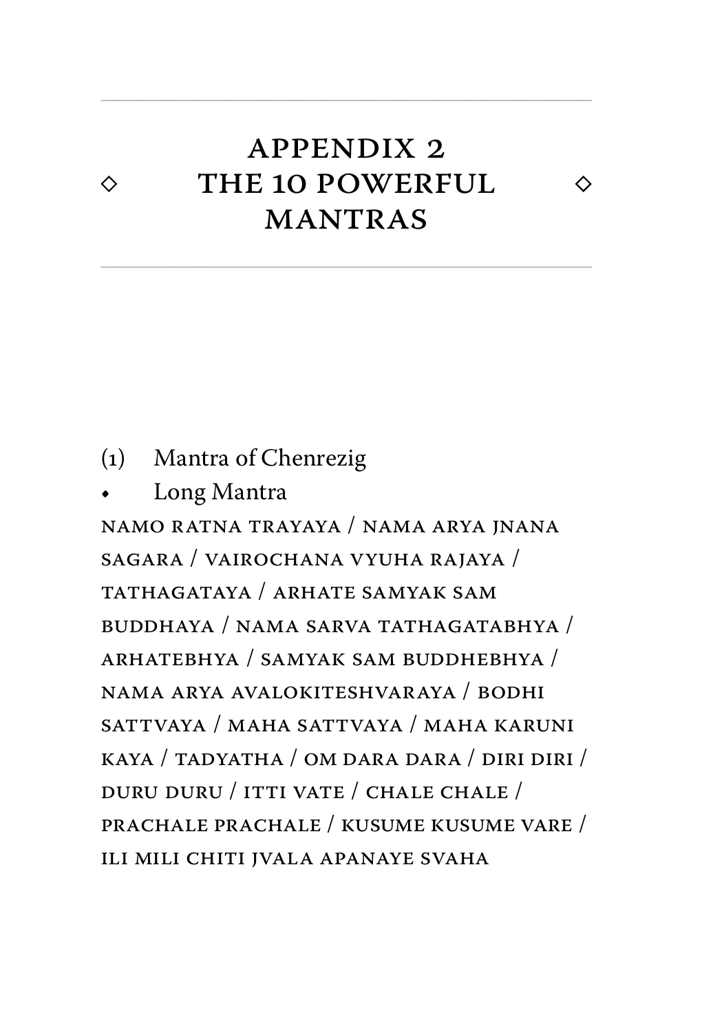# APPENDIX 2 THE 10 POWERFUL MANTRAS

(1) Mantra of Chenrezig

- Long Mantra

NAMO RATNA TRAYAYA / NAMA ARYA JNANA SAGARA / VAIROCHANA VYUHA RAJAYA / TATHAGATAYA / ARHATE SAMYAK SAM BUDDHAYA / NAMA SARVA TATHAGATABHYA / ARHATEBHYA / SAMYAK SAM BUDDHEBHYA / NAMA ARYA AVALOKITESHVARAYA / BODHI SATTVAYA / MAHA SATTVAYA / MAHA KARUNI KAYA / TADYATHA / OM DARA DARA / DIRI DIRI / DURU DURU / ITTI VATE / CHALE CHALE / PRACHALE PRACHALE / KUSUME KUSUME VARE / ILI MILI CHITI JVALA APANAYE SVAHA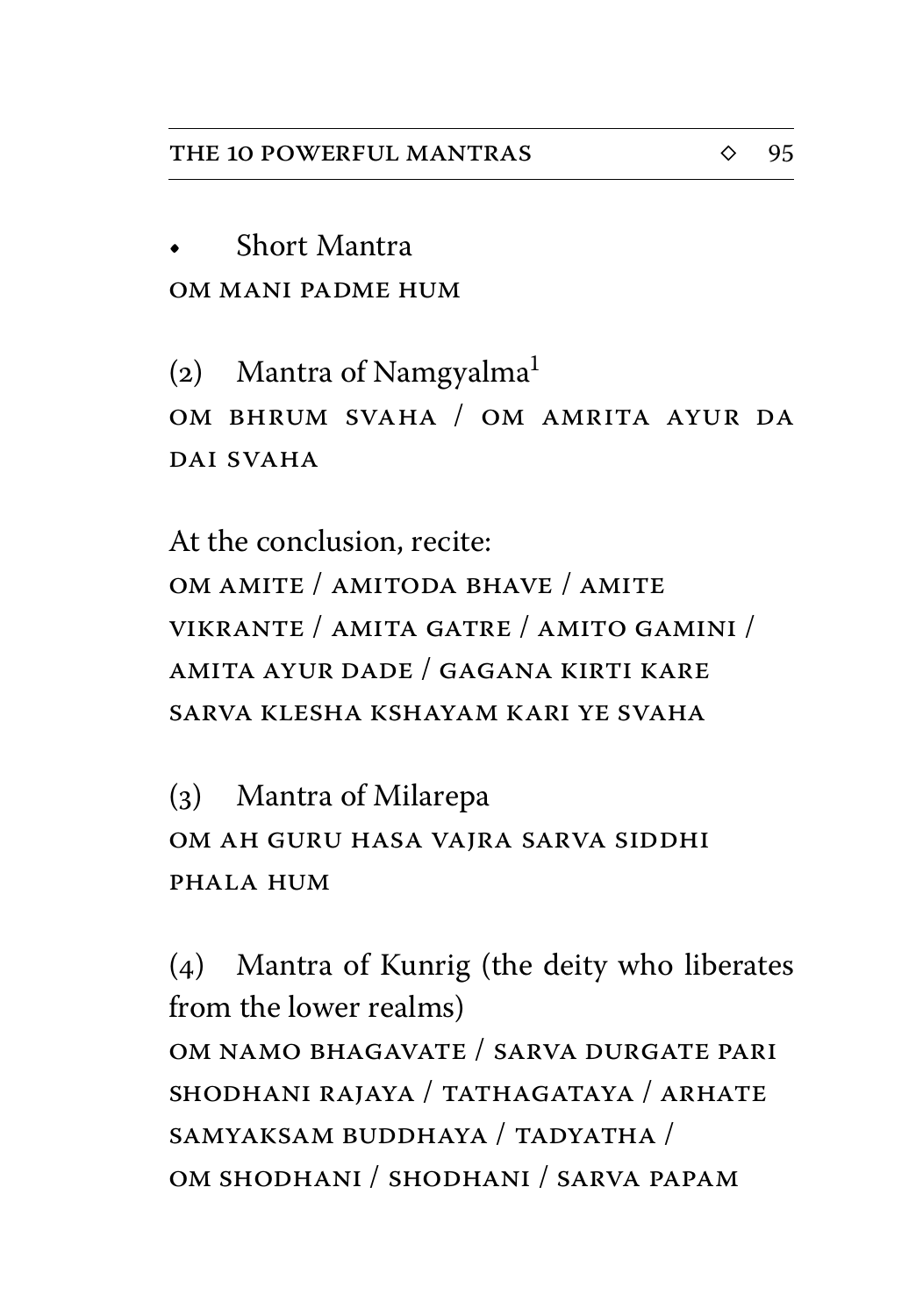- Short Mantra

OM MANI PADME HUM

(2) Mantra of Namgyalma[1]

OM BHRUM SVAHA / OM AMRITA AYUR DA DAI SVAHA

At the conclusion, recite:

OM AMITE / AMITODA BHAVE / AMITE VIKRANTE / AMITA GATRE / AMITO GAMINI / AMITA AYUR DADE / GAGANA KIRTI KARE SARVA KLESHA KSHAYAM KARI YE SVAHA

(3) Mantra of Milarepa

OM AH GURU HASA VAJRA SARVA SIDDHI PHALA HUM

(4) Mantra of Kunrig (the deity who liberates from the lower realms)

OM NAMO BHAGAVATE / SARVA DURGATE PARI SHODHANI RAJAYA / TATHAGATAYA / ARHATE SAMYAKSAM BUDDHAYA / TADYATHA / OM SHODHANI / SHODHANI / SARVA PAPAM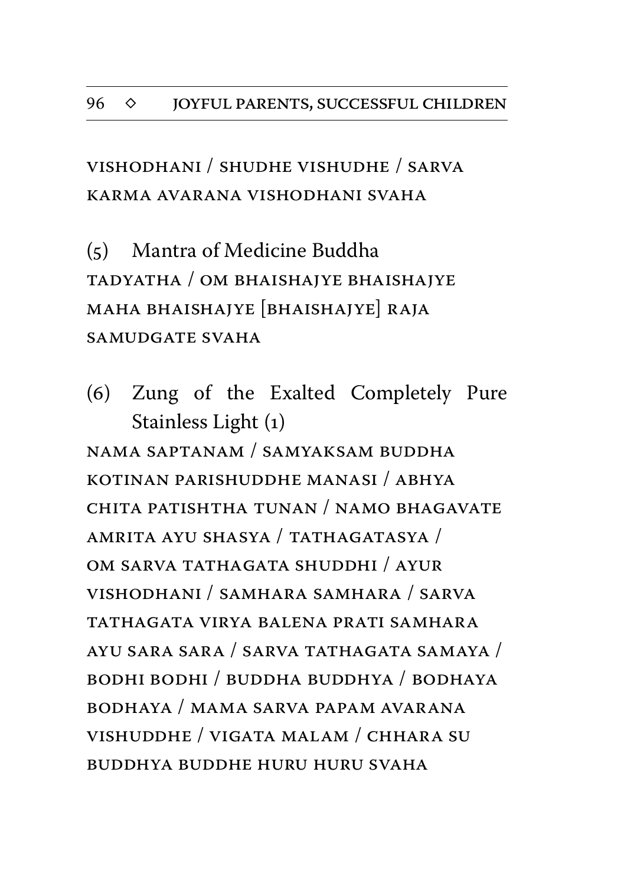VISHODHANI / SHUDHE VISHUDHE / SARVA KARMA AVARANA VISHODHANI SVAHA

(5) Mantra of Medicine Buddha

TADYATHA / OM BHAISHAJYE BHAISHAJYE MAHA BHAISHAJYE [BHAISHAJYE] RAJA SAMUDGATE SVAHA

(6) Zung of the Exalted Completely Pure Stainless Light (1)

NAMA SAPTANAM / SAMYAKSAM BUDDHA KOTINAN PARISHUDDHE MANASI / ABHYA CHITA PATISHTHA TUNAN / NAMO BHAGAVATE AMRITA AYU SHASYA / TATHAGATASYA / OM SARVA TATHAGATA SHUDDHI / AYUR VISHODHANI / SAMHARA SAMHARA / SARVA TATHAGATA VIRYA BALENA PRATI SAMHARA AYU SARA SARA / SARVA TATHAGATA SAMAYA / BODHI BODHI / BUDDHA BUDDHYA / BODHAYA BODHAYA / MAMA SARVA PAPAM AVARANA VISHUDDHE / VIGATA MALAM / CHHARA SU BUDDHYA BUDDHE HURU HURU SVAHA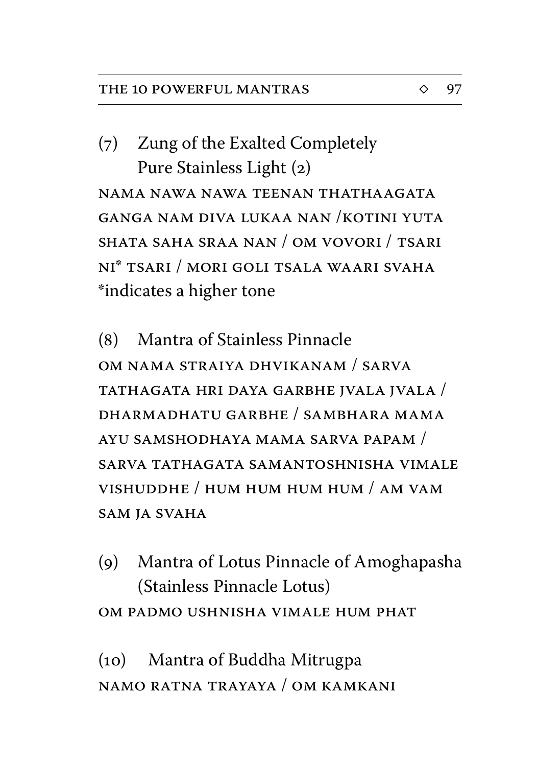(7) Zung of the Exalted Completely Pure Stainless Light (2)

NAMA NAWA NAWA TEENAN THATHAAGATA GANGA NAM DIVA LUKAA NAN /KOTINI YUTA SHATA SAHA SRAA NAN / OM VOVORI / TSARI NI* TSARI / MORI GOLI TSALA WAARI SVAHA

*indicates a higher tone

(8) Mantra of Stainless Pinnacle

OM NAMA STRAIYA DHVIKANAM / SARVA TATHAGATA HRI DAYA GARBHE JVALA JVALA / DHARMADHATU GARBHE / SAMBHARA MAMA AYU SAMSHODHAYA MAMA SARVA PAPAM / SARVA TATHAGATA SAMANTOSHNISHA VIMALE VISHUDDHE / HUM HUM HUM HUM / AM VAM SAM JA SVAHA

(9) Mantra of Lotus Pinnacle of Amoghapasha (Stainless Pinnacle Lotus)

OM PADMO USHNISHA VIMALE HUM PHAT

(10) Mantra of Buddha Mitrugpa

NAMO RATNA TRAYAYA / OM KAMKANI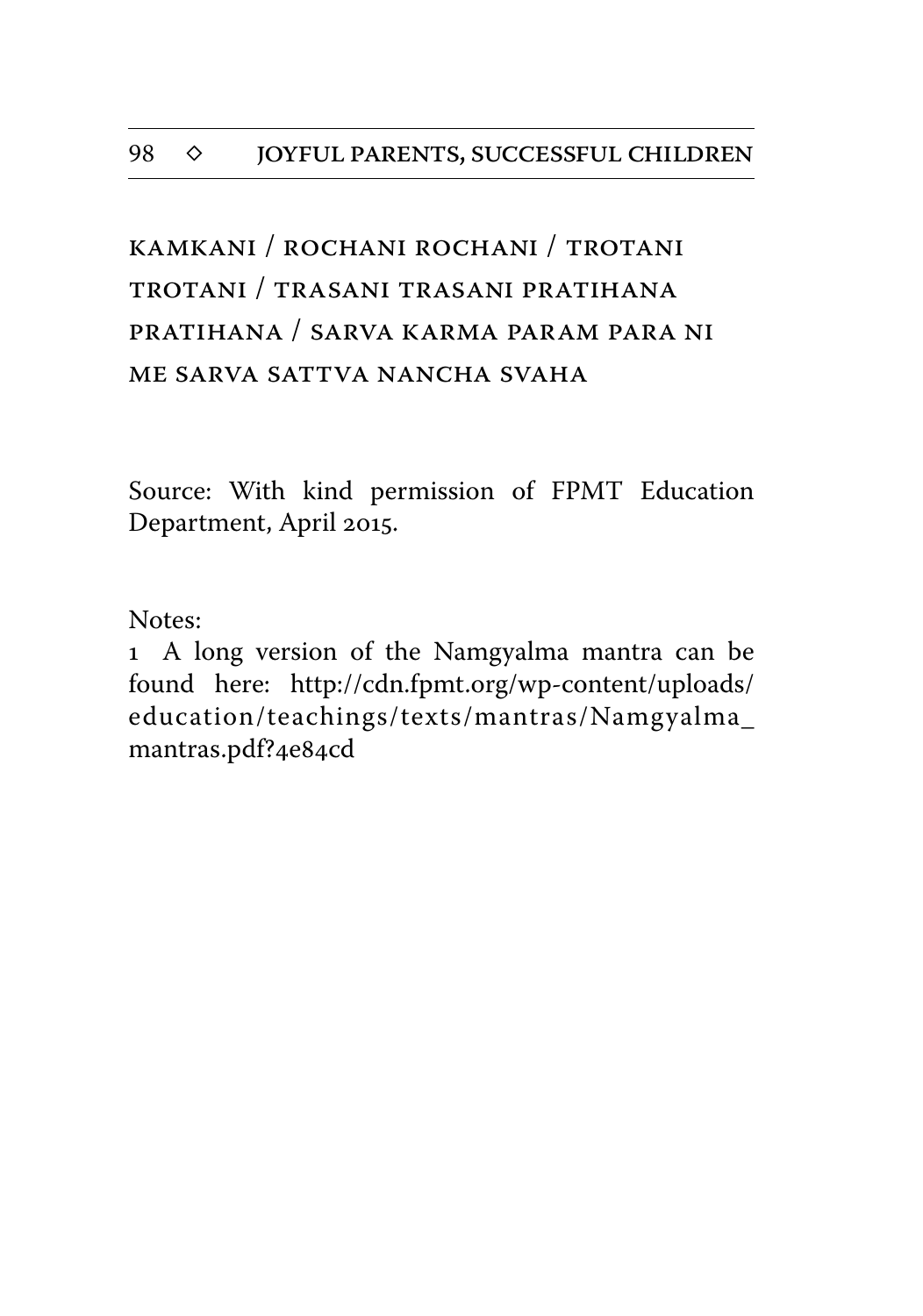KAMKANI / ROCHANI ROCHANI / TROTANI TROTANI / TRASANI TRASANI PRATIHANA PRATIHANA / SARVA KARMA PARAM PARA NI ME SARVA SATTVA NANCHA SVAHA

Source: With kind permission of FPMT Education Department, April 2015.

Notes:

1 A long version of the Namgyalma mantra can be found here: http://cdn.fpmt.org/wp-content/uploads/education/teachings/texts/mantras/Namgyalma_mantras.pdf?4e84cd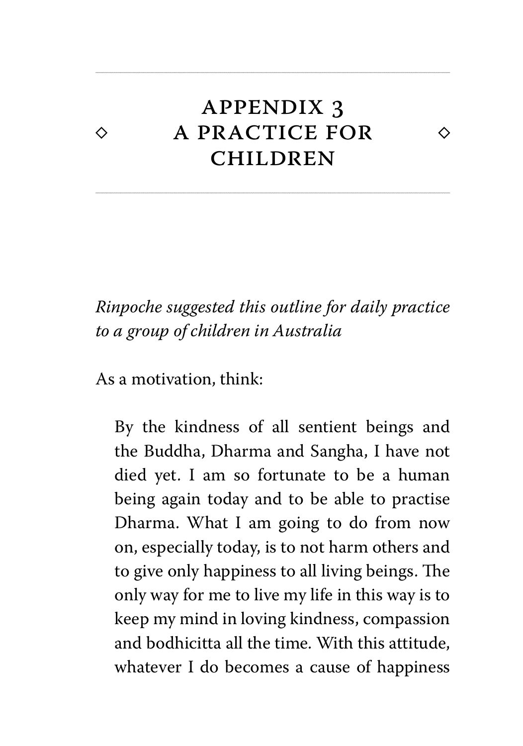# Appendix 3
# A Practice for Children

*Rinpoche suggested this outline for daily practice to a group of children in Australia*

As a motivation, think:

> By the kindness of all sentient beings and the Buddha, Dharma and Sangha, I have not died yet. I am so fortunate to be a human being again today and to be able to practise Dharma. What I am going to do from now on, especially today, is to not harm others and to give only happiness to all living beings. The only way for me to live my life in this way is to keep my mind in loving kindness, compassion and bodhicitta all the time. With this attitude, whatever I do becomes a cause of happiness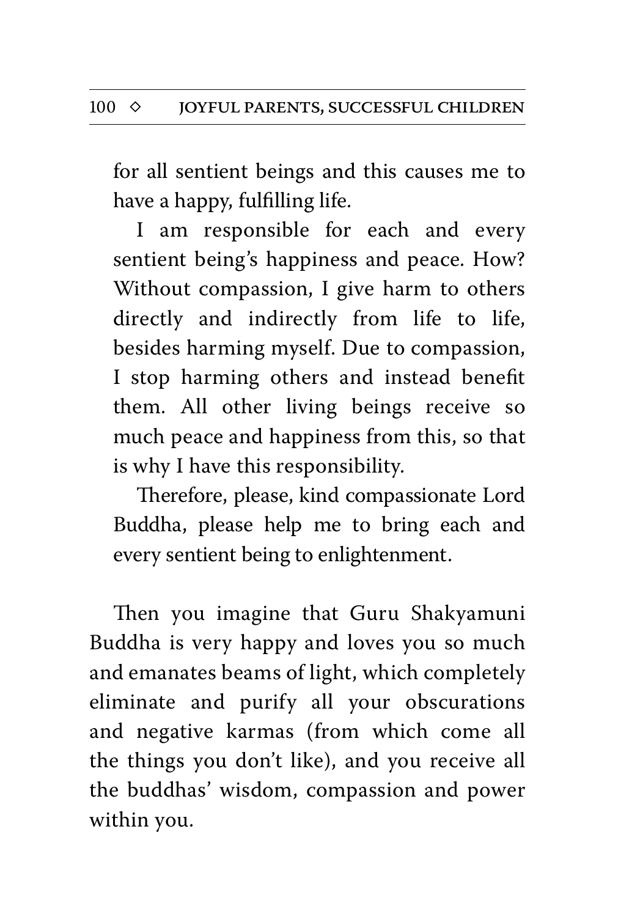for all sentient beings and this causes me to have a happy, fulfilling life.

I am responsible for each and every sentient being's happiness and peace. How? Without compassion, I give harm to others directly and indirectly from life to life, besides harming myself. Due to compassion, I stop harming others and instead benefit them. All other living beings receive so much peace and happiness from this, so that is why I have this responsibility.

Therefore, please, kind compassionate Lord Buddha, please help me to bring each and every sentient being to enlightenment.

Then you imagine that Guru Shakyamuni Buddha is very happy and loves you so much and emanates beams of light, which completely eliminate and purify all your obscurations and negative karmas (from which come all the things you don't like), and you receive all the buddhas' wisdom, compassion and power within you.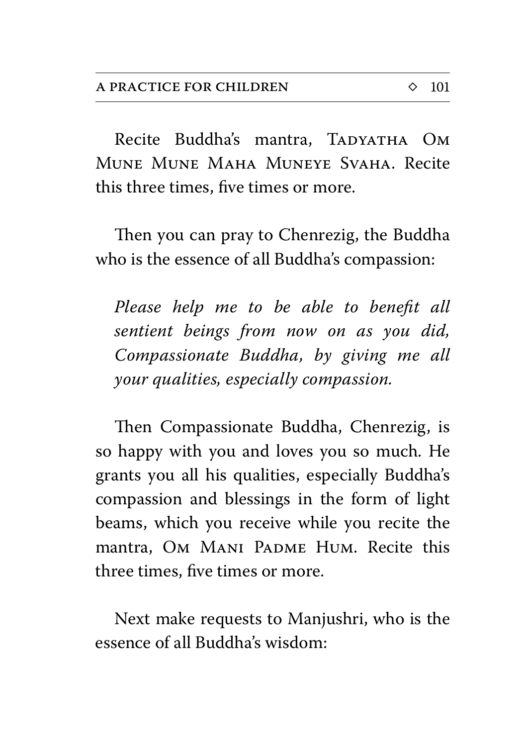Recite Buddha's mantra, TADYATHA OM MUNE MUNE MAHA MUNEYE SVAHA. Recite this three times, five times or more.

Then you can pray to Chenrezig, the Buddha who is the essence of all Buddha's compassion:

*Please help me to be able to benefit all sentient beings from now on as you did, Compassionate Buddha, by giving me all your qualities, especially compassion.*

Then Compassionate Buddha, Chenrezig, is so happy with you and loves you so much. He grants you all his qualities, especially Buddha's compassion and blessings in the form of light beams, which you receive while you recite the mantra, OM MANI PADME HUM. Recite this three times, five times or more.

Next make requests to Manjushri, who is the essence of all Buddha's wisdom: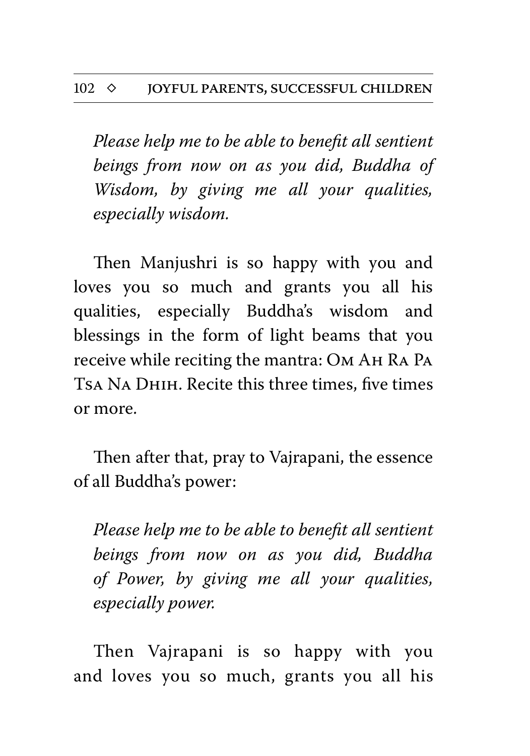*Please help me to be able to benefit all sentient beings from now on as you did, Buddha of Wisdom, by giving me all your qualities, especially wisdom.*

Then Manjushri is so happy with you and loves you so much and grants you all his qualities, especially Buddha's wisdom and blessings in the form of light beams that you receive while reciting the mantra: OM AH RA PA TSA NA DHIH. Recite this three times, five times or more.

Then after that, pray to Vajrapani, the essence of all Buddha's power:

*Please help me to be able to benefit all sentient beings from now on as you did, Buddha of Power, by giving me all your qualities, especially power.*

Then Vajrapani is so happy with you and loves you so much, grants you all his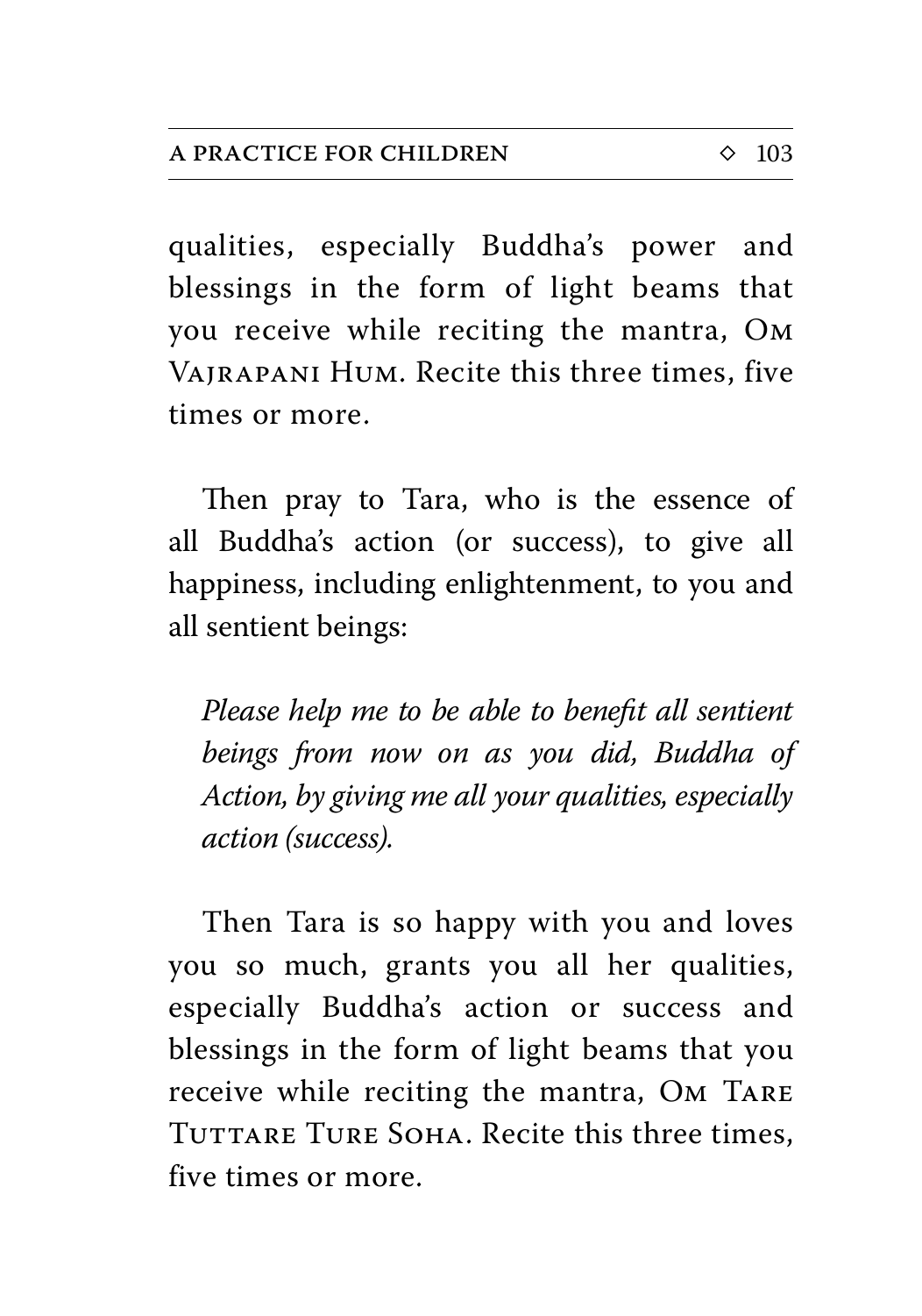qualities, especially Buddha's power and blessings in the form of light beams that you receive while reciting the mantra, Om Vajrapani Hum. Recite this three times, five times or more.

Then pray to Tara, who is the essence of all Buddha's action (or success), to give all happiness, including enlightenment, to you and all sentient beings:

> *Please help me to be able to benefit all sentient beings from now on as you did, Buddha of Action, by giving me all your qualities, especially action (success).*

Then Tara is so happy with you and loves you so much, grants you all her qualities, especially Buddha's action or success and blessings in the form of light beams that you receive while reciting the mantra, Om Tare Tuttare Ture Soha. Recite this three times, five times or more.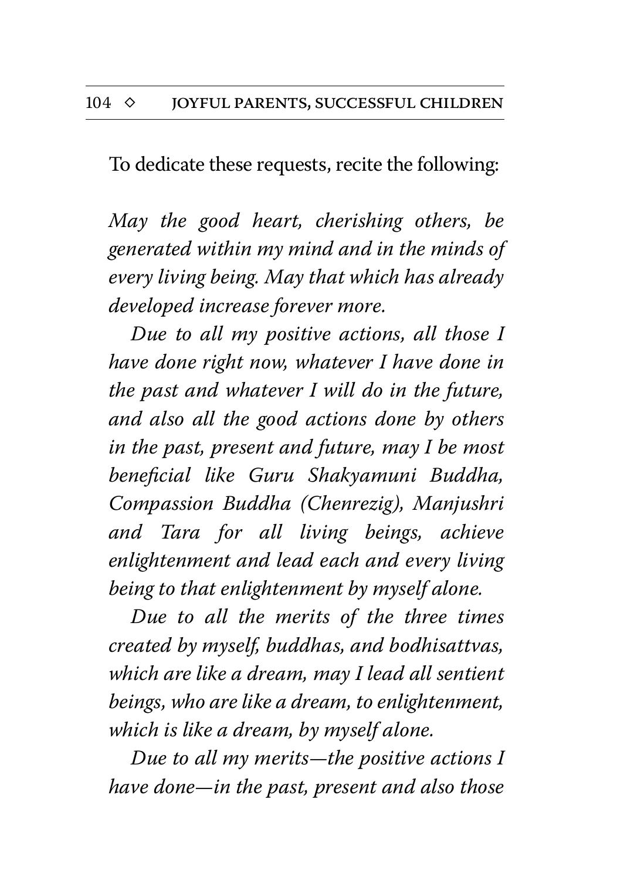To dedicate these requests, recite the following:

*May the good heart, cherishing others, be generated within my mind and in the minds of every living being. May that which has already developed increase forever more.*

*Due to all my positive actions, all those I have done right now, whatever I have done in the past and whatever I will do in the future, and also all the good actions done by others in the past, present and future, may I be most beneficial like Guru Shakyamuni Buddha, Compassion Buddha (Chenrezig), Manjushri and Tara for all living beings, achieve enlightenment and lead each and every living being to that enlightenment by myself alone.*

*Due to all the merits of the three times created by myself, buddhas, and bodhisattvas, which are like a dream, may I lead all sentient beings, who are like a dream, to enlightenment, which is like a dream, by myself alone.*

*Due to all my merits—the positive actions I have done—in the past, present and also those*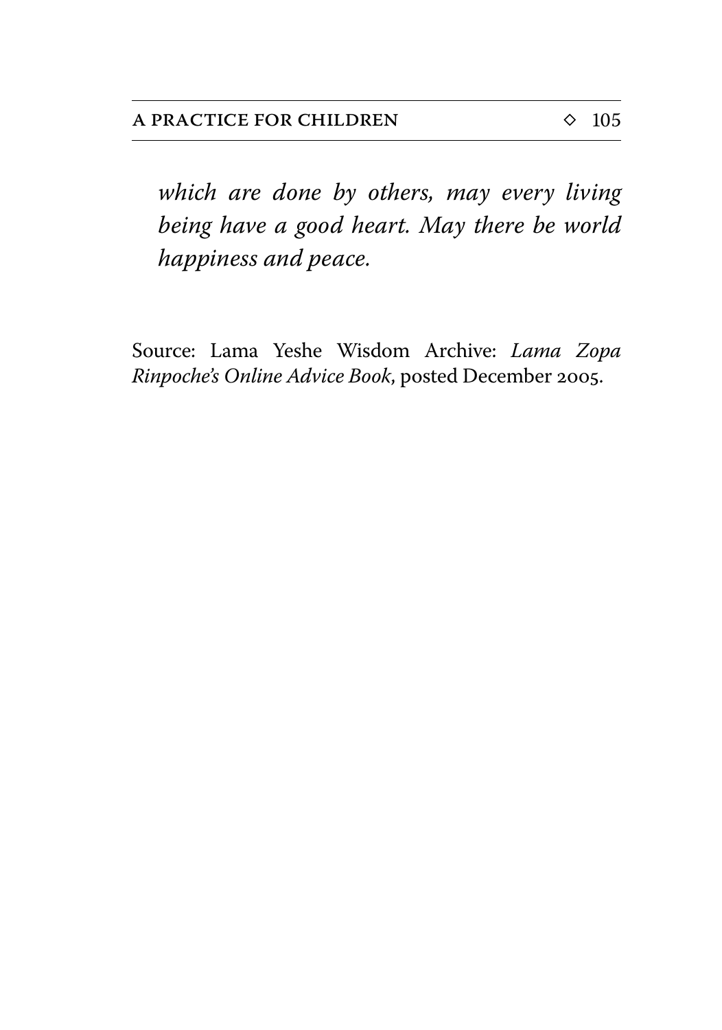*which are done by others, may every living being have a good heart. May there be world happiness and peace.*

Source: Lama Yeshe Wisdom Archive: *Lama Zopa Rinpoche's Online Advice Book*, posted December 2005.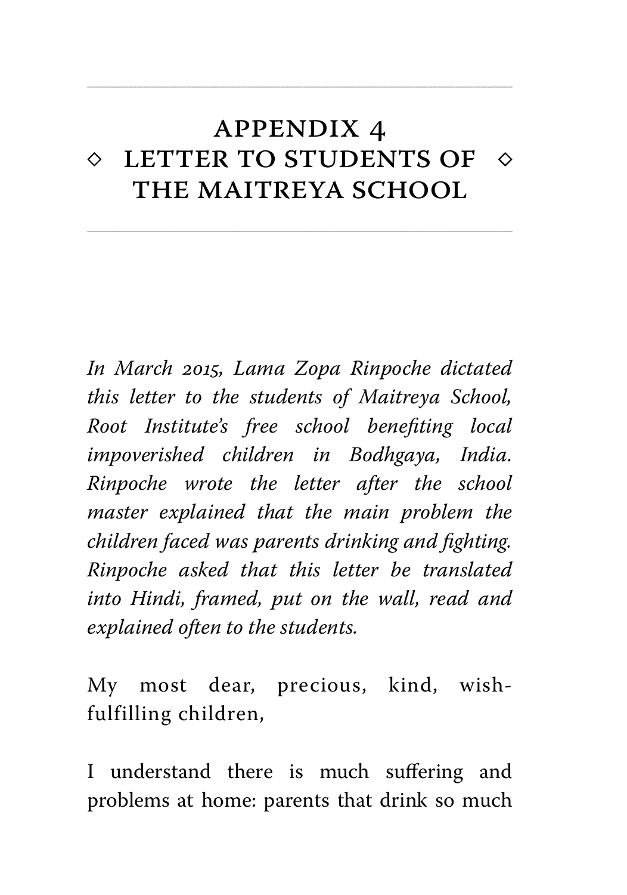# APPENDIX 4
# ◇ LETTER TO STUDENTS OF THE MAITREYA SCHOOL ◇

*In March 2015, Lama Zopa Rinpoche dictated this letter to the students of Maitreya School, Root Institute's free school benefiting local impoverished children in Bodhgaya, India. Rinpoche wrote the letter after the school master explained that the main problem the children faced was parents drinking and fighting. Rinpoche asked that this letter be translated into Hindi, framed, put on the wall, read and explained often to the students.*

My most dear, precious, kind, wish-fulfilling children,

I understand there is much suffering and problems at home: parents that drink so much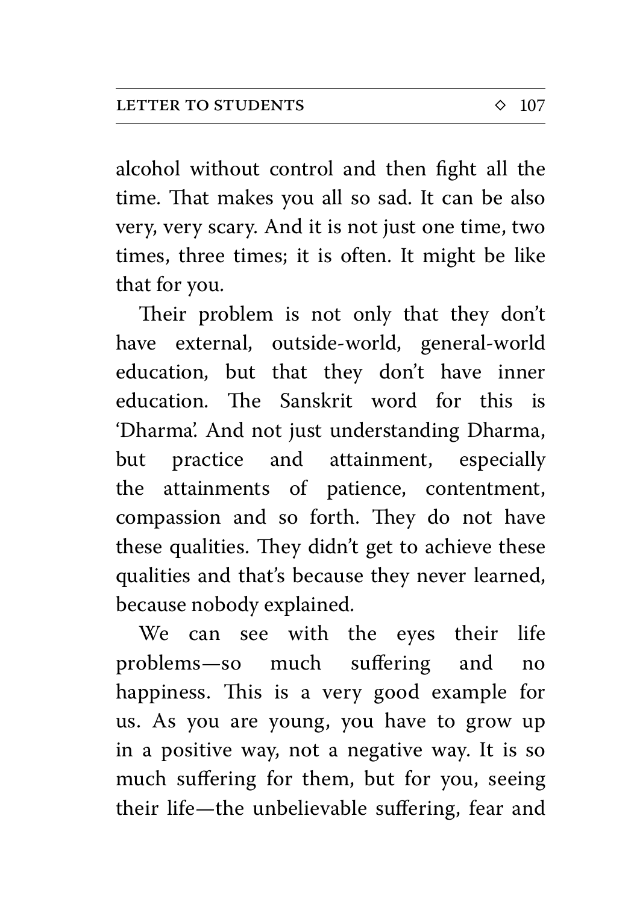alcohol without control and then fight all the time. That makes you all so sad. It can be also very, very scary. And it is not just one time, two times, three times; it is often. It might be like that for you.

Their problem is not only that they don't have external, outside-world, general-world education, but that they don't have inner education. The Sanskrit word for this is 'Dharma'. And not just understanding Dharma, but practice and attainment, especially the attainments of patience, contentment, compassion and so forth. They do not have these qualities. They didn't get to achieve these qualities and that's because they never learned, because nobody explained.

We can see with the eyes their life problems—so much suffering and no happiness. This is a very good example for us. As you are young, you have to grow up in a positive way, not a negative way. It is so much suffering for them, but for you, seeing their life—the unbelievable suffering, fear and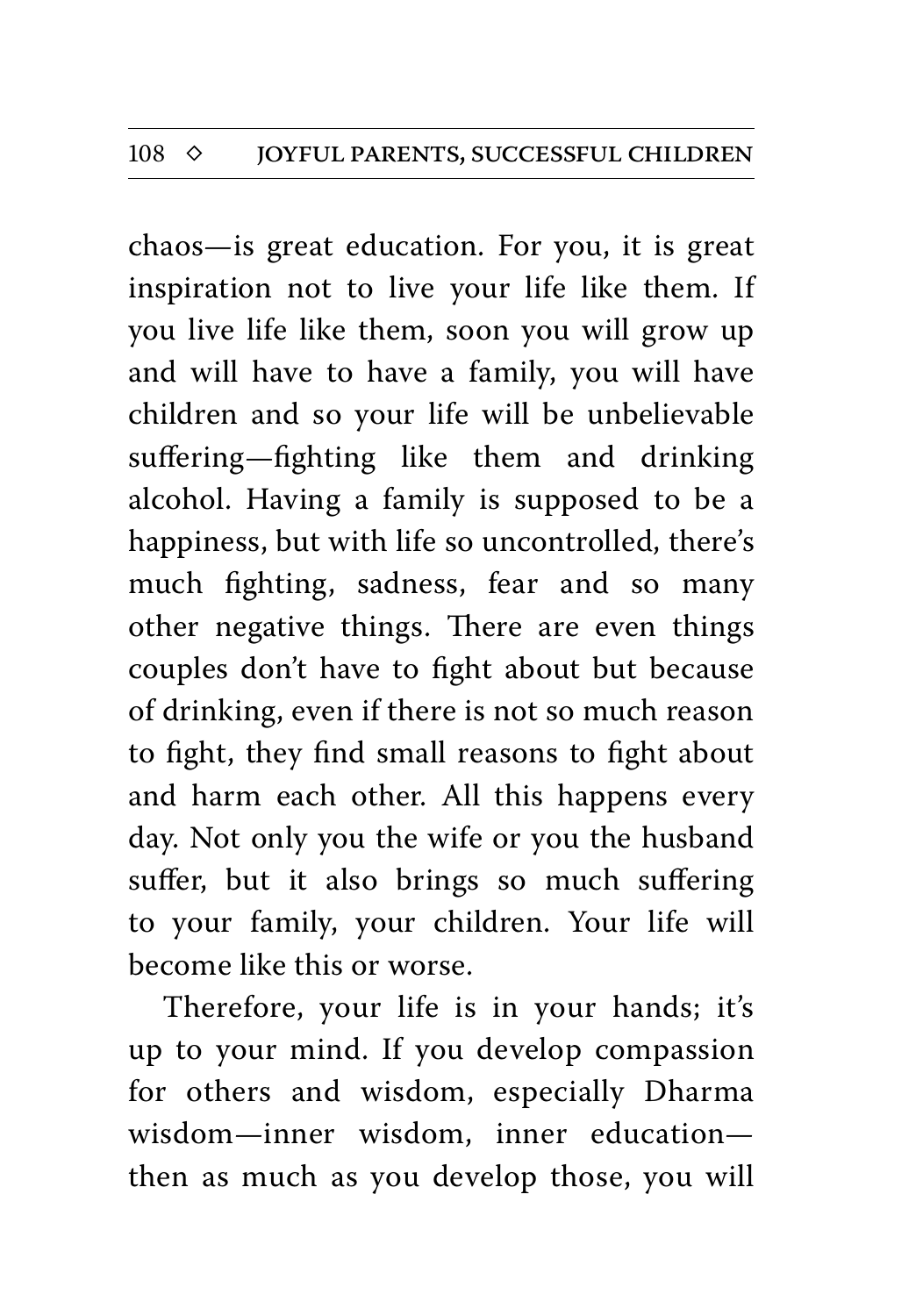chaos—is great education. For you, it is great inspiration not to live your life like them. If you live life like them, soon you will grow up and will have to have a family, you will have children and so your life will be unbelievable suffering—fighting like them and drinking alcohol. Having a family is supposed to be a happiness, but with life so uncontrolled, there's much fighting, sadness, fear and so many other negative things. There are even things couples don't have to fight about but because of drinking, even if there is not so much reason to fight, they find small reasons to fight about and harm each other. All this happens every day. Not only you the wife or you the husband suffer, but it also brings so much suffering to your family, your children. Your life will become like this or worse.

Therefore, your life is in your hands; it's up to your mind. If you develop compassion for others and wisdom, especially Dharma wisdom—inner wisdom, inner education—then as much as you develop those, you will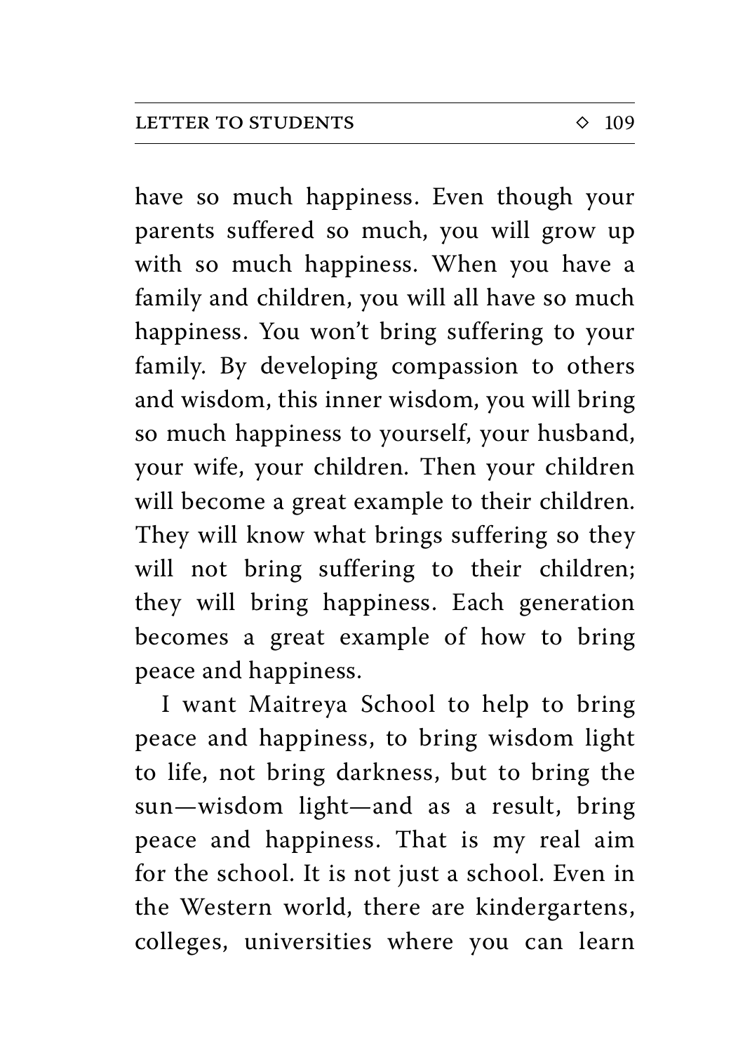have so much happiness. Even though your parents suffered so much, you will grow up with so much happiness. When you have a family and children, you will all have so much happiness. You won't bring suffering to your family. By developing compassion to others and wisdom, this inner wisdom, you will bring so much happiness to yourself, your husband, your wife, your children. Then your children will become a great example to their children. They will know what brings suffering so they will not bring suffering to their children; they will bring happiness. Each generation becomes a great example of how to bring peace and happiness.

I want Maitreya School to help to bring peace and happiness, to bring wisdom light to life, not bring darkness, but to bring the sun—wisdom light—and as a result, bring peace and happiness. That is my real aim for the school. It is not just a school. Even in the Western world, there are kindergartens, colleges, universities where you can learn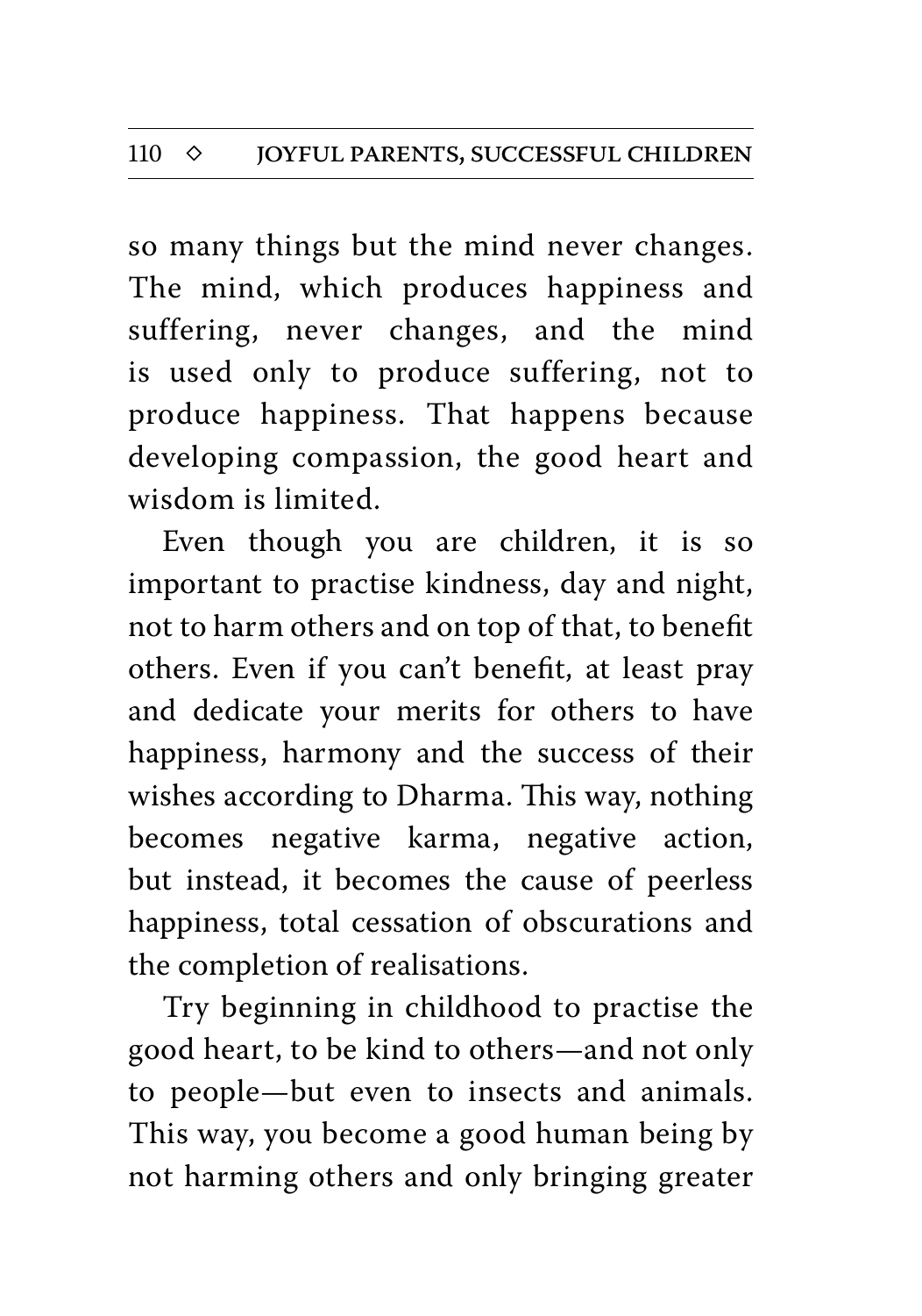so many things but the mind never changes. The mind, which produces happiness and suffering, never changes, and the mind is used only to produce suffering, not to produce happiness. That happens because developing compassion, the good heart and wisdom is limited.

Even though you are children, it is so important to practise kindness, day and night, not to harm others and on top of that, to benefit others. Even if you can't benefit, at least pray and dedicate your merits for others to have happiness, harmony and the success of their wishes according to Dharma. This way, nothing becomes negative karma, negative action, but instead, it becomes the cause of peerless happiness, total cessation of obscurations and the completion of realisations.

Try beginning in childhood to practise the good heart, to be kind to others—and not only to people—but even to insects and animals. This way, you become a good human being by not harming others and only bringing greater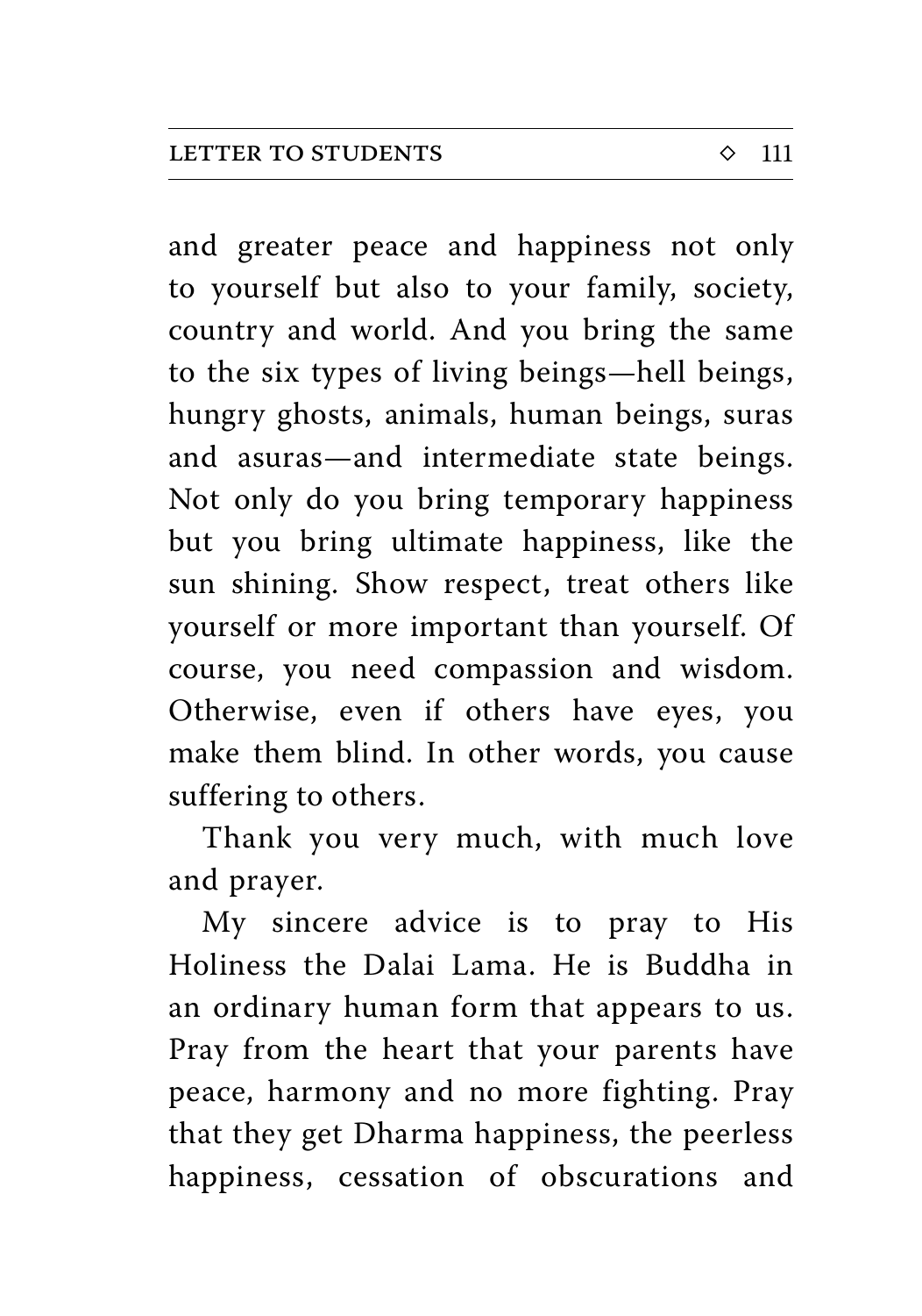and greater peace and happiness not only to yourself but also to your family, society, country and world. And you bring the same to the six types of living beings—hell beings, hungry ghosts, animals, human beings, suras and asuras—and intermediate state beings. Not only do you bring temporary happiness but you bring ultimate happiness, like the sun shining. Show respect, treat others like yourself or more important than yourself. Of course, you need compassion and wisdom. Otherwise, even if others have eyes, you make them blind. In other words, you cause suffering to others.

Thank you very much, with much love and prayer.

My sincere advice is to pray to His Holiness the Dalai Lama. He is Buddha in an ordinary human form that appears to us. Pray from the heart that your parents have peace, harmony and no more fighting. Pray that they get Dharma happiness, the peerless happiness, cessation of obscurations and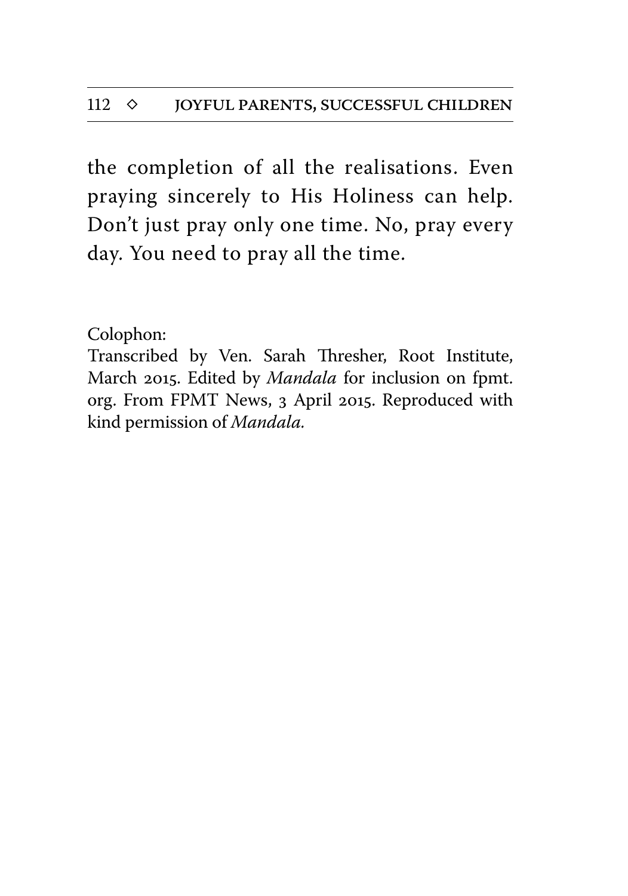the completion of all the realisations. Even praying sincerely to His Holiness can help. Don't just pray only one time. No, pray every day. You need to pray all the time.

Colophon:
Transcribed by Ven. Sarah Thresher, Root Institute, March 2015. Edited by *Mandala* for inclusion on fpmt.org. From FPMT News, 3 April 2015. Reproduced with kind permission of *Mandala.*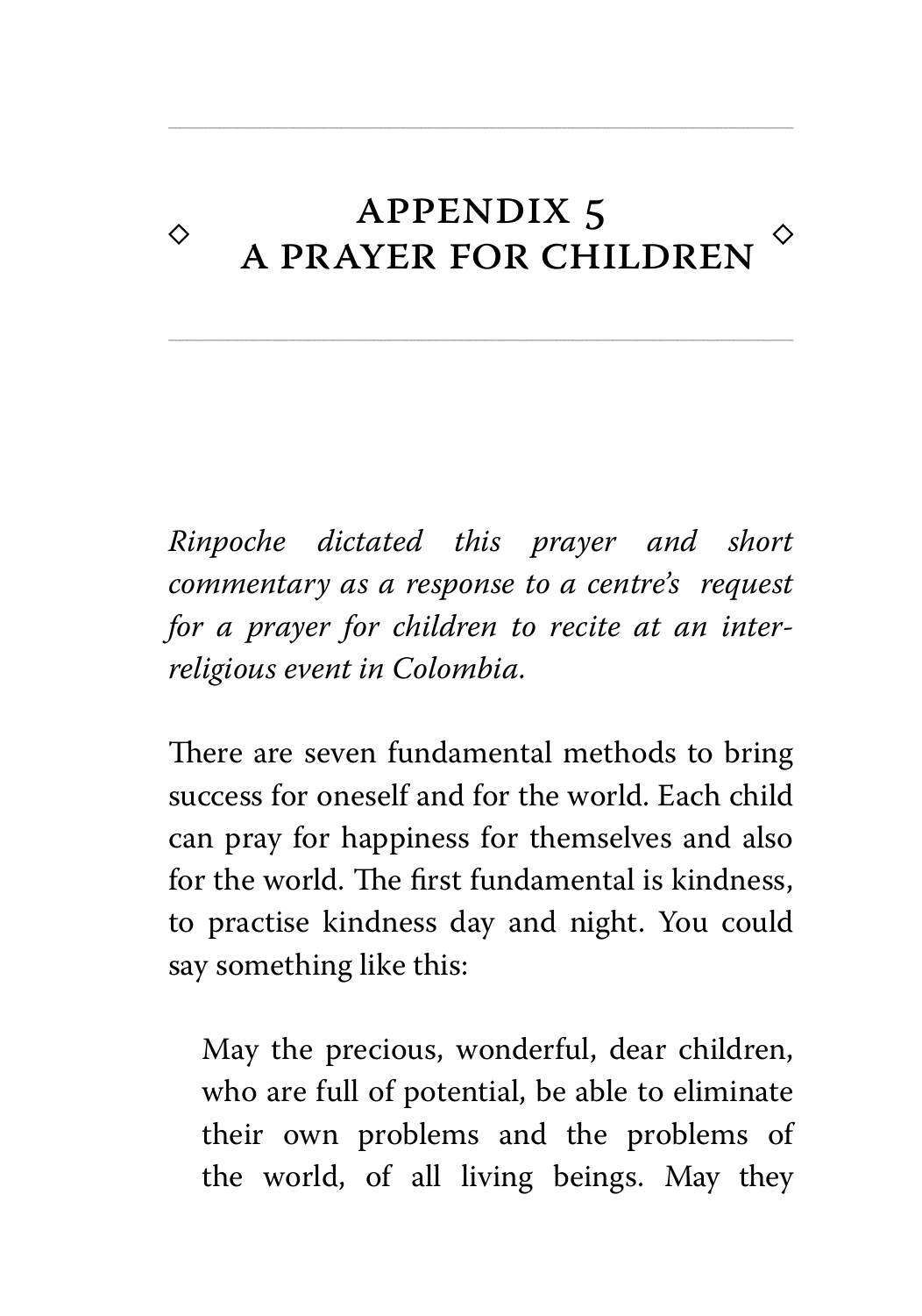# APPENDIX 5
# A PRAYER FOR CHILDREN

*Rinpoche dictated this prayer and short commentary as a response to a centre's request for a prayer for children to recite at an inter-religious event in Colombia.*

There are seven fundamental methods to bring success for oneself and for the world. Each child can pray for happiness for themselves and also for the world. The first fundamental is kindness, to practise kindness day and night. You could say something like this:

> May the precious, wonderful, dear children, who are full of potential, be able to eliminate their own problems and the problems of the world, of all living beings. May they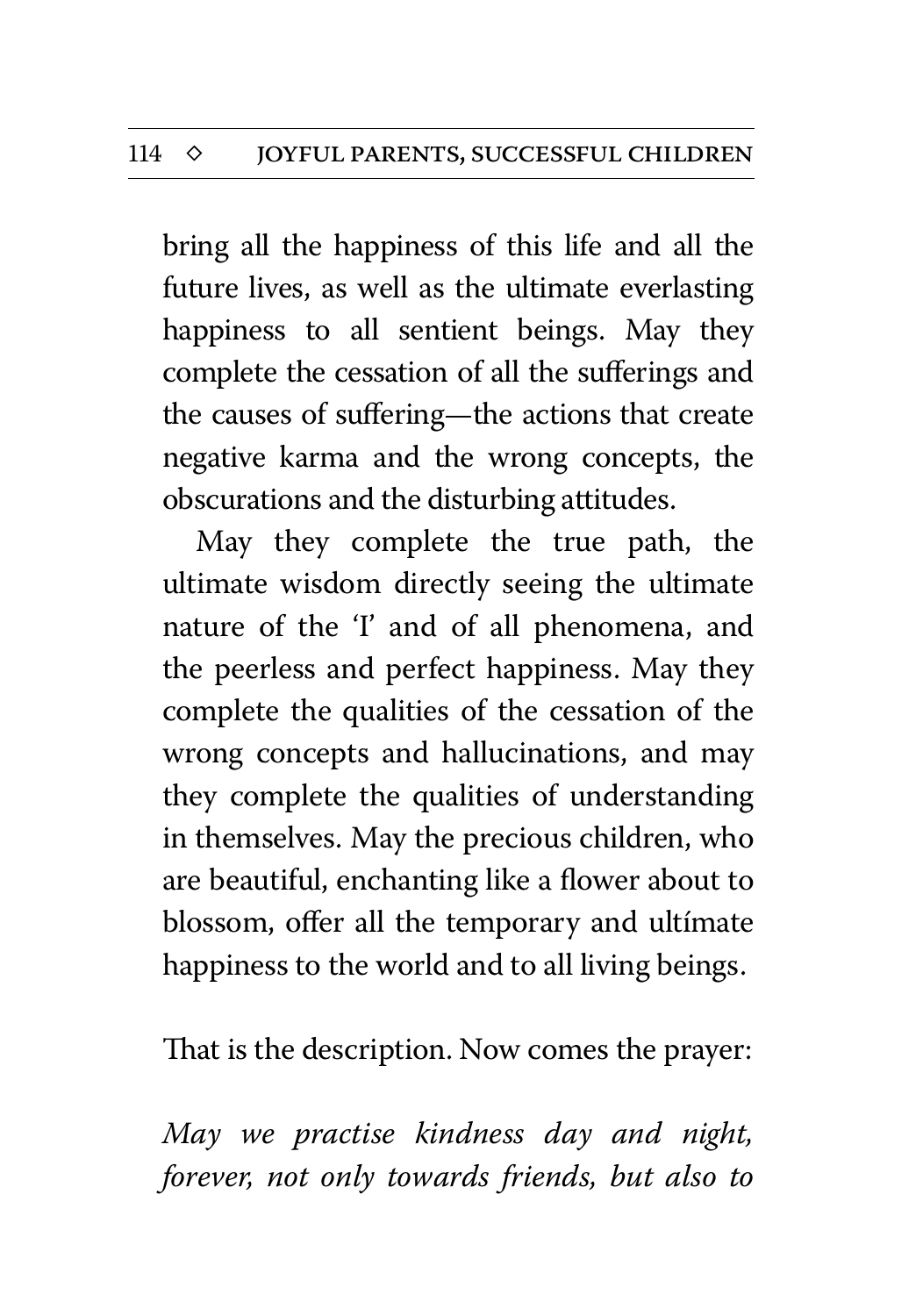bring all the happiness of this life and all the future lives, as well as the ultimate everlasting happiness to all sentient beings. May they complete the cessation of all the sufferings and the causes of suffering—the actions that create negative karma and the wrong concepts, the obscurations and the disturbing attitudes.

May they complete the true path, the ultimate wisdom directly seeing the ultimate nature of the 'I' and of all phenomena, and the peerless and perfect happiness. May they complete the qualities of the cessation of the wrong concepts and hallucinations, and may they complete the qualities of understanding in themselves. May the precious children, who are beautiful, enchanting like a flower about to blossom, offer all the temporary and ultímate happiness to the world and to all living beings.

That is the description. Now comes the prayer:

*May we practise kindness day and night, forever, not only towards friends, but also to*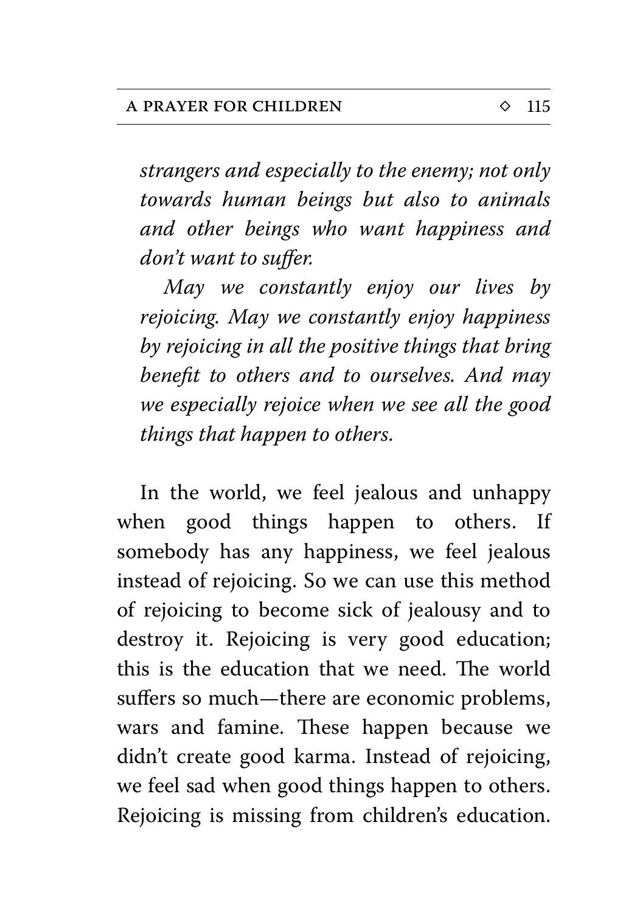*strangers and especially to the enemy; not only towards human beings but also to animals and other beings who want happiness and don't want to suffer.*

*May we constantly enjoy our lives by rejoicing. May we constantly enjoy happiness by rejoicing in all the positive things that bring benefit to others and to ourselves. And may we especially rejoice when we see all the good things that happen to others.*

In the world, we feel jealous and unhappy when good things happen to others. If somebody has any happiness, we feel jealous instead of rejoicing. So we can use this method of rejoicing to become sick of jealousy and to destroy it. Rejoicing is very good education; this is the education that we need. The world suffers so much—there are economic problems, wars and famine. These happen because we didn't create good karma. Instead of rejoicing, we feel sad when good things happen to others. Rejoicing is missing from children's education.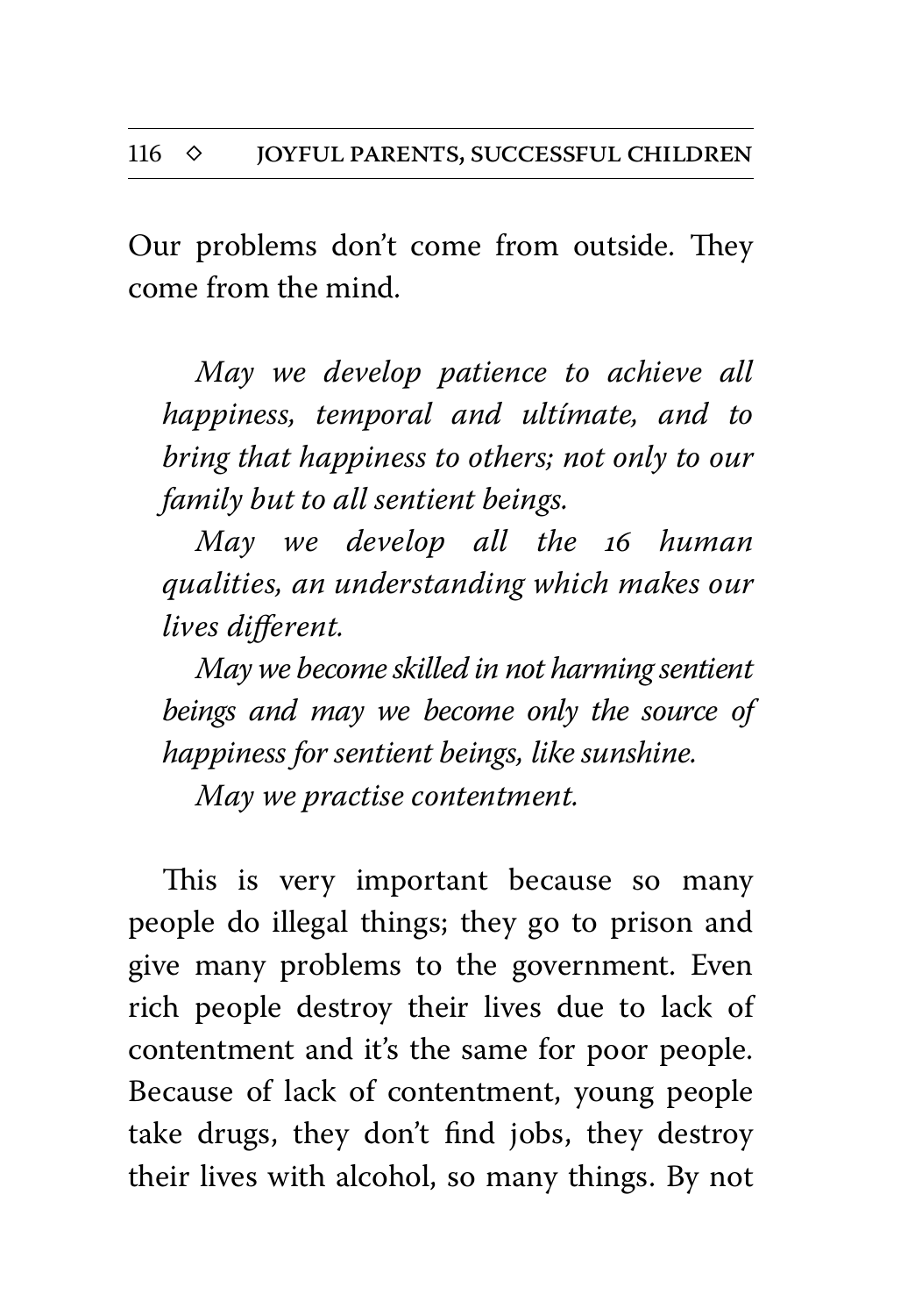Our problems don't come from outside. They come from the mind.

> *May we develop patience to achieve all happiness, temporal and ultimate, and to bring that happiness to others; not only to our family but to all sentient beings.*
>
> *May we develop all the 16 human qualities, an understanding which makes our lives different.*
>
> *May we become skilled in not harming sentient beings and may we become only the source of happiness for sentient beings, like sunshine.*
>
> *May we practise contentment.*

This is very important because so many people do illegal things; they go to prison and give many problems to the government. Even rich people destroy their lives due to lack of contentment and it's the same for poor people. Because of lack of contentment, young people take drugs, they don't find jobs, they destroy their lives with alcohol, so many things. By not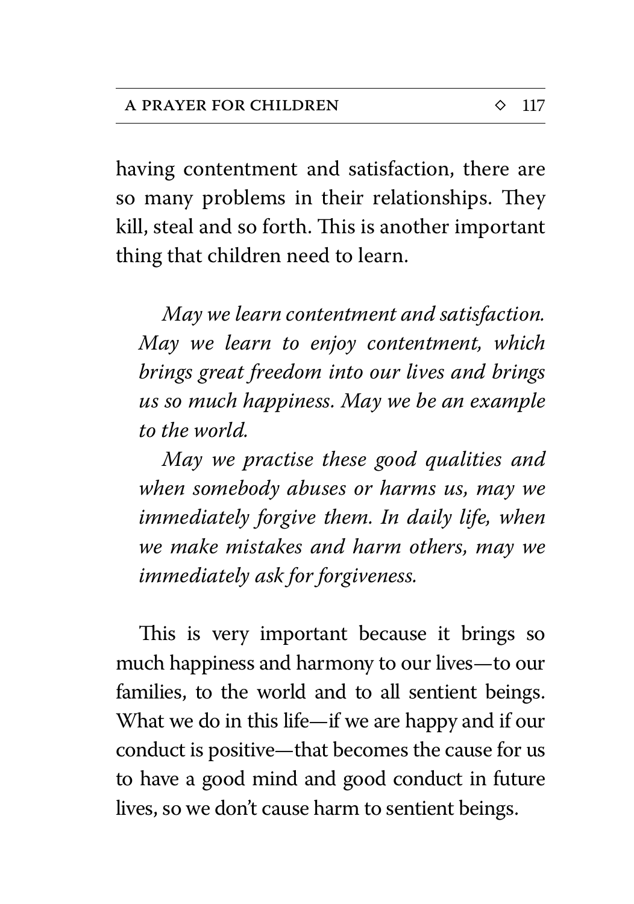having contentment and satisfaction, there are so many problems in their relationships. They kill, steal and so forth. This is another important thing that children need to learn.

*May we learn contentment and satisfaction. May we learn to enjoy contentment, which brings great freedom into our lives and brings us so much happiness. May we be an example to the world.*

*May we practise these good qualities and when somebody abuses or harms us, may we immediately forgive them. In daily life, when we make mistakes and harm others, may we immediately ask for forgiveness.*

This is very important because it brings so much happiness and harmony to our lives—to our families, to the world and to all sentient beings. What we do in this life—if we are happy and if our conduct is positive—that becomes the cause for us to have a good mind and good conduct in future lives, so we don't cause harm to sentient beings.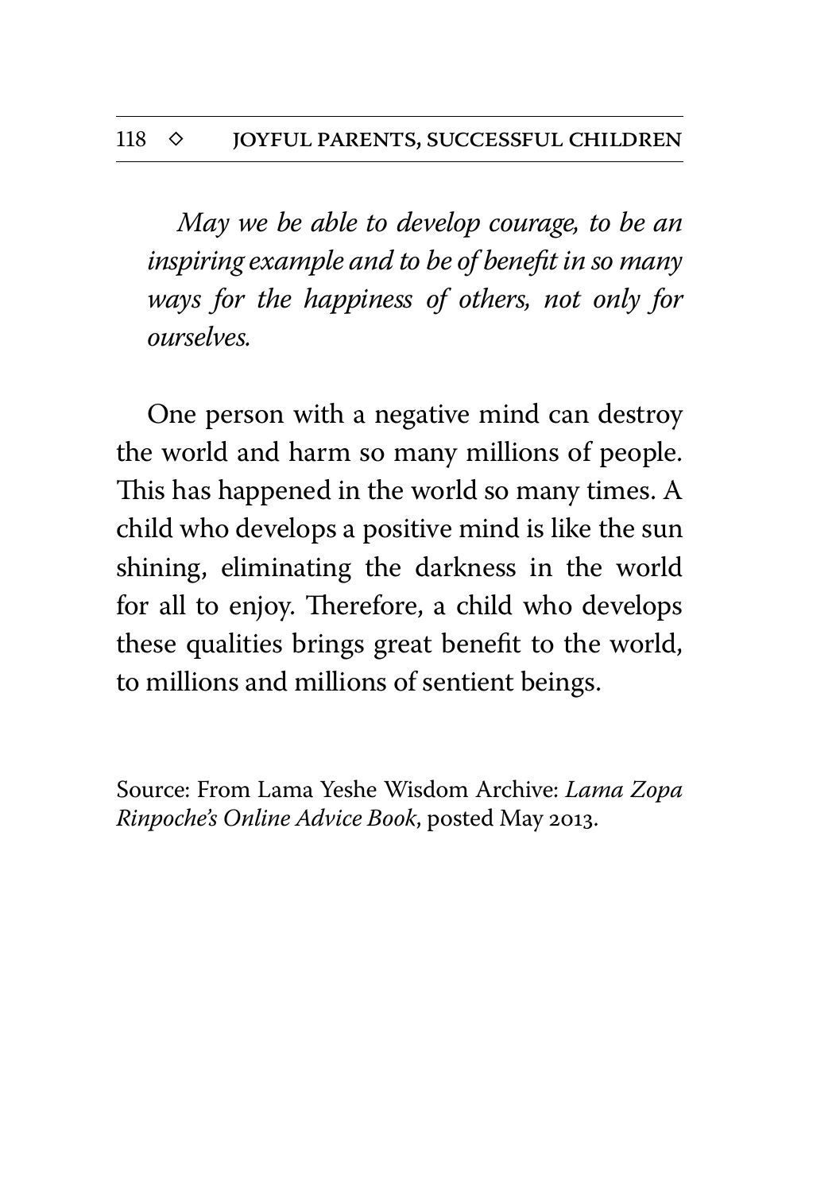*May we be able to develop courage, to be an inspiring example and to be of benefit in so many ways for the happiness of others, not only for ourselves.*

One person with a negative mind can destroy the world and harm so many millions of people. This has happened in the world so many times. A child who develops a positive mind is like the sun shining, eliminating the darkness in the world for all to enjoy. Therefore, a child who develops these qualities brings great benefit to the world, to millions and millions of sentient beings.

Source: From Lama Yeshe Wisdom Archive: *Lama Zopa Rinpoche's Online Advice Book*, posted May 2013.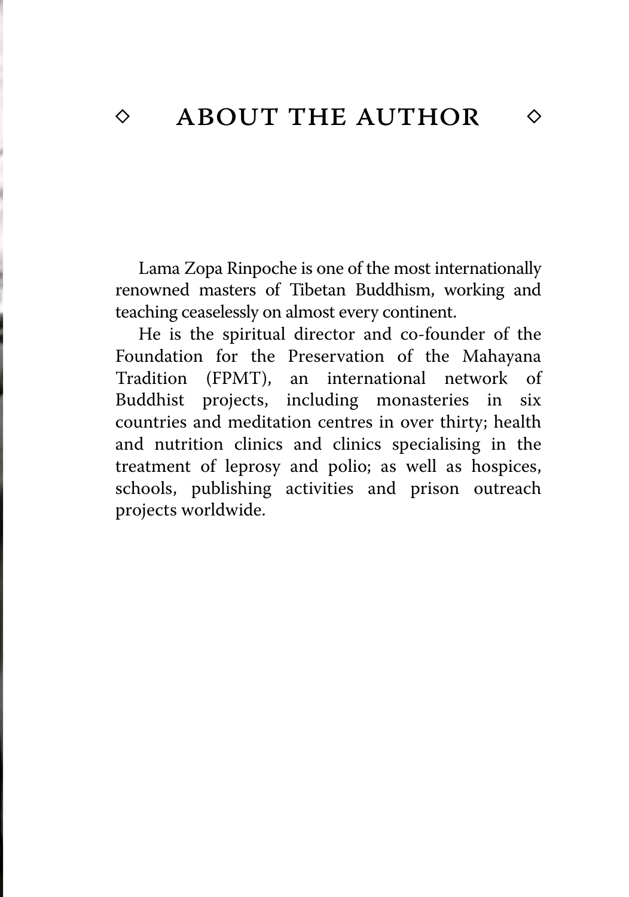# ◇ ABOUT THE AUTHOR ◇

Lama Zopa Rinpoche is one of the most internationally renowned masters of Tibetan Buddhism, working and teaching ceaselessly on almost every continent.

He is the spiritual director and co-founder of the Foundation for the Preservation of the Mahayana Tradition (FPMT), an international network of Buddhist projects, including monasteries in six countries and meditation centres in over thirty; health and nutrition clinics and clinics specialising in the treatment of leprosy and polio; as well as hospices, schools, publishing activities and prison outreach projects worldwide.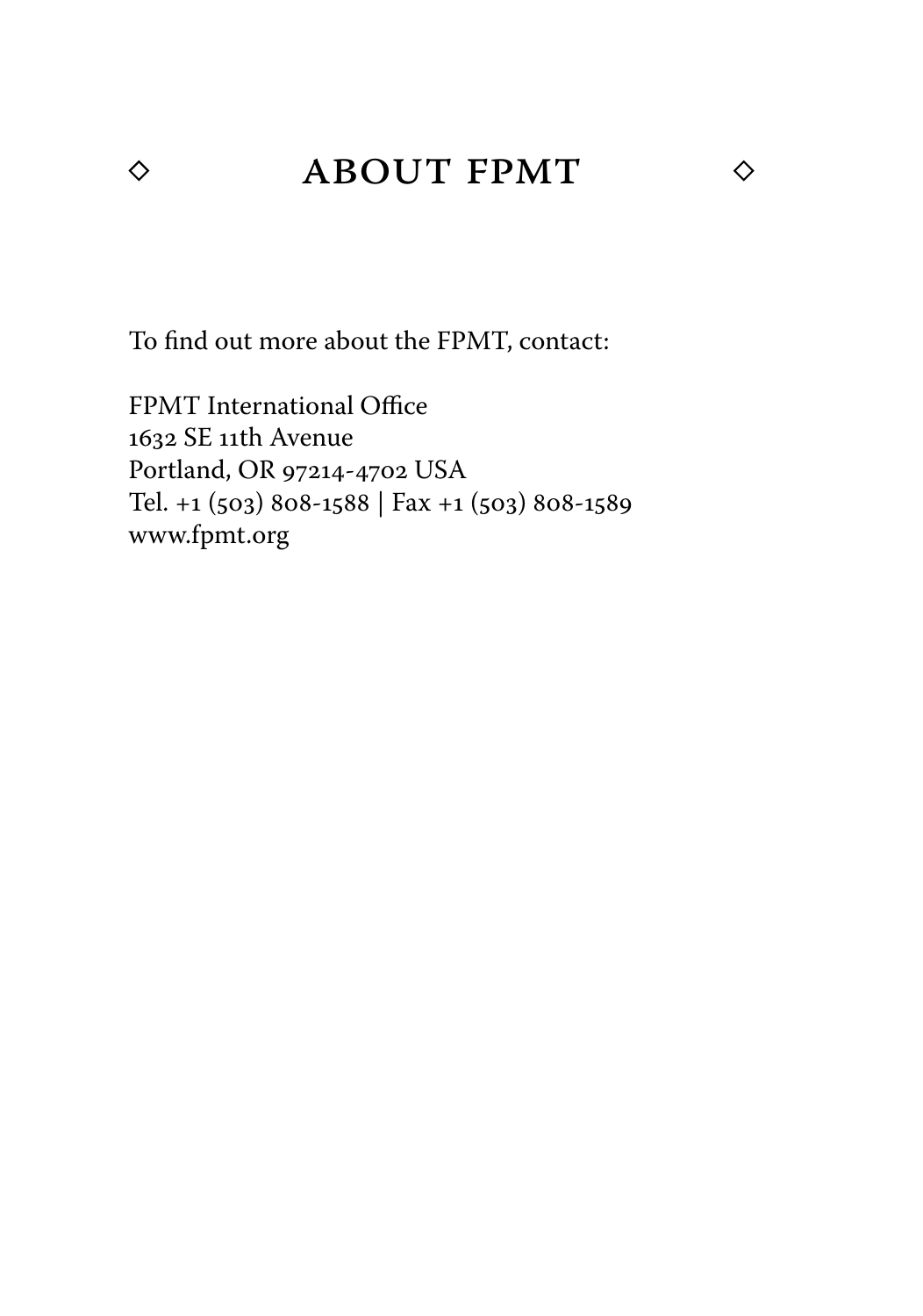# ◇ ABOUT FPMT ◇

To find out more about the FPMT, contact:

FPMT International Office
1632 SE 11th Avenue
Portland, OR 97214-4702 USA
Tel. +1 (503) 808-1588 | Fax +1 (503) 808-1589
www.fpmt.org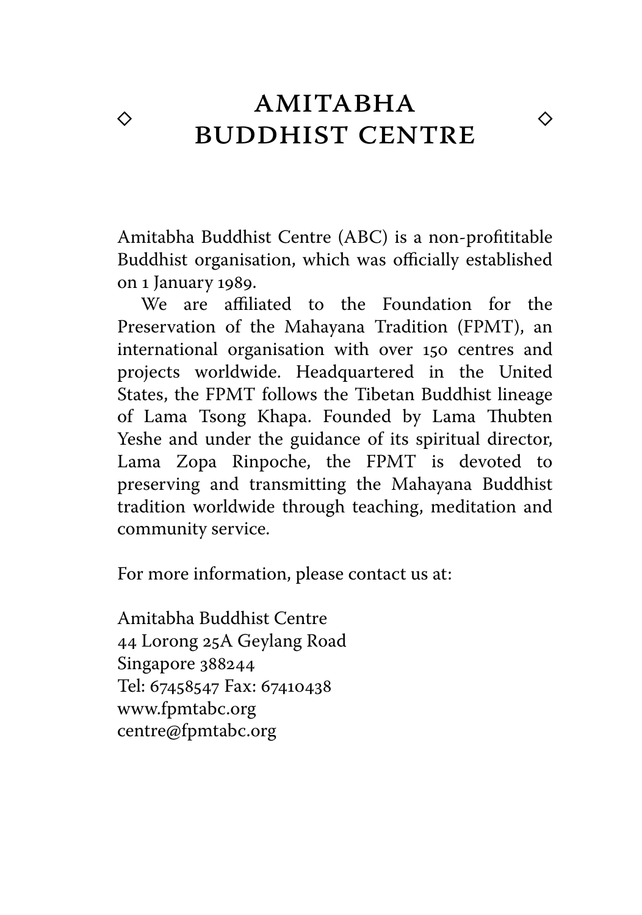# AMITABHA BUDDHIST CENTRE

Amitabha Buddhist Centre (ABC) is a non-profititable Buddhist organisation, which was officially established on 1 January 1989.

We are affiliated to the Foundation for the Preservation of the Mahayana Tradition (FPMT), an international organisation with over 150 centres and projects worldwide. Headquartered in the United States, the FPMT follows the Tibetan Buddhist lineage of Lama Tsong Khapa. Founded by Lama Thubten Yeshe and under the guidance of its spiritual director, Lama Zopa Rinpoche, the FPMT is devoted to preserving and transmitting the Mahayana Buddhist tradition worldwide through teaching, meditation and community service.

For more information, please contact us at:

Amitabha Buddhist Centre
44 Lorong 25A Geylang Road
Singapore 388244
Tel: 67458547 Fax: 67410438
www.fpmtabc.org
centre@fpmtabc.org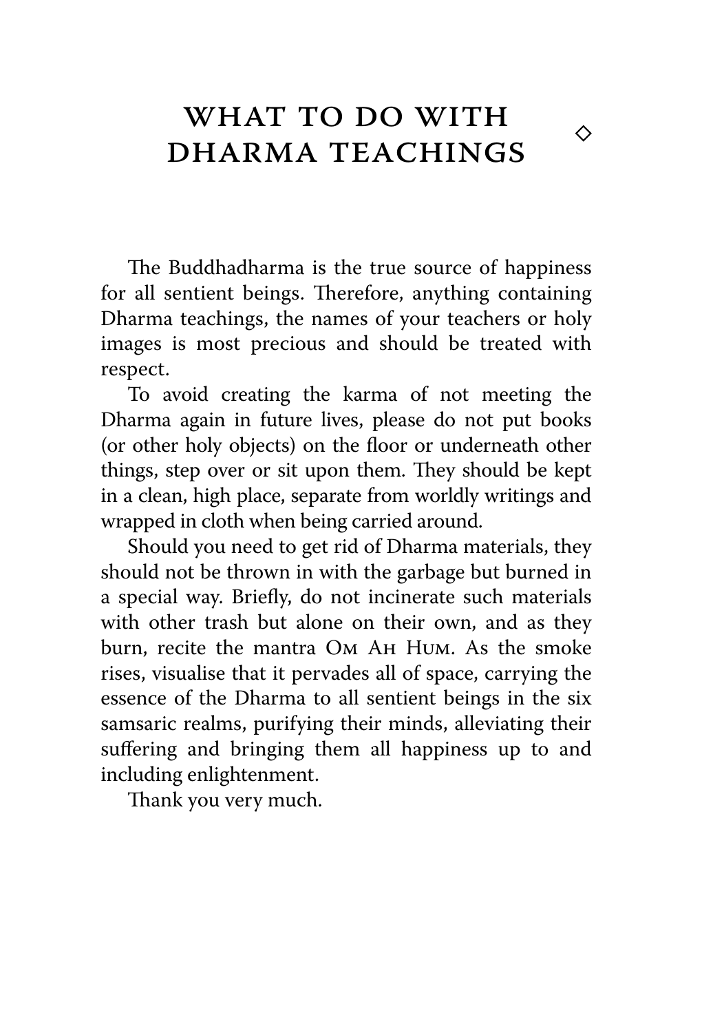# WHAT TO DO WITH DHARMA TEACHINGS

The Buddhadharma is the true source of happiness for all sentient beings. Therefore, anything containing Dharma teachings, the names of your teachers or holy images is most precious and should be treated with respect.

To avoid creating the karma of not meeting the Dharma again in future lives, please do not put books (or other holy objects) on the floor or underneath other things, step over or sit upon them. They should be kept in a clean, high place, separate from worldly writings and wrapped in cloth when being carried around.

Should you need to get rid of Dharma materials, they should not be thrown in with the garbage but burned in a special way. Briefly, do not incinerate such materials with other trash but alone on their own, and as they burn, recite the mantra Om Ah Hum. As the smoke rises, visualise that it pervades all of space, carrying the essence of the Dharma to all sentient beings in the six samsaric realms, purifying their minds, alleviating their suffering and bringing them all happiness up to and including enlightenment.

Thank you very much.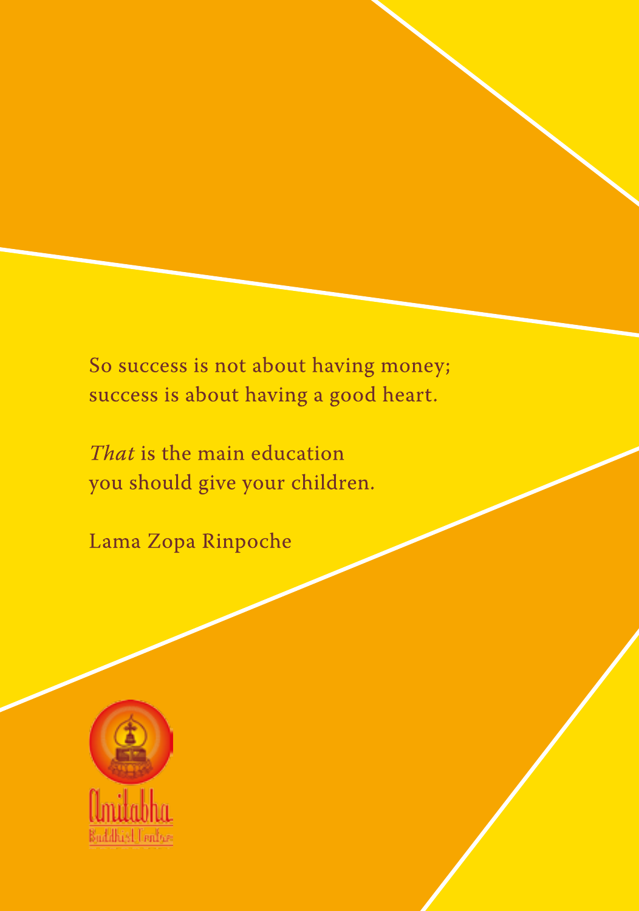So success is not about having money;
success is about having a good heart.

*That* is the main education
you should give your children.

Lama Zopa Rinpoche

Amitabha
Buddhist Centre